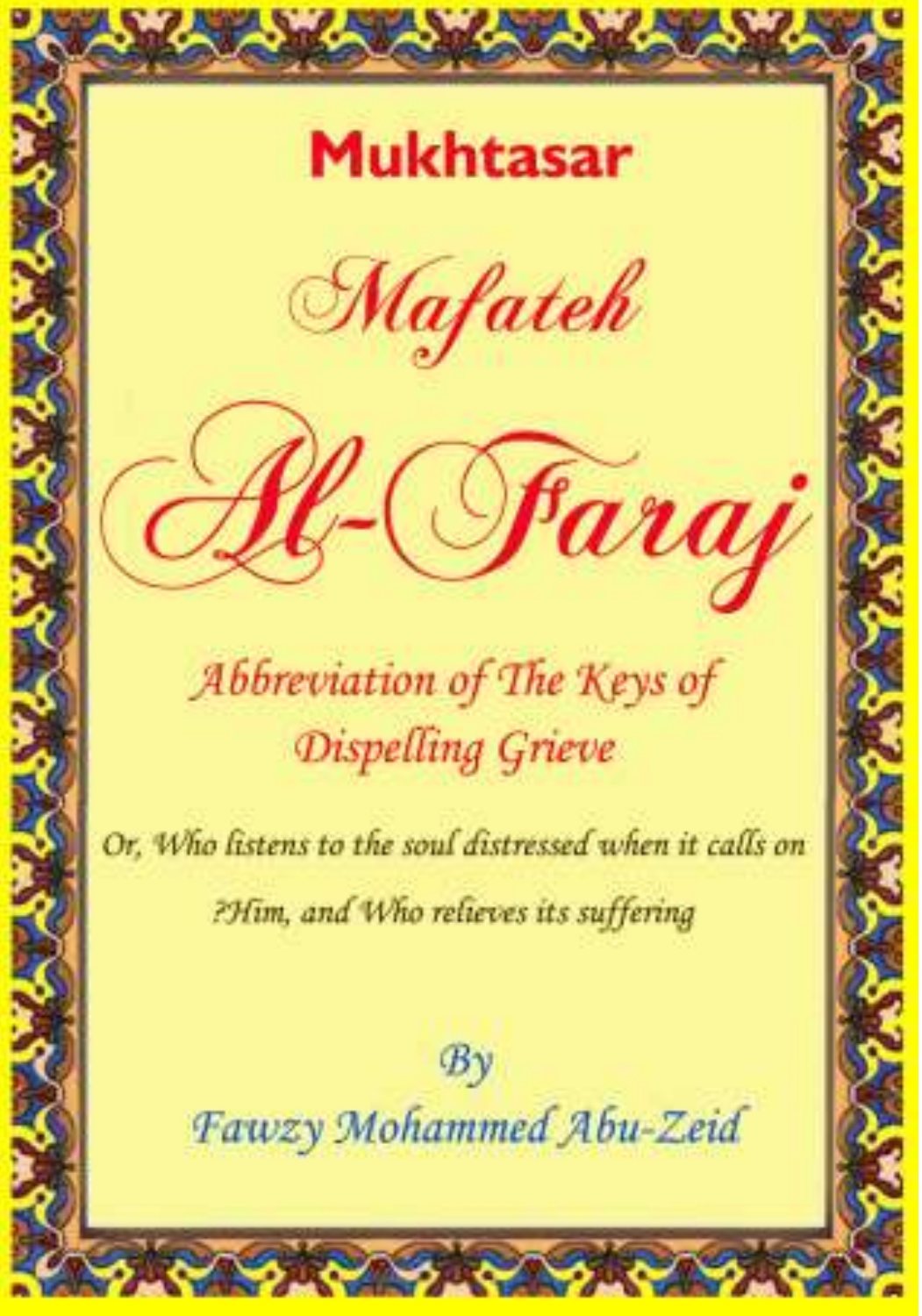# Mukhtasar

# *Mafateh*

# *Al-Faraj*

## *Abbreviation of The Keys of Dispelling Grieve*

*Or, Who listens to the soul distressed when it calls on ?Him, and Who relieves its suffering*

*By*

*Fawzy Mohammed Abu-Zeid*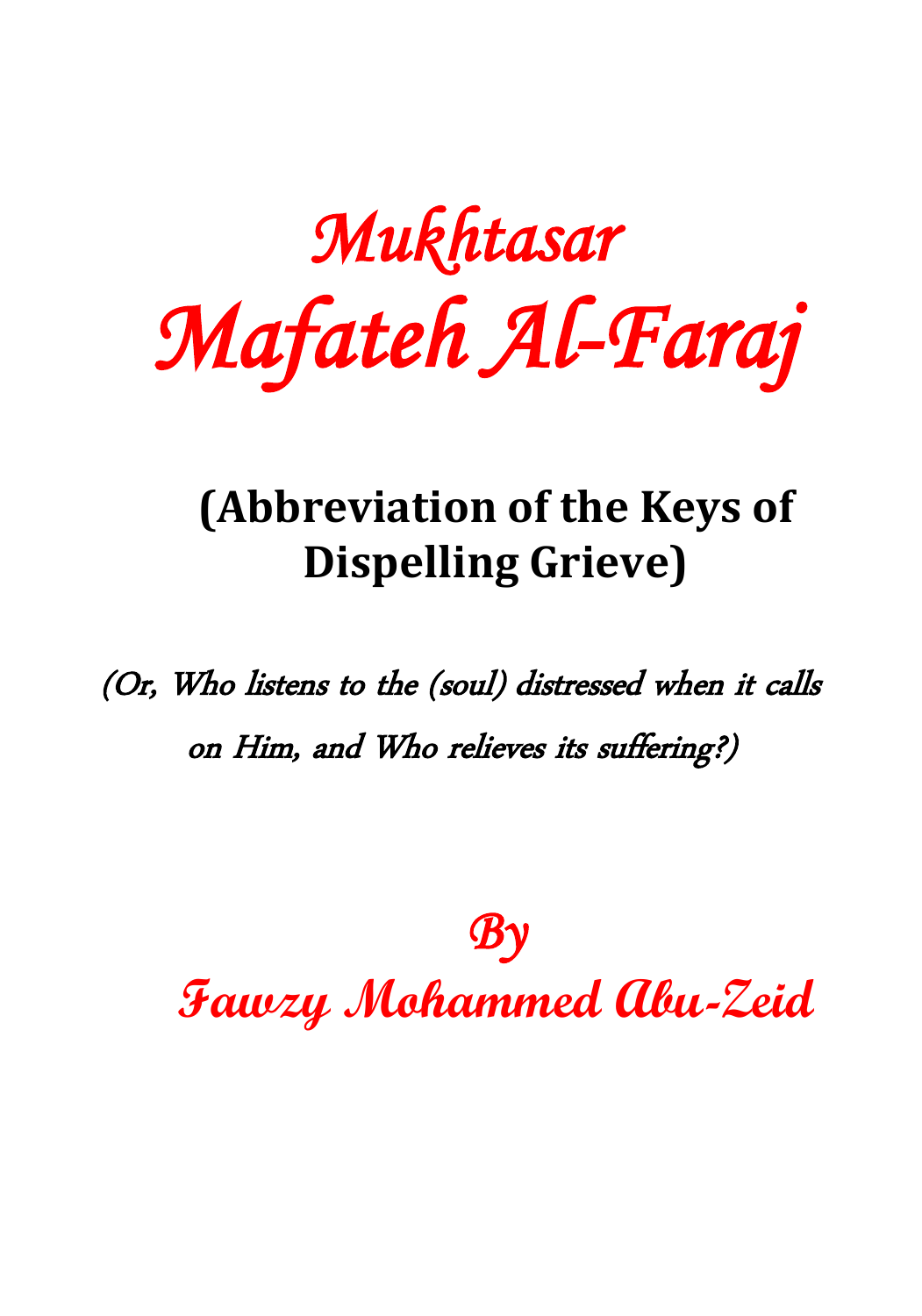# *Mukhtasar*
# *Mafateh Al-Faraj*

## (Abbreviation of the Keys of Dispelling Grieve)

*(Or, Who listens to the (soul) distressed when it calls on Him, and Who relieves its suffering?)*

*By*

*Fawzy Mohammed Abu-Zeid*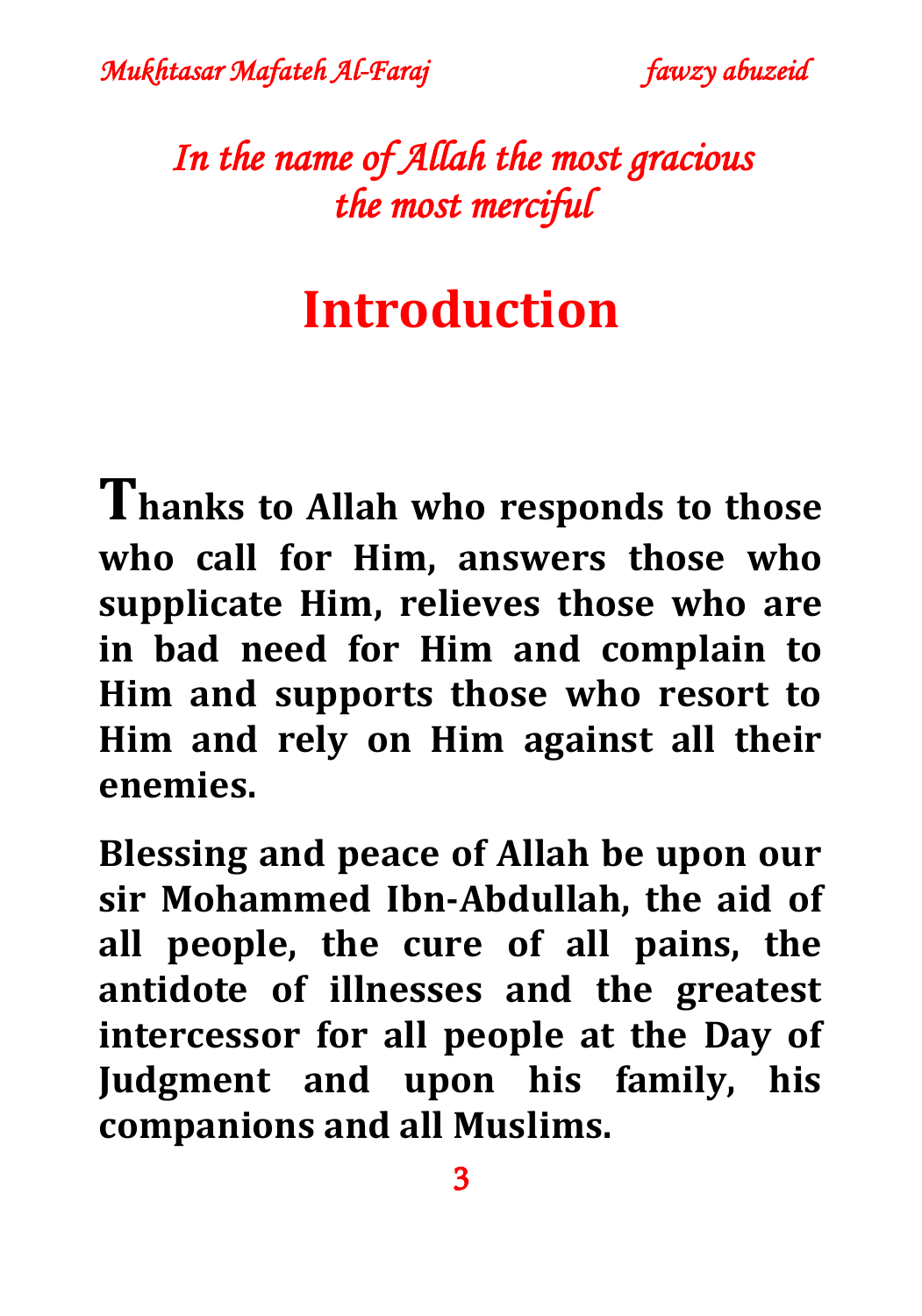*In the name of Allah the most gracious the most merciful*

# Introduction

**Thanks to Allah who responds to those who call for Him, answers those who supplicate Him, relieves those who are in bad need for Him and complain to Him and supports those who resort to Him and rely on Him against all their enemies.**

**Blessing and peace of Allah be upon our sir Mohammed Ibn-Abdullah, the aid of all people, the cure of all pains, the antidote of illnesses and the greatest intercessor for all people at the Day of Judgment and upon his family, his companions and all Muslims.**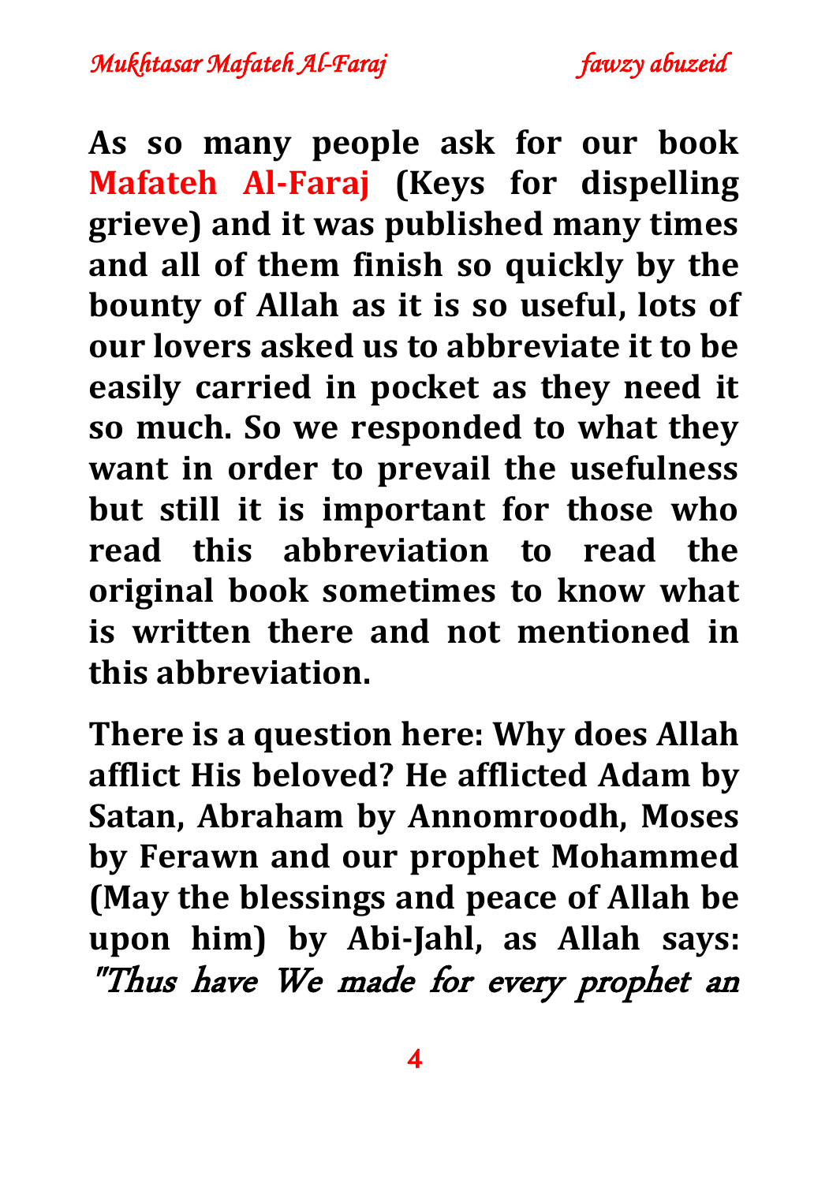**As so many people ask for our book Mafateh Al-Faraj (Keys for dispelling grieve) and it was published many times and all of them finish so quickly by the bounty of Allah as it is so useful, lots of our lovers asked us to abbreviate it to be easily carried in pocket as they need it so much. So we responded to what they want in order to prevail the usefulness but still it is important for those who read this abbreviation to read the original book sometimes to know what is written there and not mentioned in this abbreviation.**

**There is a question here: Why does Allah afflict His beloved? He afflicted Adam by Satan, Abraham by Annomroodh, Moses by Ferawn and our prophet Mohammed (May the blessings and peace of Allah be upon him) by Abi-Jahl, as Allah says:** *"Thus have We made for every prophet an*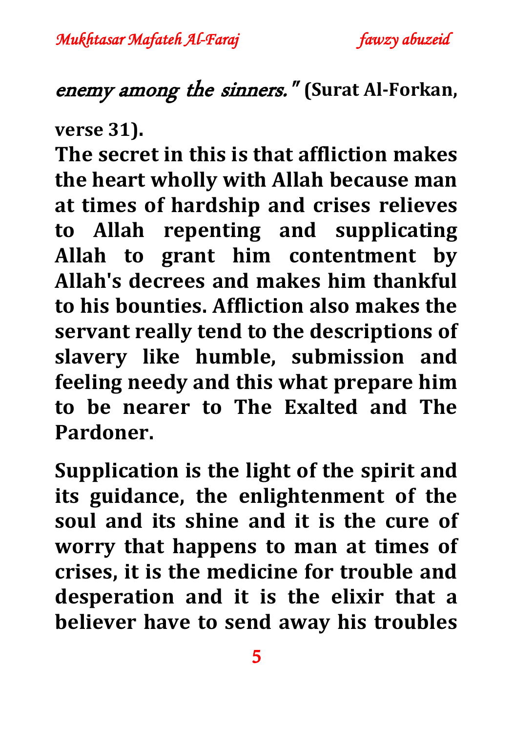*enemy among the sinners."* **(Surat Al-Forkan, verse 31).**

**The secret in this is that affliction makes the heart wholly with Allah because man at times of hardship and crises relieves to Allah repenting and supplicating Allah to grant him contentment by Allah's decrees and makes him thankful to his bounties. Affliction also makes the servant really tend to the descriptions of slavery like humble, submission and feeling needy and this what prepare him to be nearer to The Exalted and The Pardoner.**

**Supplication is the light of the spirit and its guidance, the enlightenment of the soul and its shine and it is the cure of worry that happens to man at times of crises, it is the medicine for trouble and desperation and it is the elixir that a believer have to send away his troubles**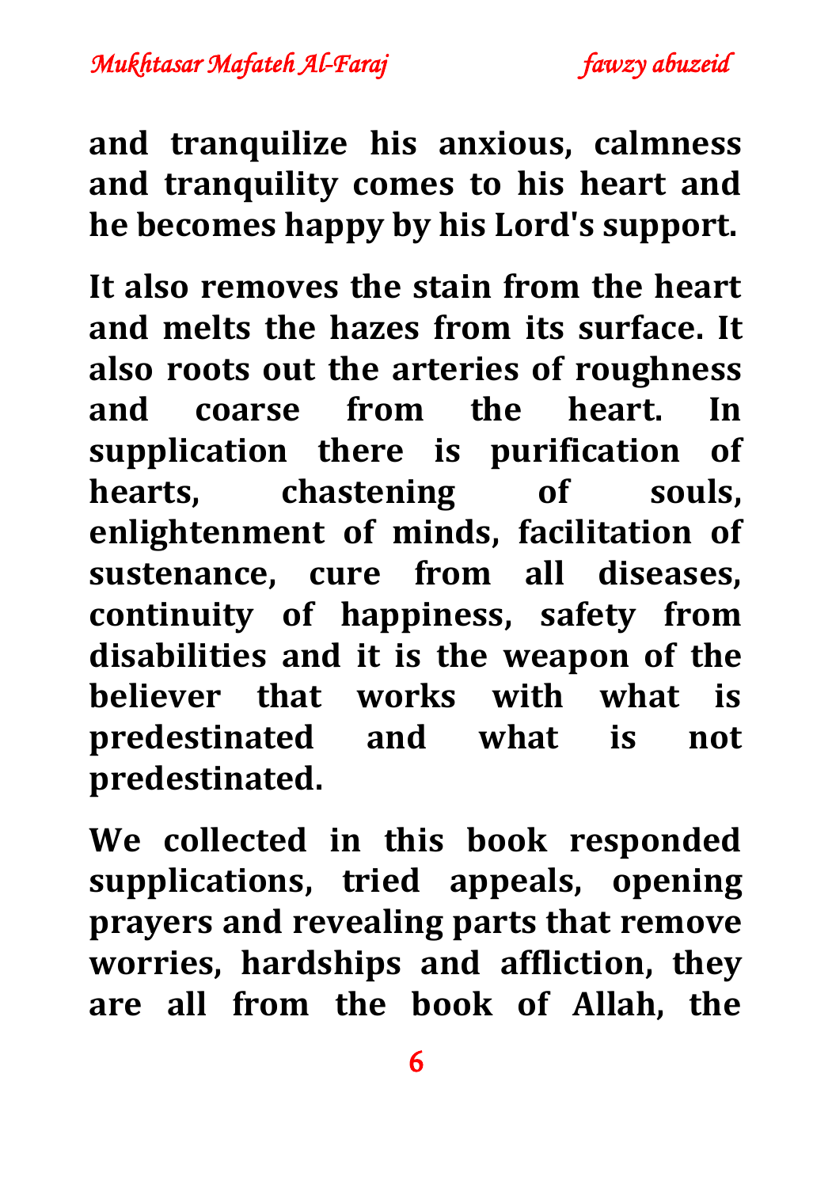**and tranquilize his anxious, calmness and tranquility comes to his heart and he becomes happy by his Lord's support.**

**It also removes the stain from the heart and melts the hazes from its surface. It also roots out the arteries of roughness and coarse from the heart. In supplication there is purification of hearts, chastening of souls, enlightenment of minds, facilitation of sustenance, cure from all diseases, continuity of happiness, safety from disabilities and it is the weapon of the believer that works with what is predestinated and what is not predestinated.**

**We collected in this book responded supplications, tried appeals, opening prayers and revealing parts that remove worries, hardships and affliction, they are all from the book of Allah, the**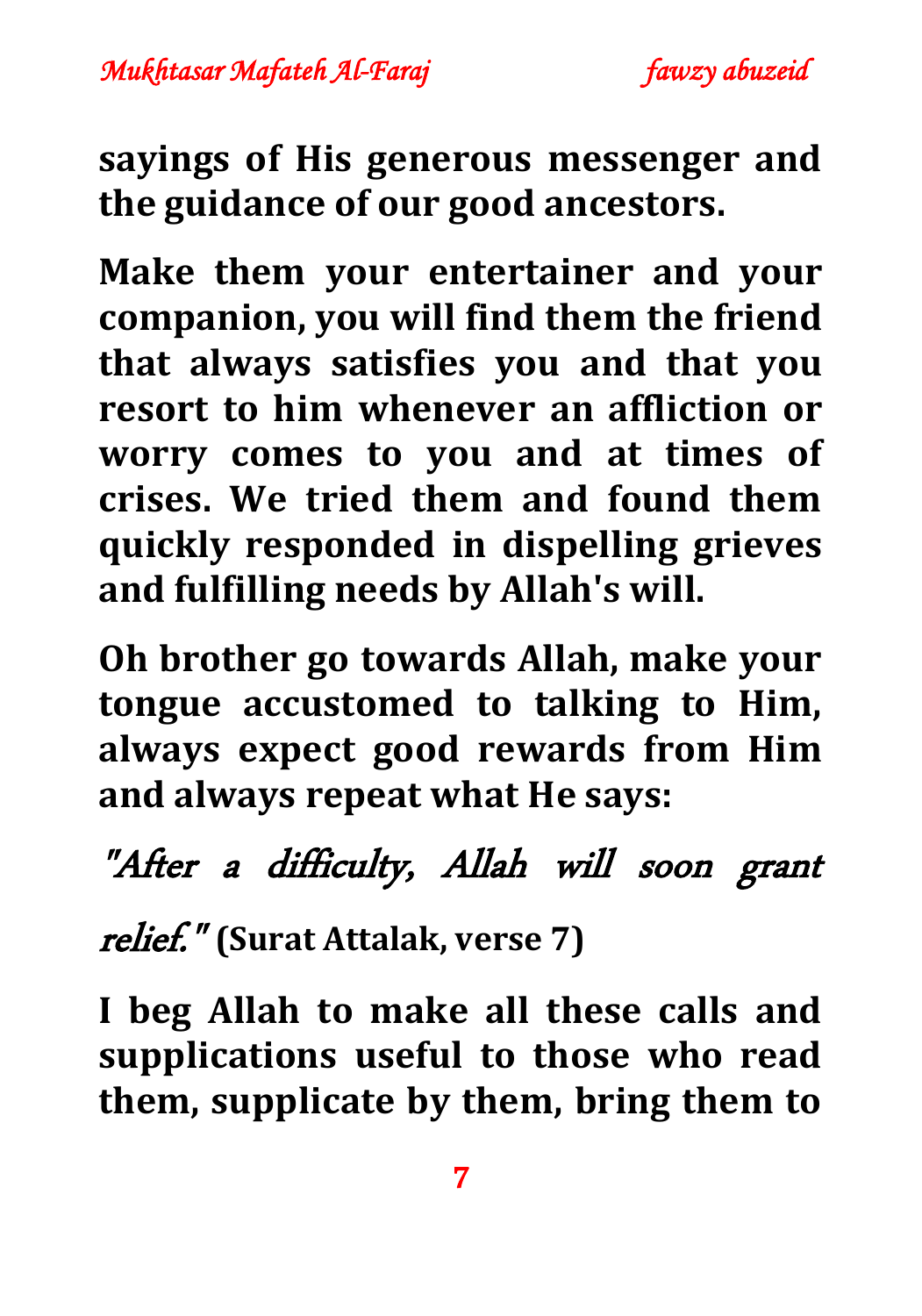**sayings of His generous messenger and the guidance of our good ancestors.**

**Make them your entertainer and your companion, you will find them the friend that always satisfies you and that you resort to him whenever an affliction or worry comes to you and at times of crises. We tried them and found them quickly responded in dispelling grieves and fulfilling needs by Allah's will.**

**Oh brother go towards Allah, make your tongue accustomed to talking to Him, always expect good rewards from Him and always repeat what He says:**

*"After a difficulty, Allah will soon grant relief."* **(Surat Attalak, verse 7)**

**I beg Allah to make all these calls and supplications useful to those who read them, supplicate by them, bring them to**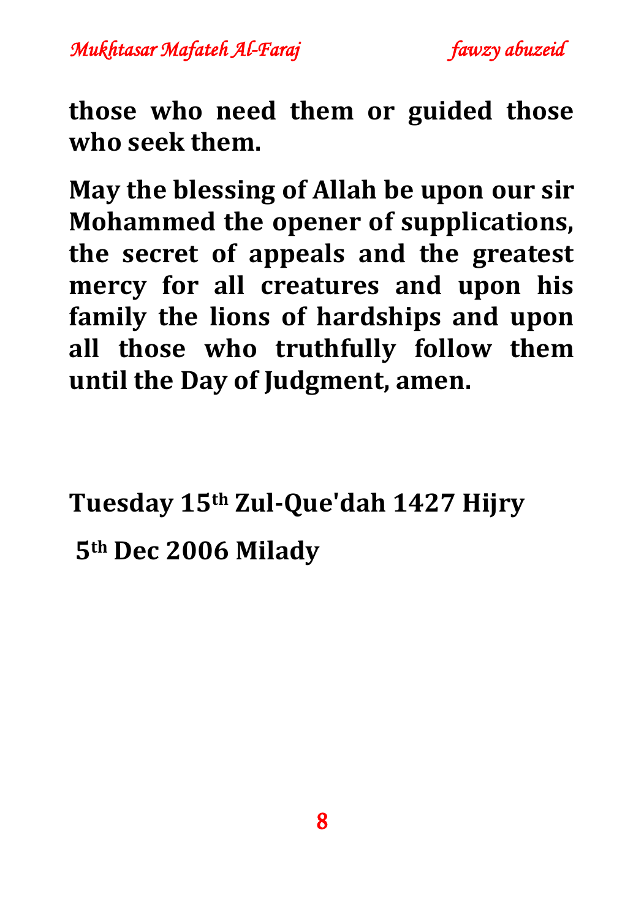**those who need them or guided those who seek them.**

**May the blessing of Allah be upon our sir Mohammed the opener of supplications, the secret of appeals and the greatest mercy for all creatures and upon his family the lions of hardships and upon all those who truthfully follow them until the Day of Judgment, amen.**

**Tuesday 15th Zul-Que'dah 1427 Hijry**

**5th Dec 2006 Milady**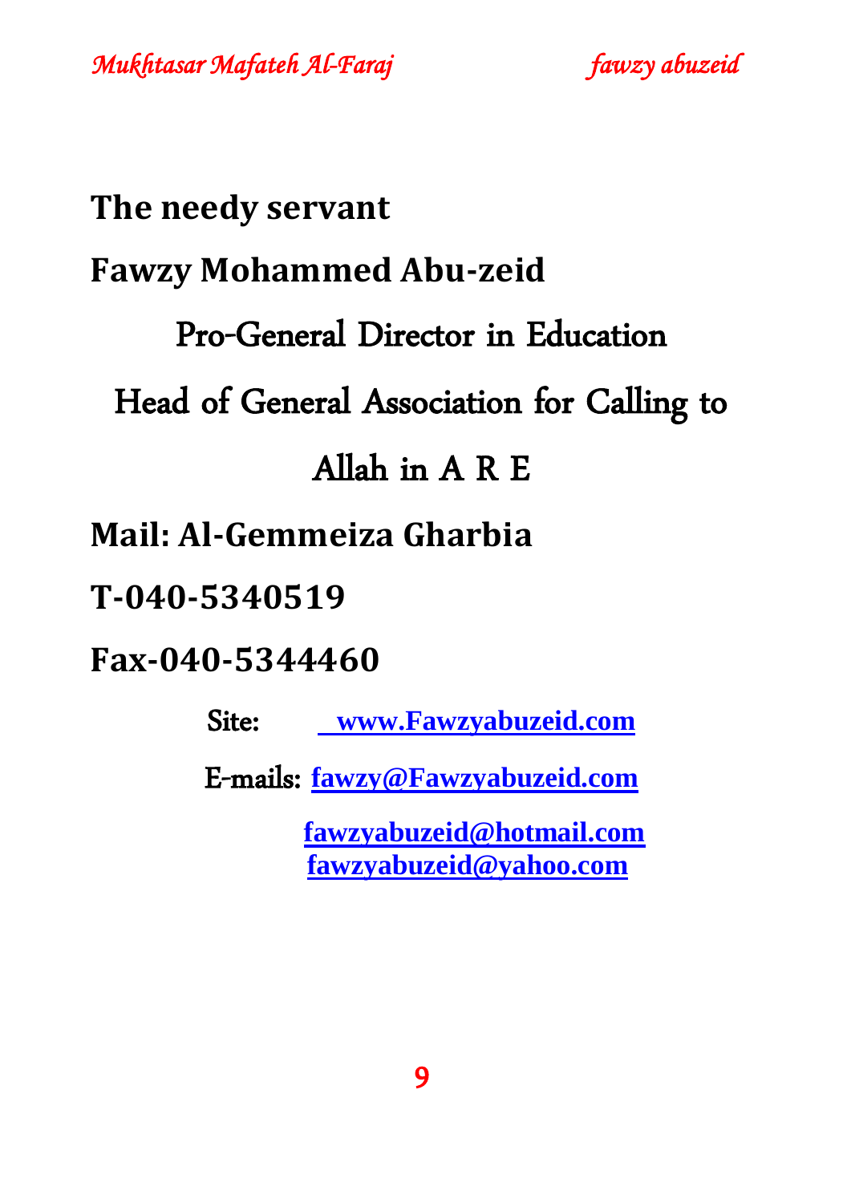**The needy servant**

**Fawzy Mohammed Abu-zeid**

Pro-General Director in Education

Head of General Association for Calling to Allah in A R E

**Mail: Al-Gemmeiza Gharbia**

**T-040-5340519**

**Fax-040-5344460**

Site: **www.Fawzyabuzeid.com**

E-mails: **fawzy@Fawzyabuzeid.com**

**fawzyabuzeid@hotmail.com**

**fawzyabuzeid@yahoo.com**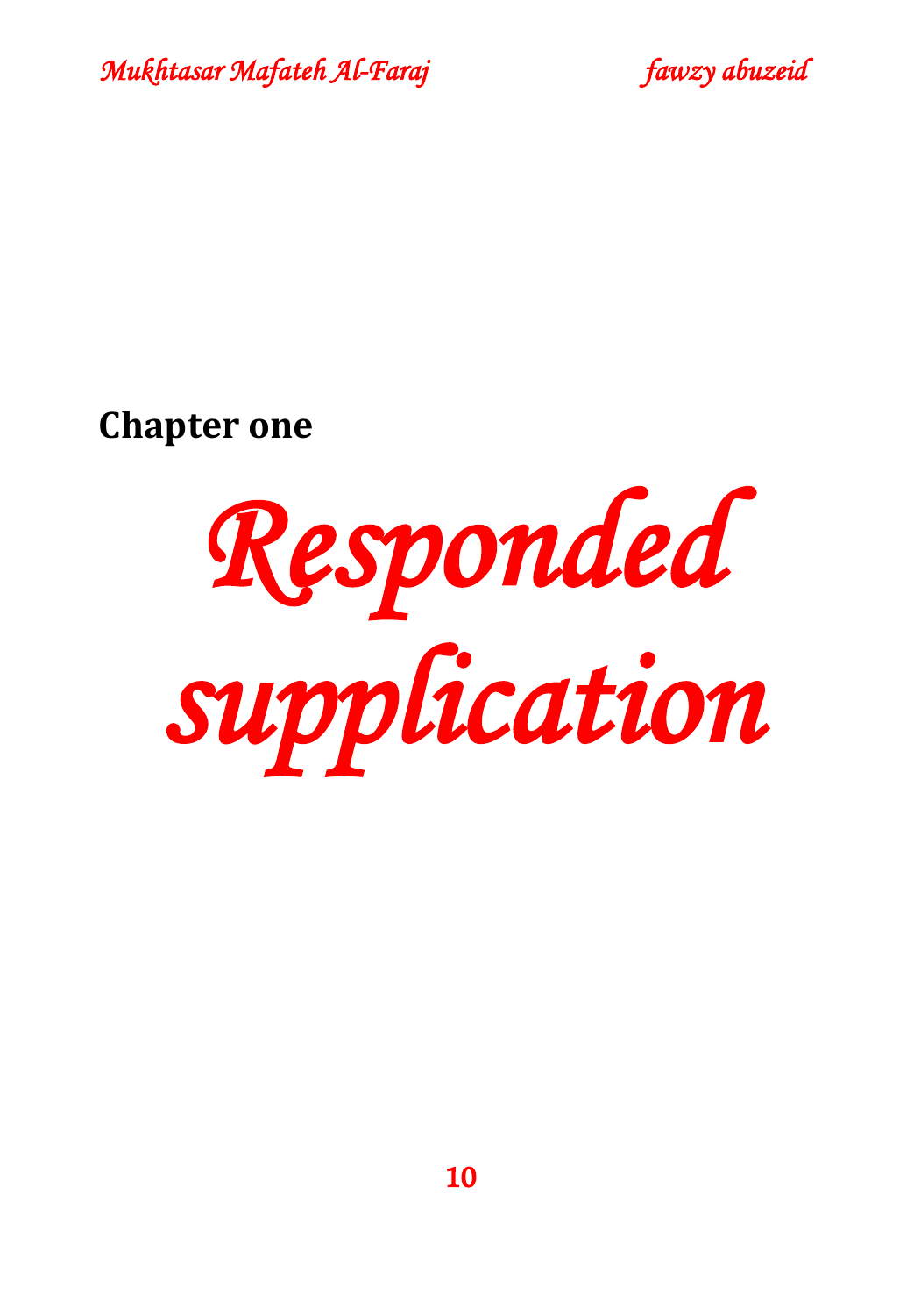**Chapter one**

# *Responded supplication*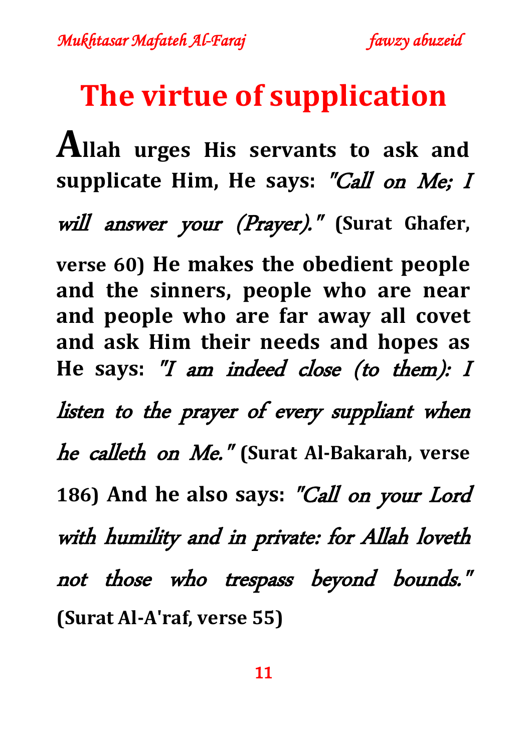# The virtue of supplication

**Allah urges His servants to ask and supplicate Him, He says:** *"Call on Me; I will answer your (Prayer)."* **(Surat Ghafer, verse 60) He makes the obedient people and the sinners, people who are near and people who are far away all covet and ask Him their needs and hopes as He says:** *"I am indeed close (to them): I listen to the prayer of every suppliant when he calleth on Me."* **(Surat Al-Bakarah, verse 186) And he also says:** *"Call on your Lord with humility and in private: for Allah loveth not those who trespass beyond bounds."* **(Surat Al-A'raf, verse 55)**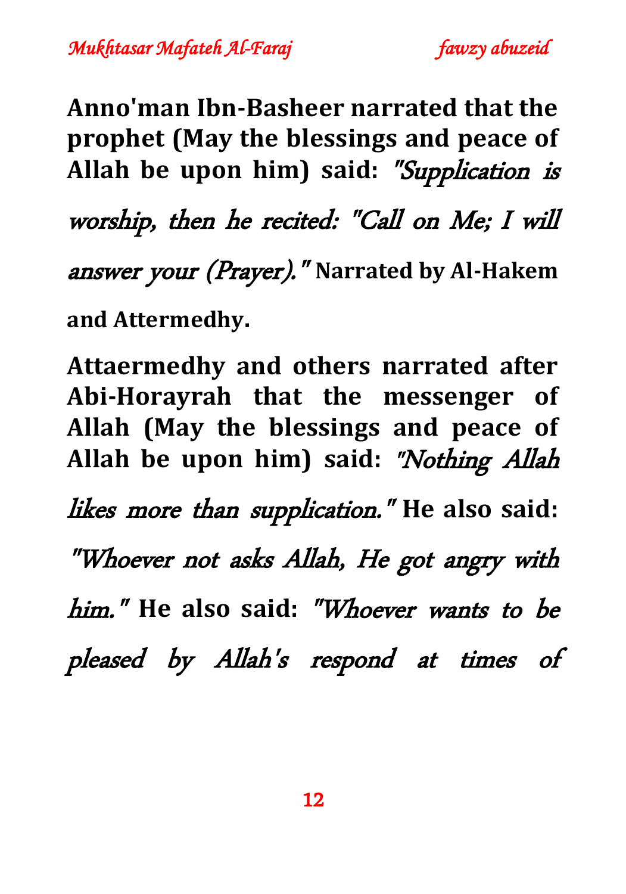**Anno'man Ibn-Basheer narrated that the prophet (May the blessings and peace of Allah be upon him) said:** *"Supplication is worship, then he recited: "Call on Me; I will answer your (Prayer)."* **Narrated by Al-Hakem and Attermedhy.**

**Attaermedhy and others narrated after Abi-Horayrah that the messenger of Allah (May the blessings and peace of Allah be upon him) said:** *"Nothing Allah likes more than supplication."* **He also said:** *"Whoever not asks Allah, He got angry with him."* **He also said:** *"Whoever wants to be pleased by Allah's respond at times of*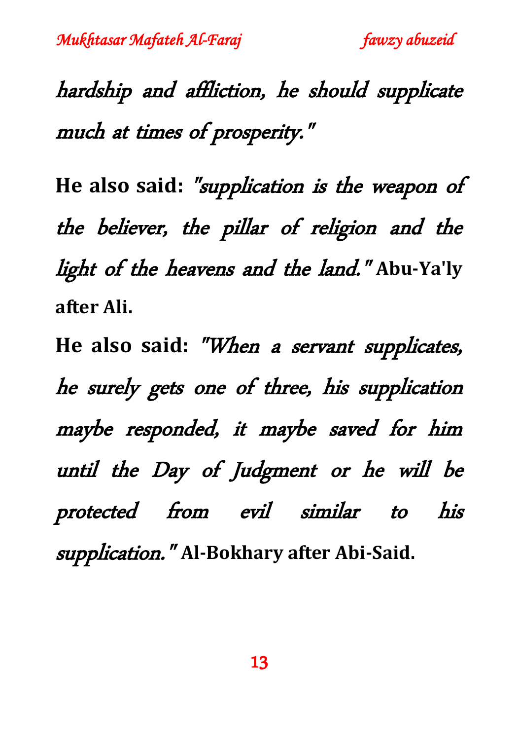*hardship and affliction, he should supplicate much at times of prosperity."*

**He also said:** *"supplication is the weapon of the believer, the pillar of religion and the light of the heavens and the land."* **Abu-Ya'ly after Ali.**

**He also said:** *"When a servant supplicates, he surely gets one of three, his supplication maybe responded, it maybe saved for him until the Day of Judgment or he will be protected from evil similar to his supplication."* **Al-Bokhary after Abi-Said.**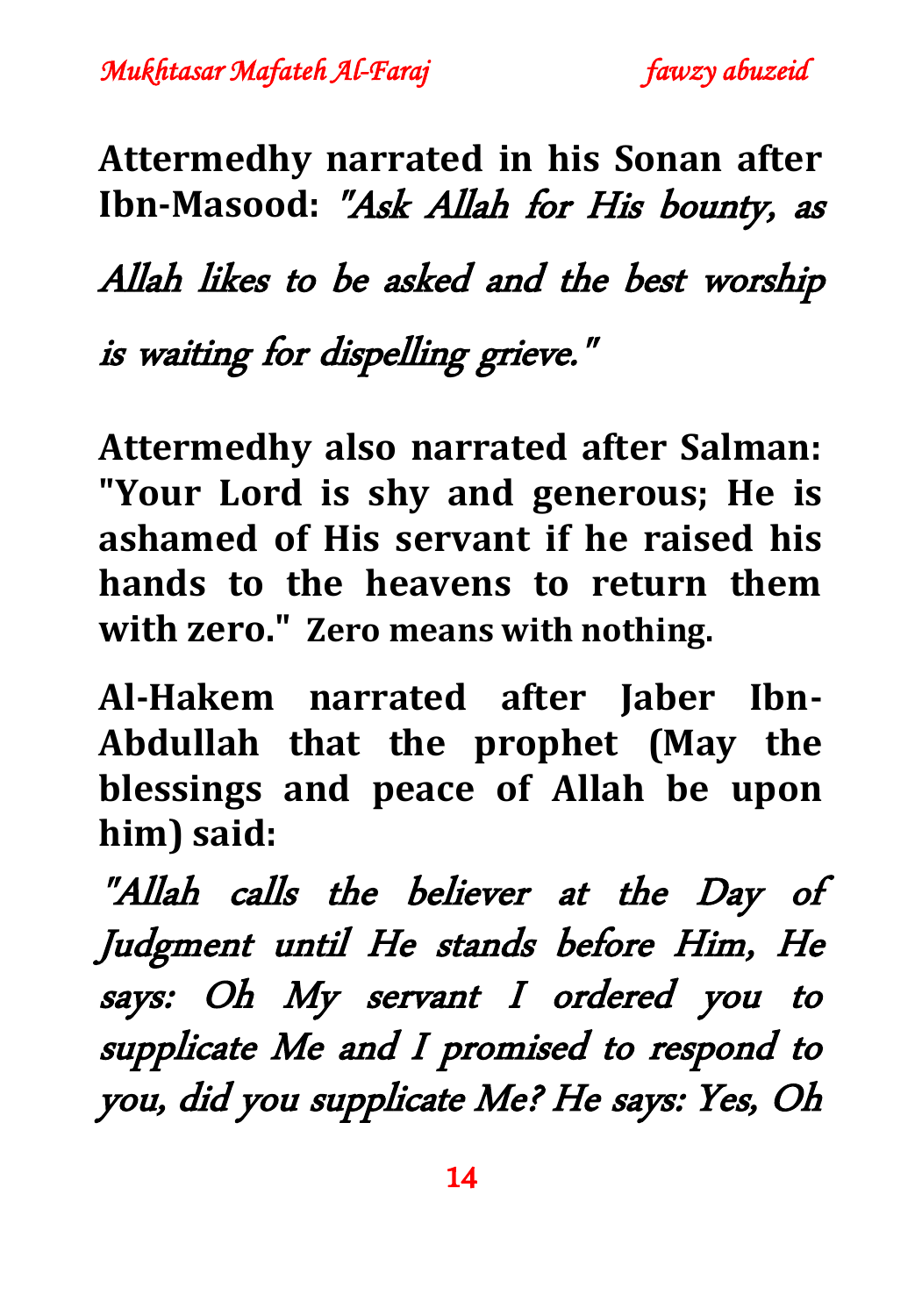**Attermedhy narrated in his Sonan after Ibn-Masood:** *"Ask Allah for His bounty, as Allah likes to be asked and the best worship is waiting for dispelling grieve."*

**Attermedhy also narrated after Salman: "Your Lord is shy and generous; He is ashamed of His servant if he raised his hands to the heavens to return them with zero." Zero means with nothing.**

**Al-Hakem narrated after Jaber Ibn-Abdullah that the prophet (May the blessings and peace of Allah be upon him) said:**

*"Allah calls the believer at the Day of Judgment until He stands before Him, He says: Oh My servant I ordered you to supplicate Me and I promised to respond to you, did you supplicate Me? He says: Yes, Oh*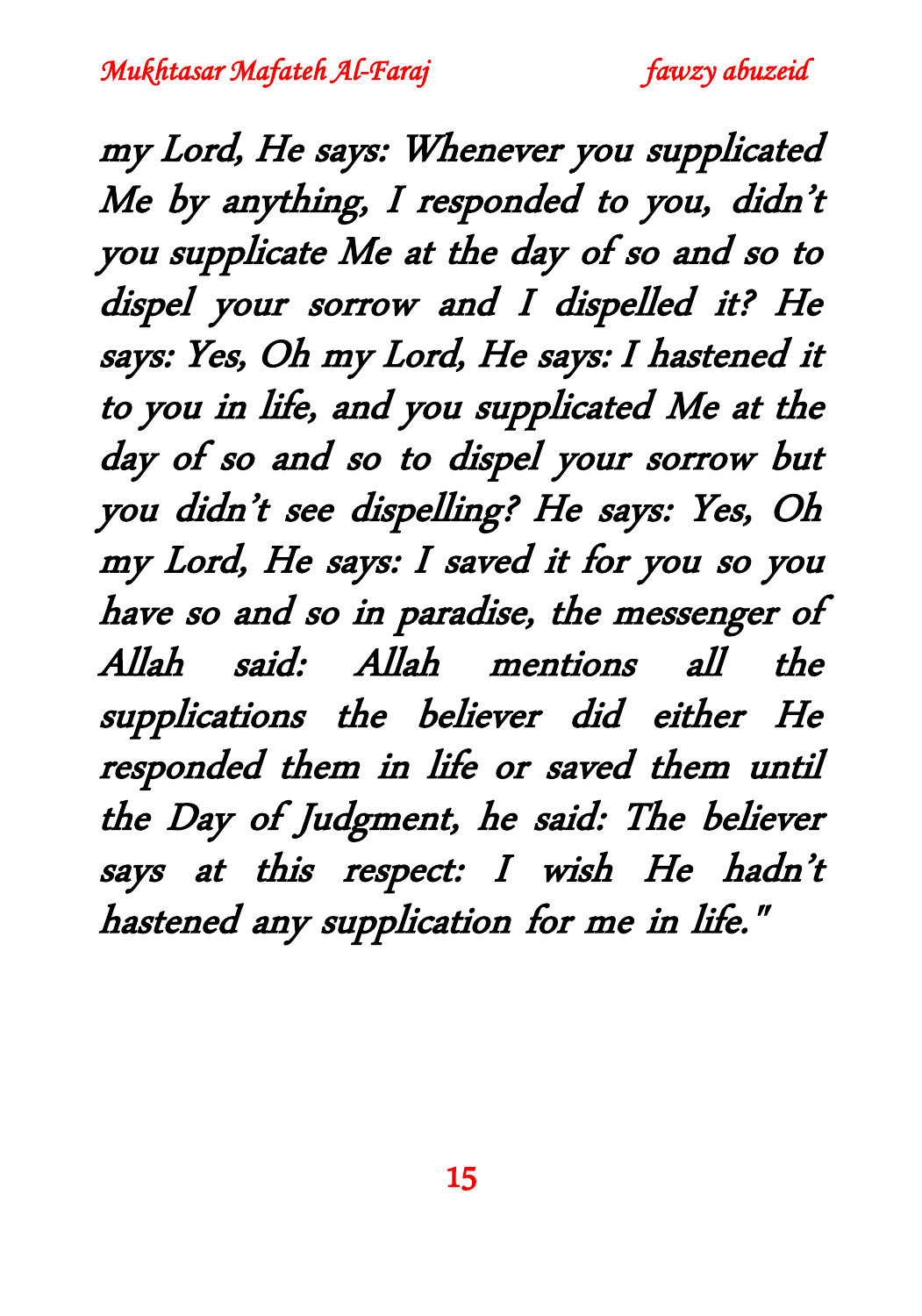*my Lord, He says: Whenever you supplicated Me by anything, I responded to you, didn't you supplicate Me at the day of so and so to dispel your sorrow and I dispelled it? He says: Yes, Oh my Lord, He says: I hastened it to you in life, and you supplicated Me at the day of so and so to dispel your sorrow but you didn't see dispelling? He says: Yes, Oh my Lord, He says: I saved it for you so you have so and so in paradise, the messenger of Allah said: Allah mentions all the supplications the believer did either He responded them in life or saved them until the Day of Judgment, he said: The believer says at this respect: I wish He hadn't hastened any supplication for me in life."*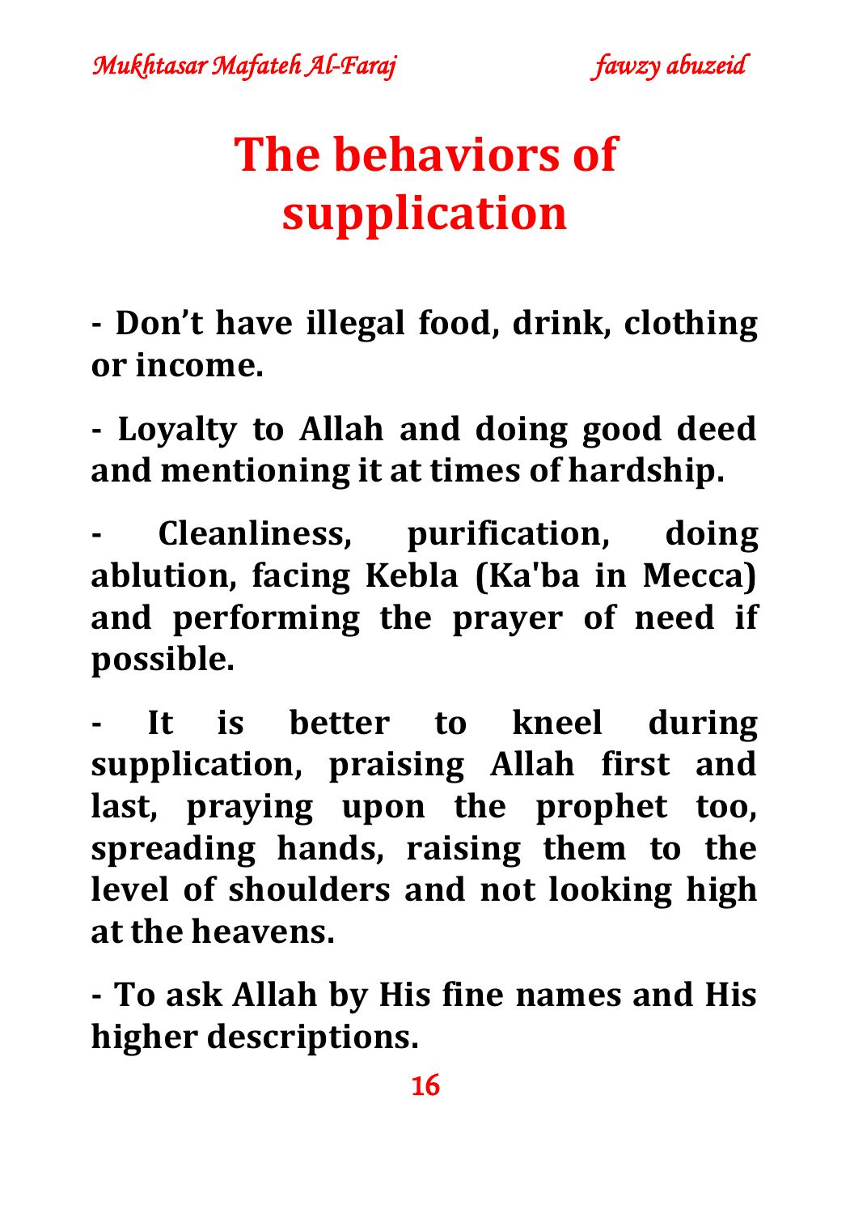# The behaviors of supplication

- Don't have illegal food, drink, clothing or income.

- Loyalty to Allah and doing good deed and mentioning it at times of hardship.

- Cleanliness, purification, doing ablution, facing Kebla (Ka'ba in Mecca) and performing the prayer of need if possible.

- It is better to kneel during supplication, praising Allah first and last, praying upon the prophet too, spreading hands, raising them to the level of shoulders and not looking high at the heavens.

- To ask Allah by His fine names and His higher descriptions.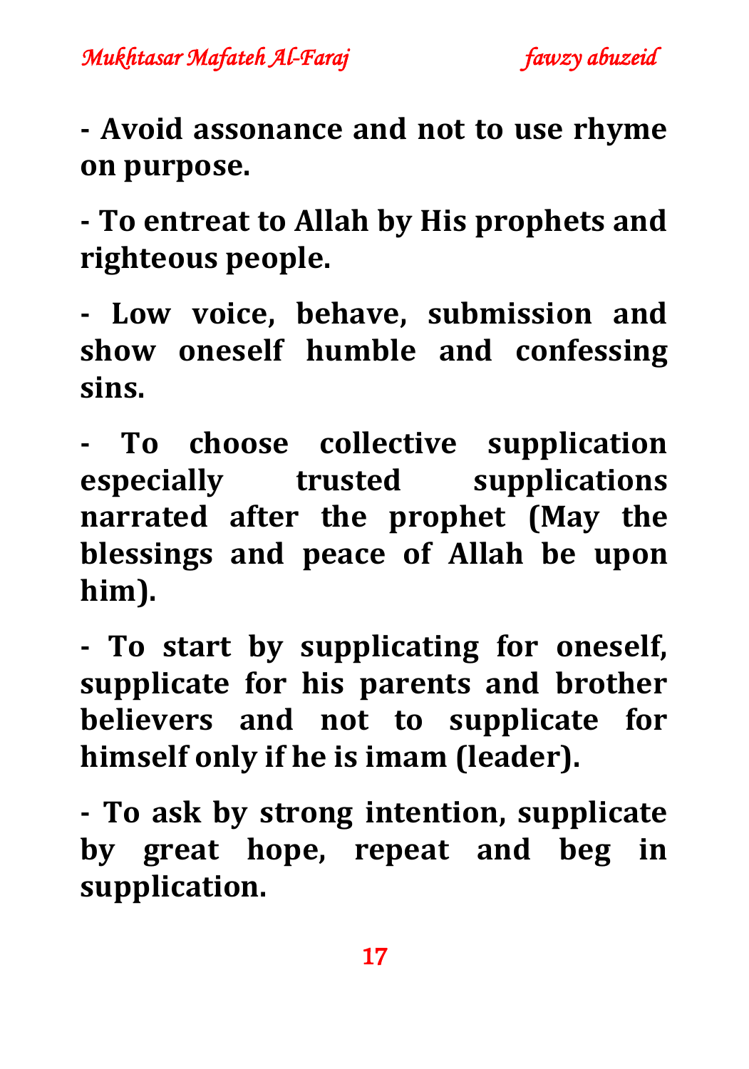**- Avoid assonance and not to use rhyme on purpose.**

**- To entreat to Allah by His prophets and righteous people.**

**- Low voice, behave, submission and show oneself humble and confessing sins.**

**- To choose collective supplication especially trusted supplications narrated after the prophet (May the blessings and peace of Allah be upon him).**

**- To start by supplicating for oneself, supplicate for his parents and brother believers and not to supplicate for himself only if he is imam (leader).**

**- To ask by strong intention, supplicate by great hope, repeat and beg in supplication.**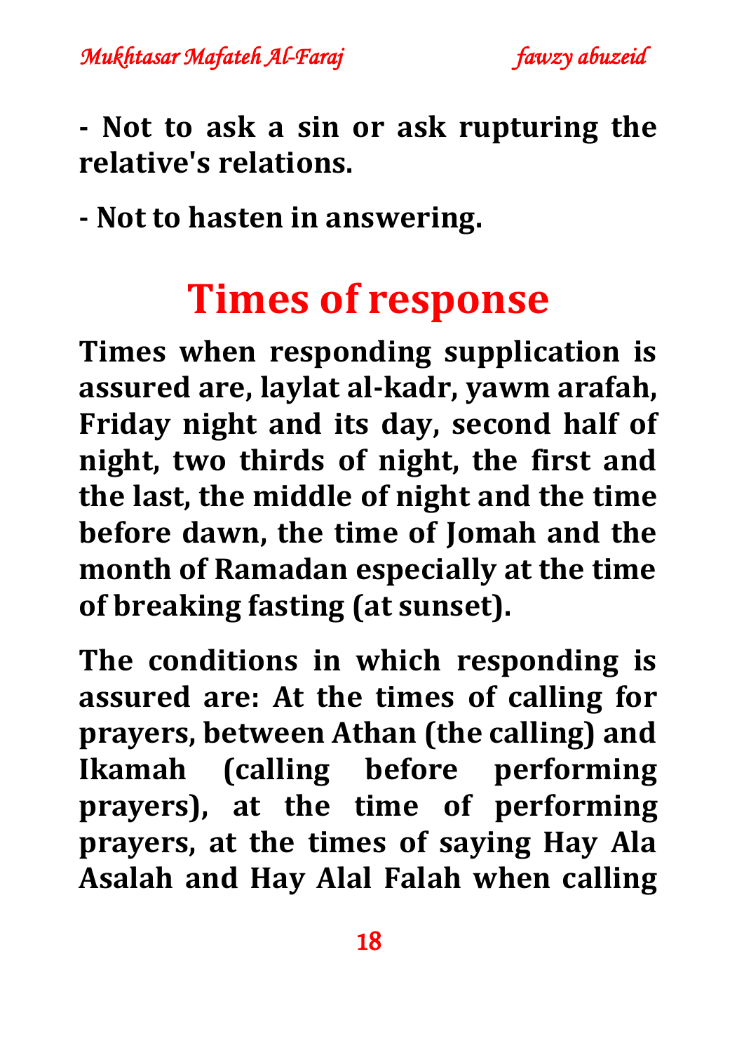**- Not to ask a sin or ask rupturing the relative's relations.**

**- Not to hasten in answering.**

# Times of response

**Times when responding supplication is assured are, laylat al-kadr, yawm arafah, Friday night and its day, second half of night, two thirds of night, the first and the last, the middle of night and the time before dawn, the time of Jomah and the month of Ramadan especially at the time of breaking fasting (at sunset).**

**The conditions in which responding is assured are: At the times of calling for prayers, between Athan (the calling) and Ikamah (calling before performing prayers), at the time of performing prayers, at the times of saying Hay Ala Asalah and Hay Alal Falah when calling**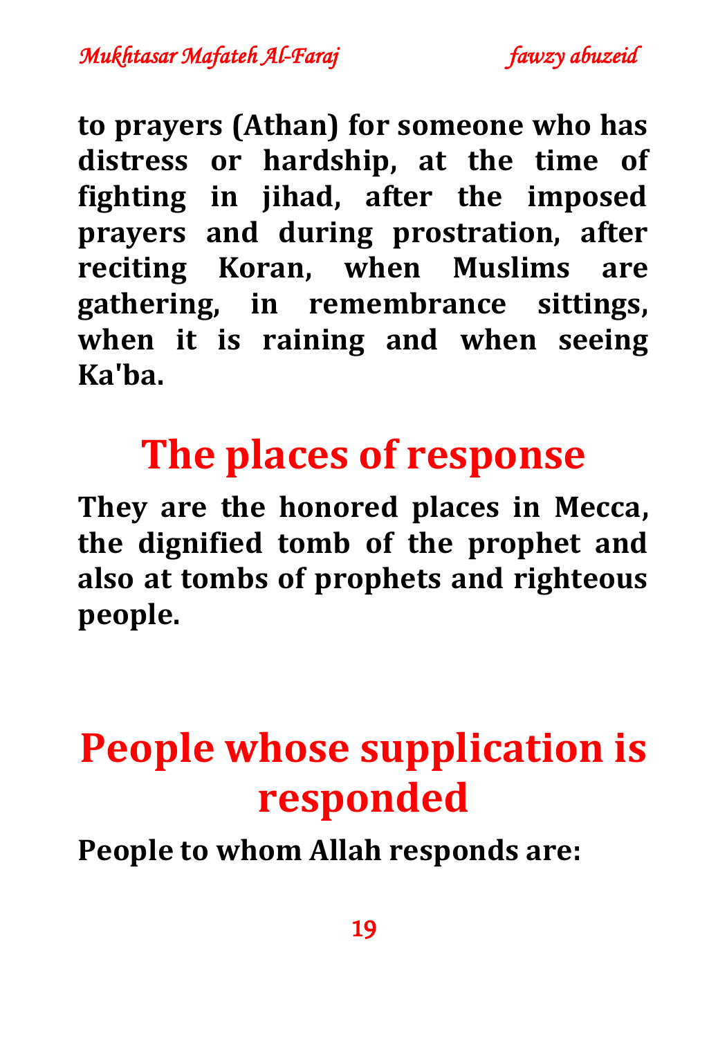**to prayers (Athan) for someone who has distress or hardship, at the time of fighting in jihad, after the imposed prayers and during prostration, after reciting Koran, when Muslims are gathering, in remembrance sittings, when it is raining and when seeing Ka'ba.**

## The places of response

**They are the honored places in Mecca, the dignified tomb of the prophet and also at tombs of prophets and righteous people.**

## People whose supplication is responded

**People to whom Allah responds are:**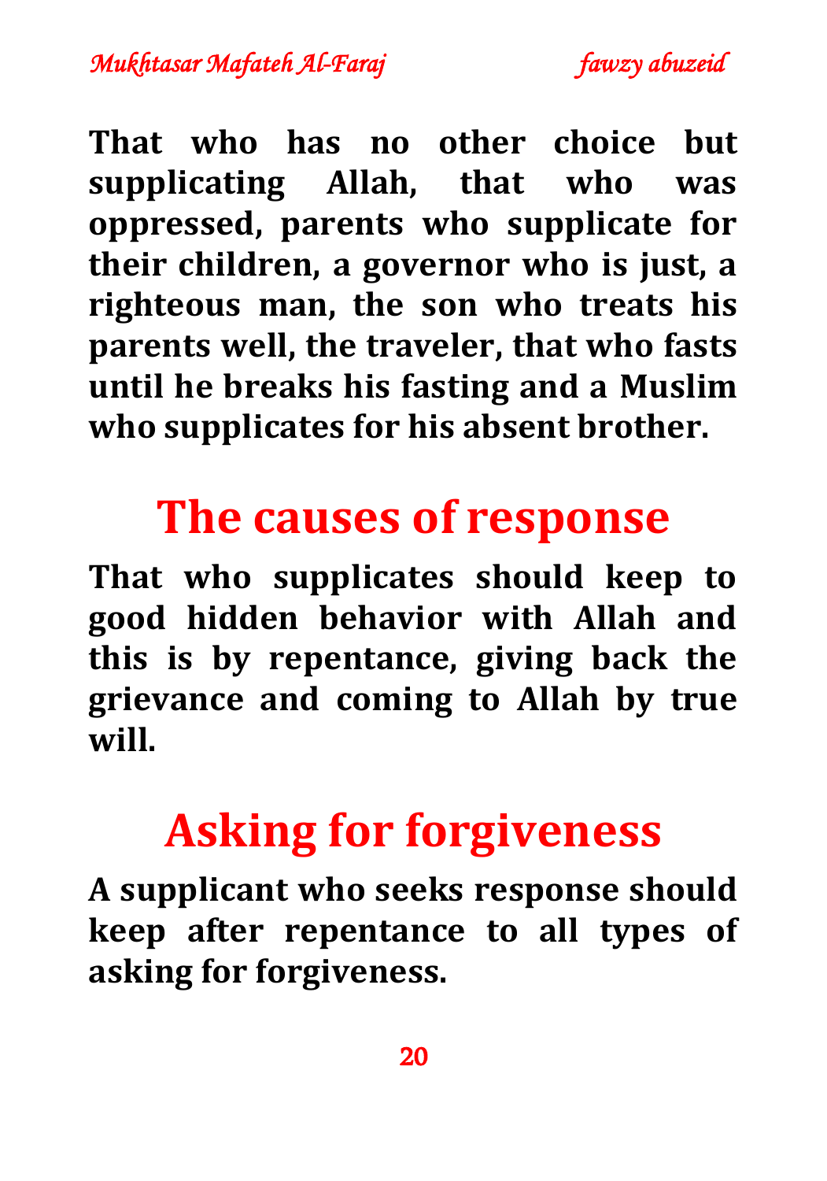**That who has no other choice but supplicating Allah, that who was oppressed, parents who supplicate for their children, a governor who is just, a righteous man, the son who treats his parents well, the traveler, that who fasts until he breaks his fasting and a Muslim who supplicates for his absent brother.**

## The causes of response

**That who supplicates should keep to good hidden behavior with Allah and this is by repentance, giving back the grievance and coming to Allah by true will.**

## Asking for forgiveness

**A supplicant who seeks response should keep after repentance to all types of asking for forgiveness.**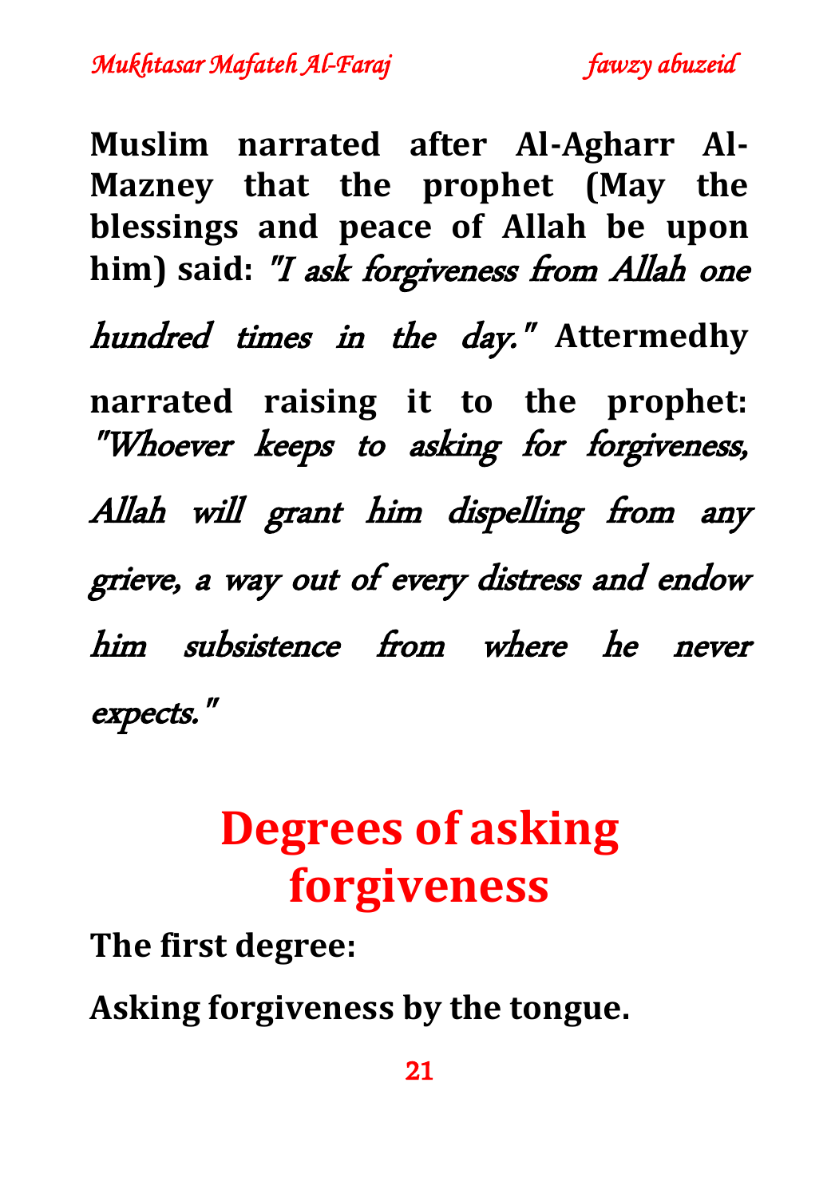**Muslim narrated after Al-Agharr Al-Mazney that the prophet (May the blessings and peace of Allah be upon him) said:** *"I ask forgiveness from Allah one hundred times in the day."* **Attermedhy narrated raising it to the prophet:** *"Whoever keeps to asking for forgiveness, Allah will grant him dispelling from any grieve, a way out of every distress and endow him subsistence from where he never expects."*

## Degrees of asking forgiveness

**The first degree:**

**Asking forgiveness by the tongue.**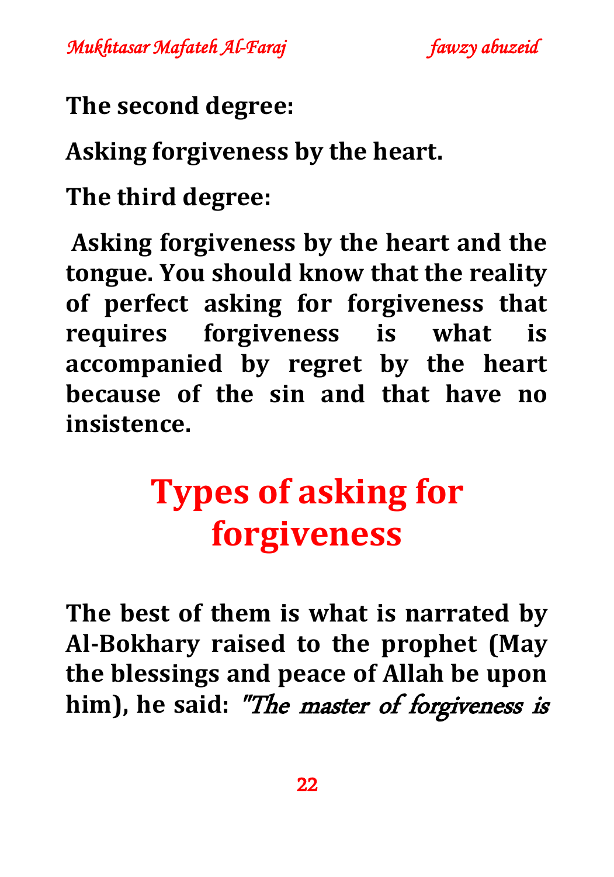**The second degree:**

**Asking forgiveness by the heart.**

**The third degree:**

**Asking forgiveness by the heart and the tongue. You should know that the reality of perfect asking for forgiveness that requires forgiveness is what is accompanied by regret by the heart because of the sin and that have no insistence.**

## Types of asking for forgiveness

**The best of them is what is narrated by Al-Bokhary raised to the prophet (May the blessings and peace of Allah be upon him), he said:** *"The master of forgiveness is*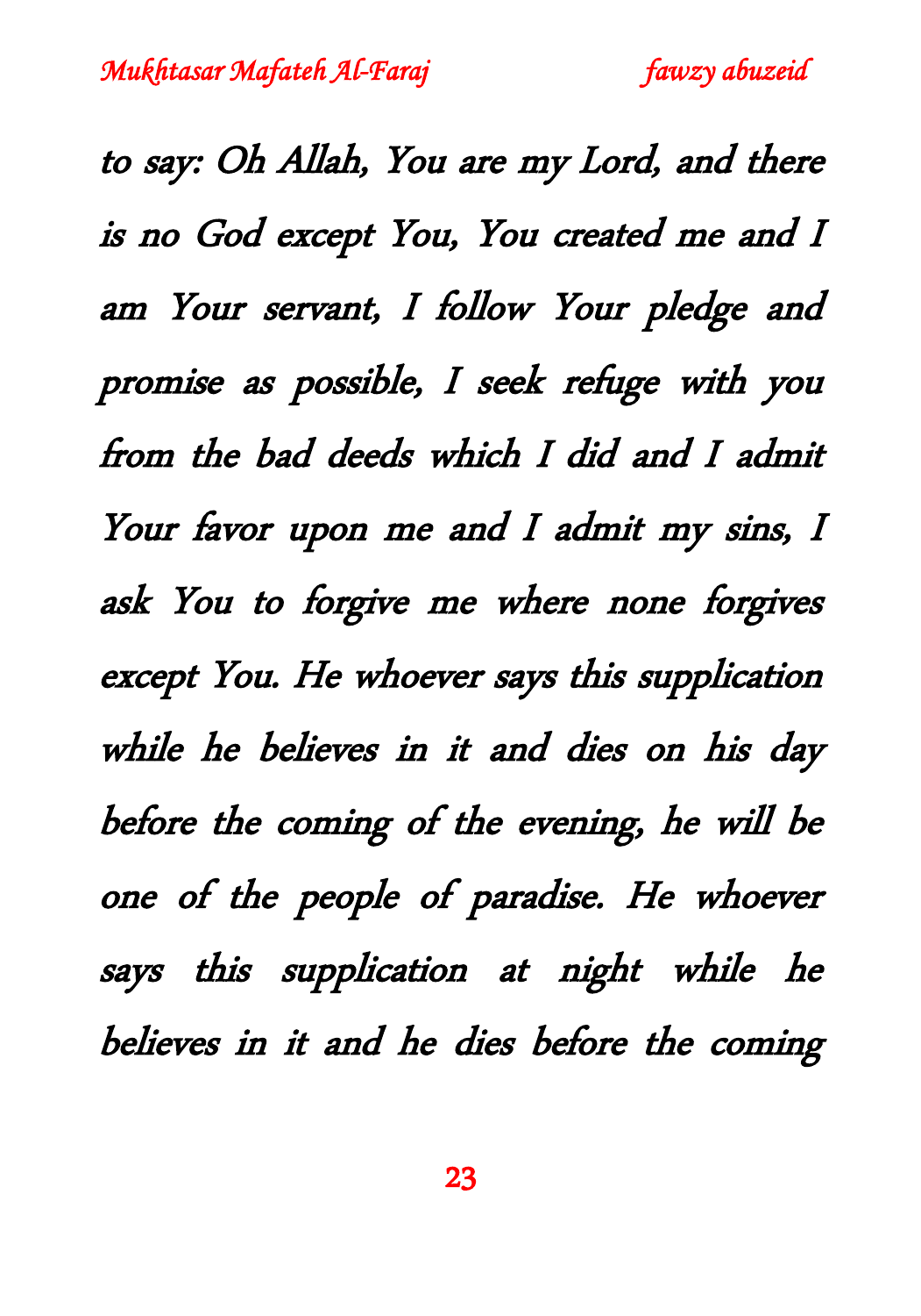to say: Oh Allah, You are my Lord, and there is no God except You, You created me and I am Your servant, I follow Your pledge and promise as possible, I seek refuge with you from the bad deeds which I did and I admit Your favor upon me and I admit my sins, I ask You to forgive me where none forgives except You. He whoever says this supplication while he believes in it and dies on his day before the coming of the evening, he will be one of the people of paradise. He whoever says this supplication at night while he believes in it and he dies before the coming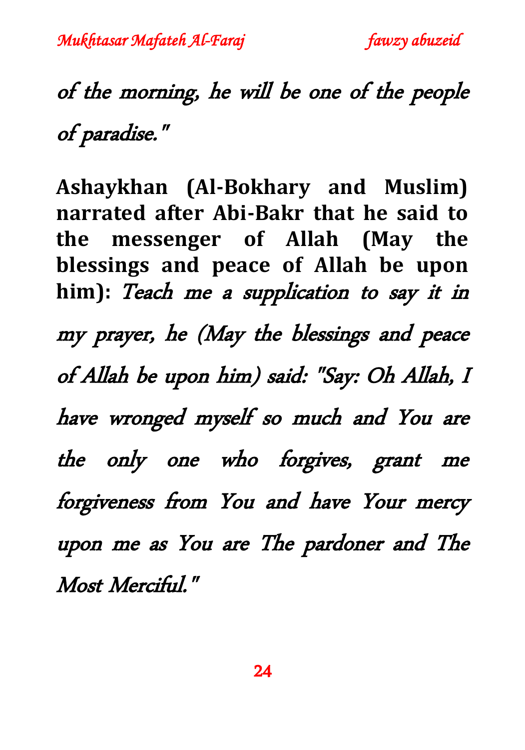*of the morning, he will be one of the people of paradise."*

**Ashaykhan (Al-Bokhary and Muslim) narrated after Abi-Bakr that he said to the messenger of Allah (May the blessings and peace of Allah be upon him):** *Teach me a supplication to say it in my prayer, he (May the blessings and peace of Allah be upon him) said: "Say: Oh Allah, I have wronged myself so much and You are the only one who forgives, grant me forgiveness from You and have Your mercy upon me as You are The pardoner and The Most Merciful."*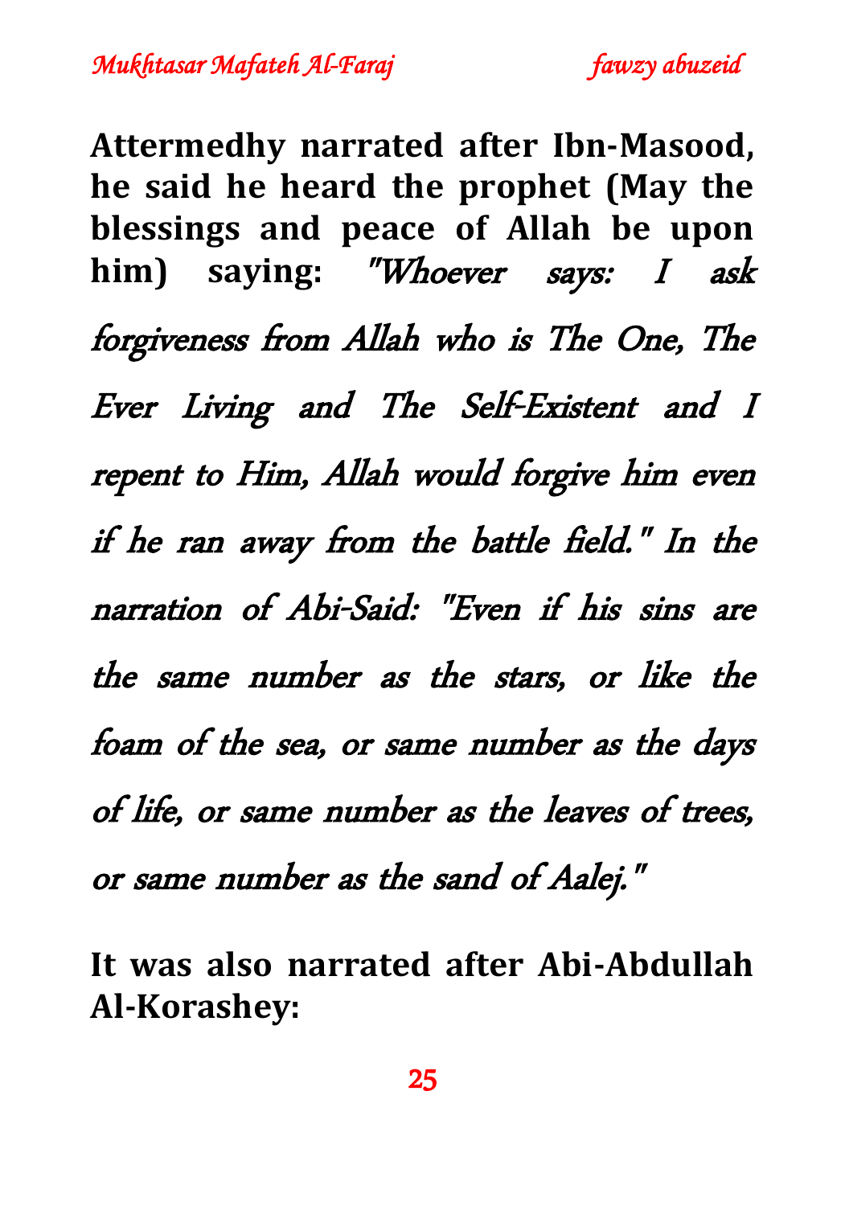**Attermedhy narrated after Ibn-Masood, he said he heard the prophet (May the blessings and peace of Allah be upon him) saying:** *"Whoever says: I ask forgiveness from Allah who is The One, The Ever Living and The Self-Existent and I repent to Him, Allah would forgive him even if he ran away from the battle field." In the narration of Abi-Said: "Even if his sins are the same number as the stars, or like the foam of the sea, or same number as the days of life, or same number as the leaves of trees, or same number as the sand of Aalej."*

**It was also narrated after Abi-Abdullah Al-Korashey:**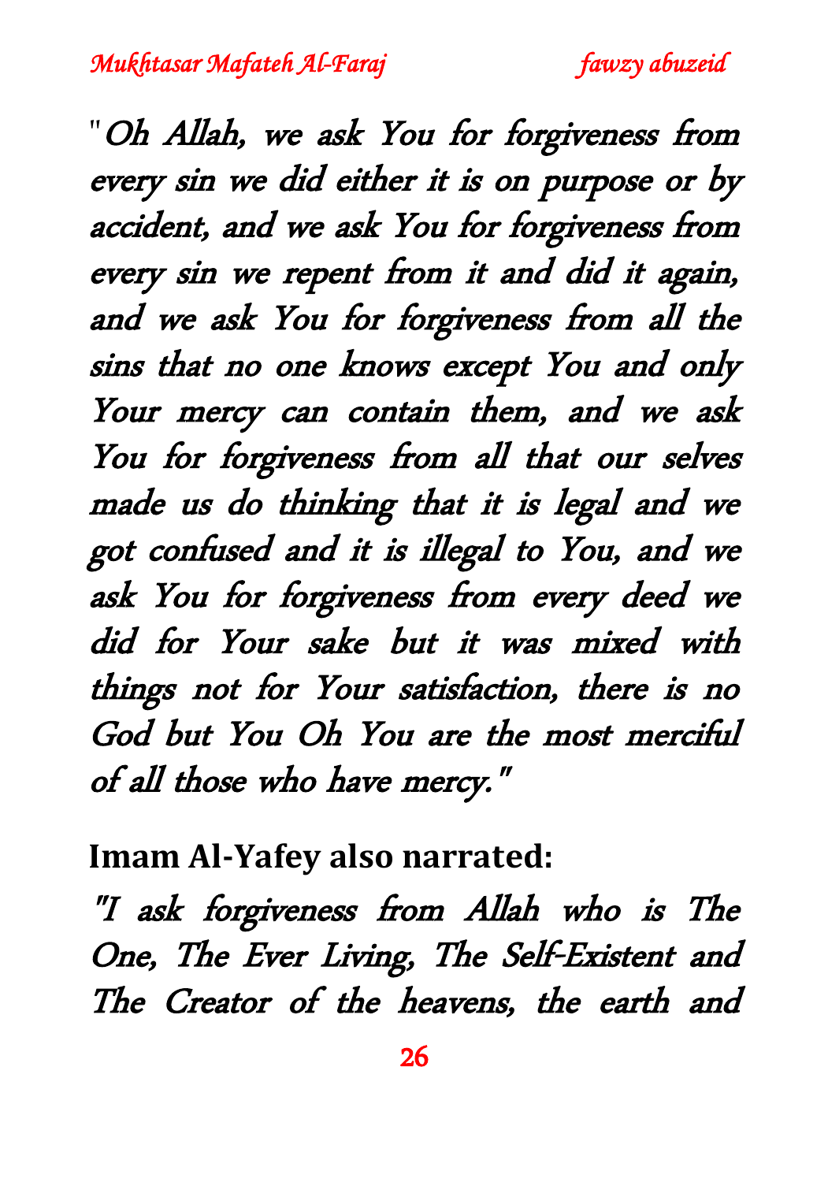*"Oh Allah, we ask You for forgiveness from every sin we did either it is on purpose or by accident, and we ask You for forgiveness from every sin we repent from it and did it again, and we ask You for forgiveness from all the sins that no one knows except You and only Your mercy can contain them, and we ask You for forgiveness from all that our selves made us do thinking that it is legal and we got confused and it is illegal to You, and we ask You for forgiveness from every deed we did for Your sake but it was mixed with things not for Your satisfaction, there is no God but You Oh You are the most merciful of all those who have mercy."*

**Imam Al-Yafey also narrated:**

*"I ask forgiveness from Allah who is The One, The Ever Living, The Self-Existent and The Creator of the heavens, the earth and*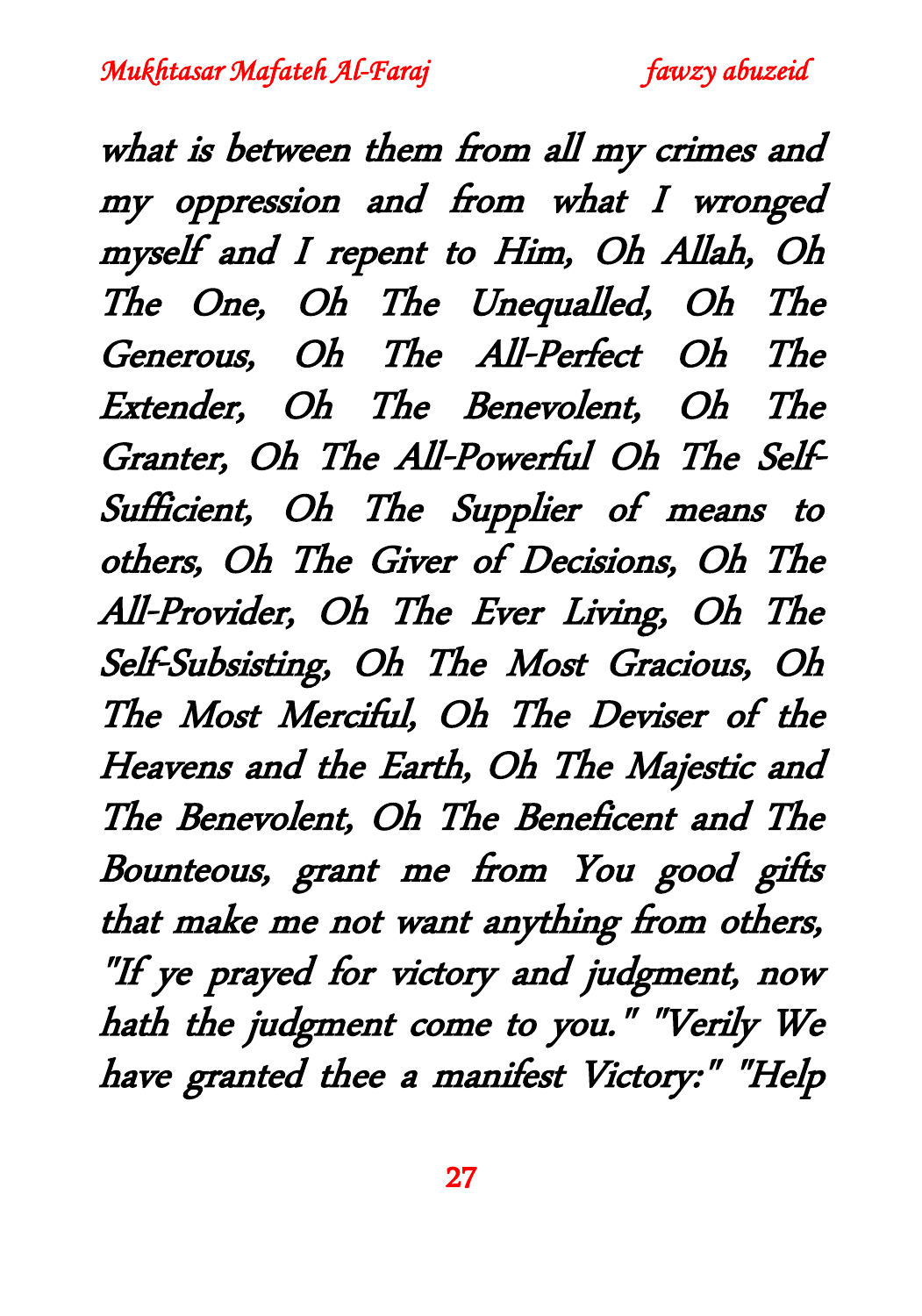*what is between them from all my crimes and my oppression and from what I wronged myself and I repent to Him, Oh Allah, Oh The One, Oh The Unequalled, Oh The Generous, Oh The All-Perfect Oh The Extender, Oh The Benevolent, Oh The Granter, Oh The All-Powerful Oh The Self-Sufficient, Oh The Supplier of means to others, Oh The Giver of Decisions, Oh The All-Provider, Oh The Ever Living, Oh The Self-Subsisting, Oh The Most Gracious, Oh The Most Merciful, Oh The Deviser of the Heavens and the Earth, Oh The Majestic and The Benevolent, Oh The Beneficent and The Bounteous, grant me from You good gifts that make me not want anything from others, "If ye prayed for victory and judgment, now hath the judgment come to you." "Verily We have granted thee a manifest Victory:" "Help*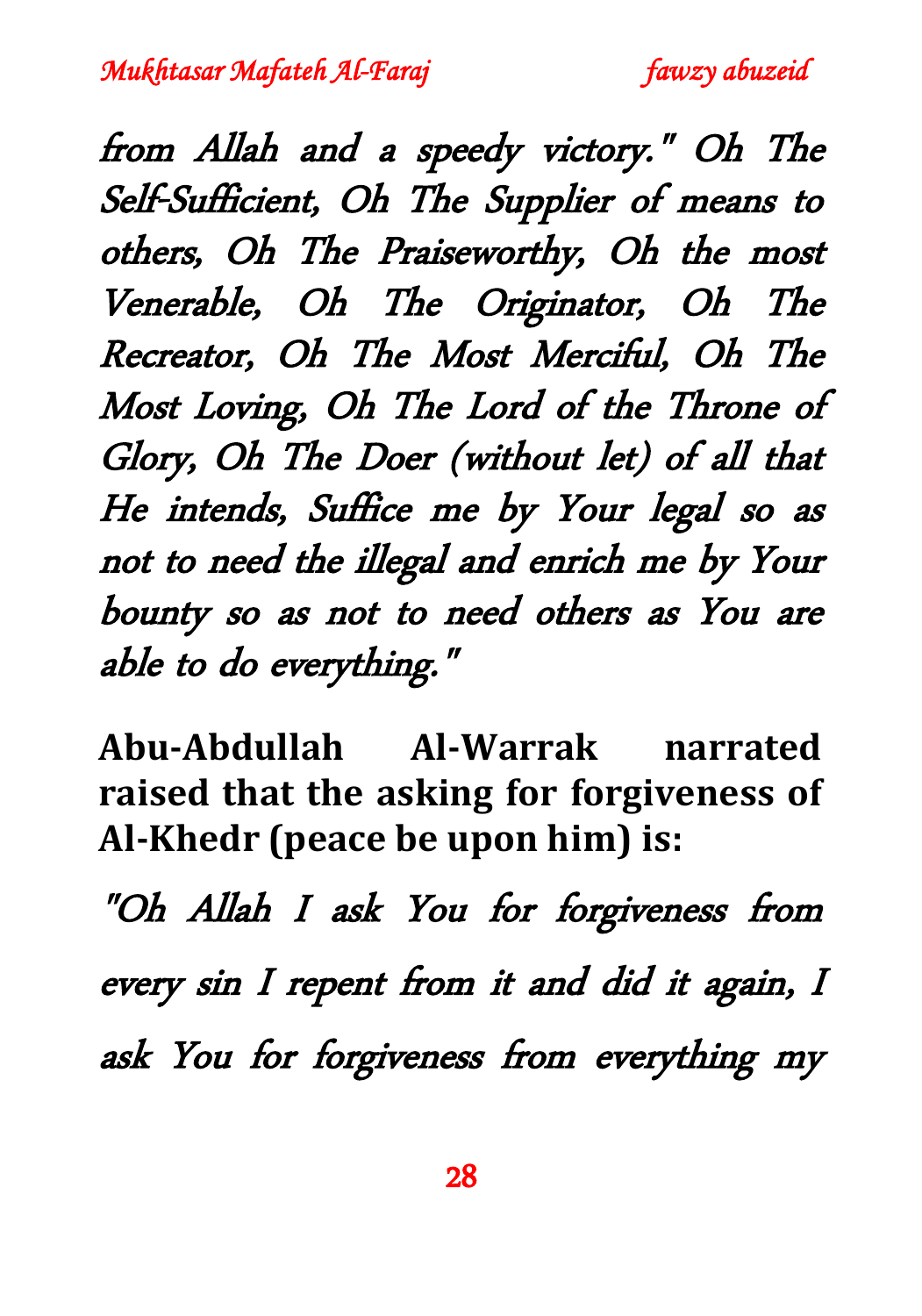*from Allah and a speedy victory." Oh The Self-Sufficient, Oh The Supplier of means to others, Oh The Praiseworthy, Oh the most Venerable, Oh The Originator, Oh The Recreator, Oh The Most Merciful, Oh The Most Loving, Oh The Lord of the Throne of Glory, Oh The Doer (without let) of all that He intends, Suffice me by Your legal so as not to need the illegal and enrich me by Your bounty so as not to need others as You are able to do everything."*

**Abu-Abdullah Al-Warrak narrated raised that the asking for forgiveness of Al-Khedr (peace be upon him) is:**

*"Oh Allah I ask You for forgiveness from every sin I repent from it and did it again, I ask You for forgiveness from everything my*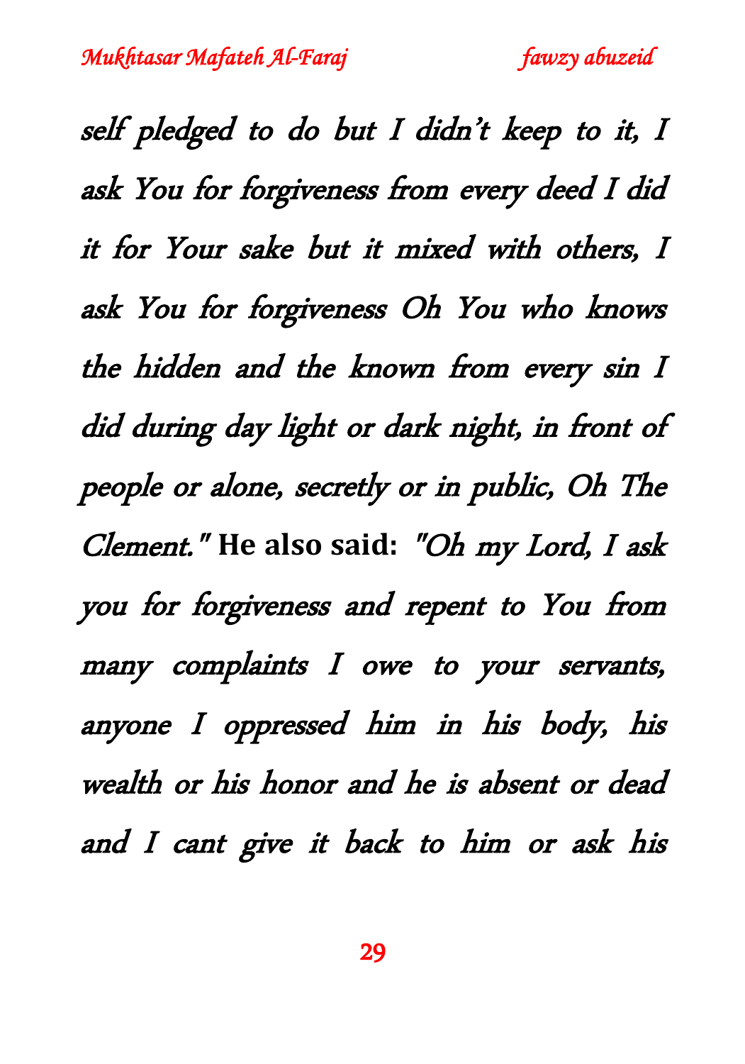*self pledged to do but I didn't keep to it, I ask You for forgiveness from every deed I did it for Your sake but it mixed with others, I ask You for forgiveness Oh You who knows the hidden and the known from every sin I did during day light or dark night, in front of people or alone, secretly or in public, Oh The Clement."* **He also said:** *"Oh my Lord, I ask you for forgiveness and repent to You from many complaints I owe to your servants, anyone I oppressed him in his body, his wealth or his honor and he is absent or dead and I cant give it back to him or ask his*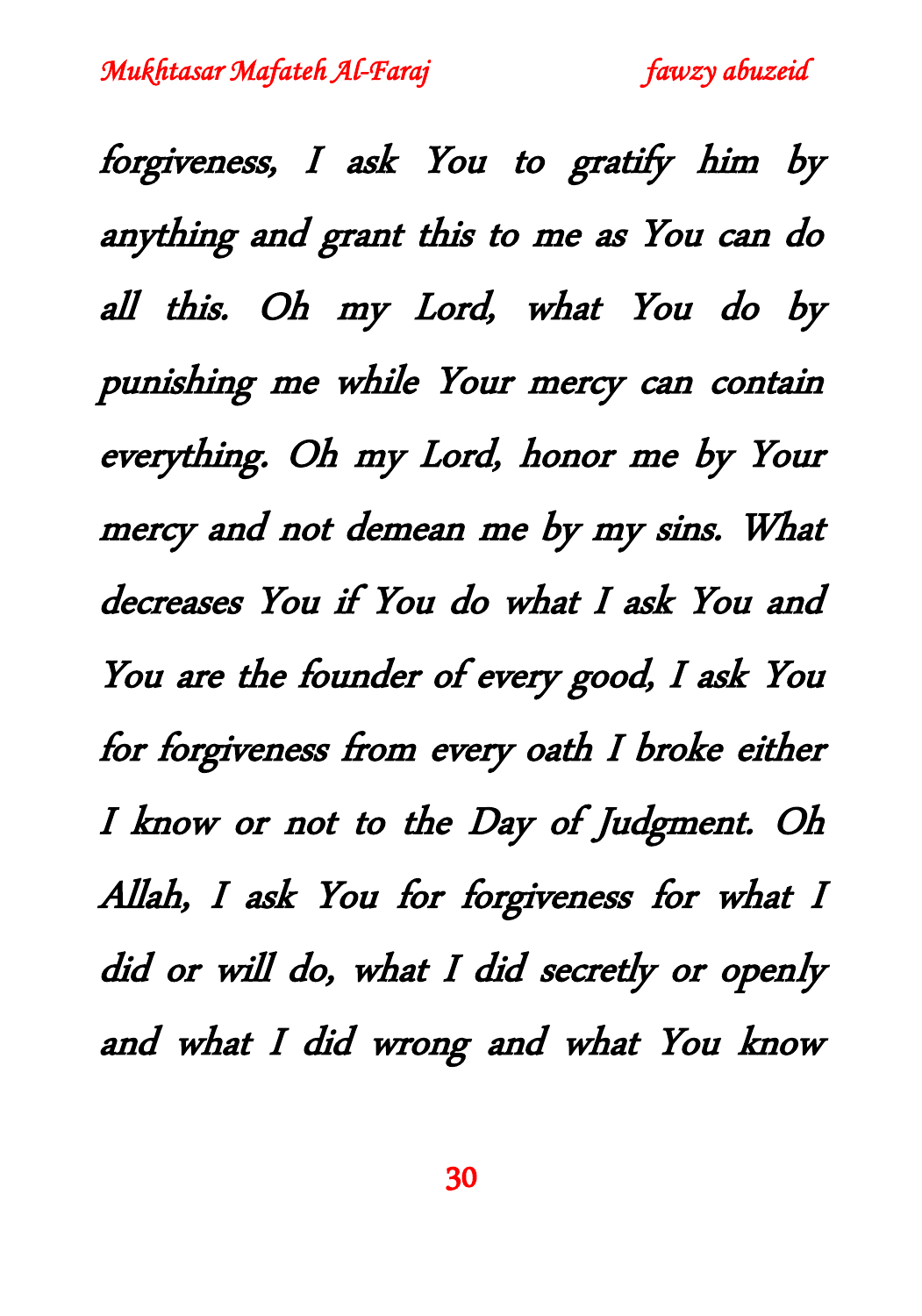*forgiveness, I ask You to gratify him by anything and grant this to me as You can do all this. Oh my Lord, what You do by punishing me while Your mercy can contain everything. Oh my Lord, honor me by Your mercy and not demean me by my sins. What decreases You if You do what I ask You and You are the founder of every good, I ask You for forgiveness from every oath I broke either I know or not to the Day of Judgment. Oh Allah, I ask You for forgiveness for what I did or will do, what I did secretly or openly and what I did wrong and what You know*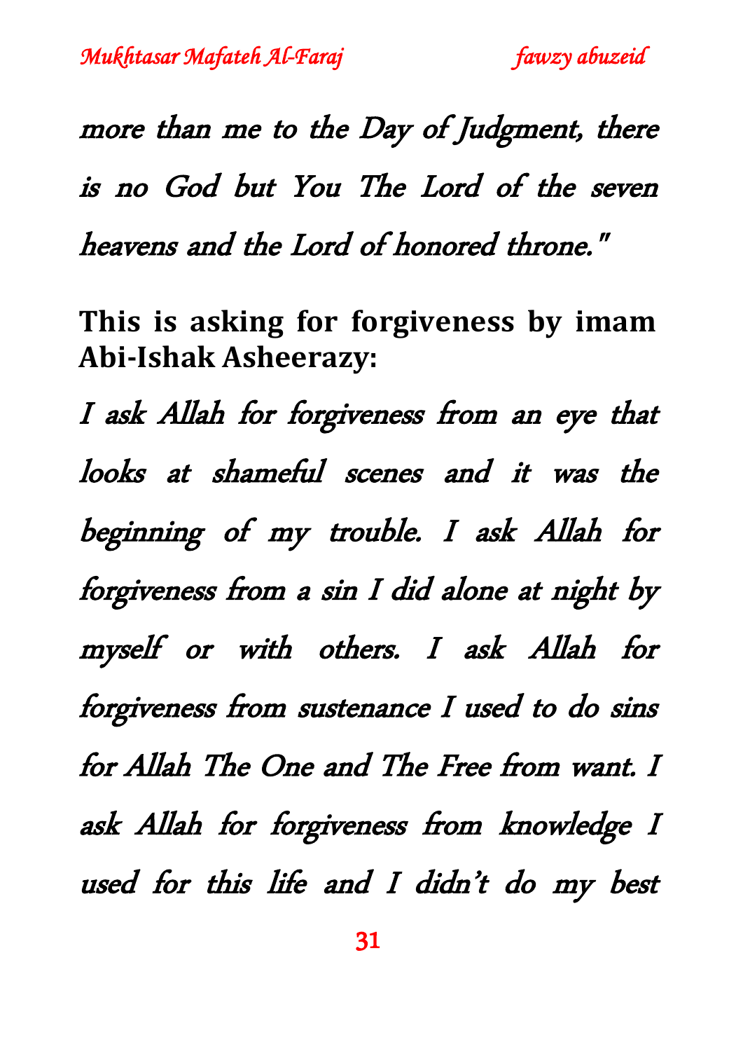*more than me to the Day of Judgment, there is no God but You The Lord of the seven heavens and the Lord of honored throne."*

**This is asking for forgiveness by imam Abi-Ishak Asheerazy:**

*I ask Allah for forgiveness from an eye that looks at shameful scenes and it was the beginning of my trouble. I ask Allah for forgiveness from a sin I did alone at night by myself or with others. I ask Allah for forgiveness from sustenance I used to do sins for Allah The One and The Free from want. I ask Allah for forgiveness from knowledge I used for this life and I didn't do my best*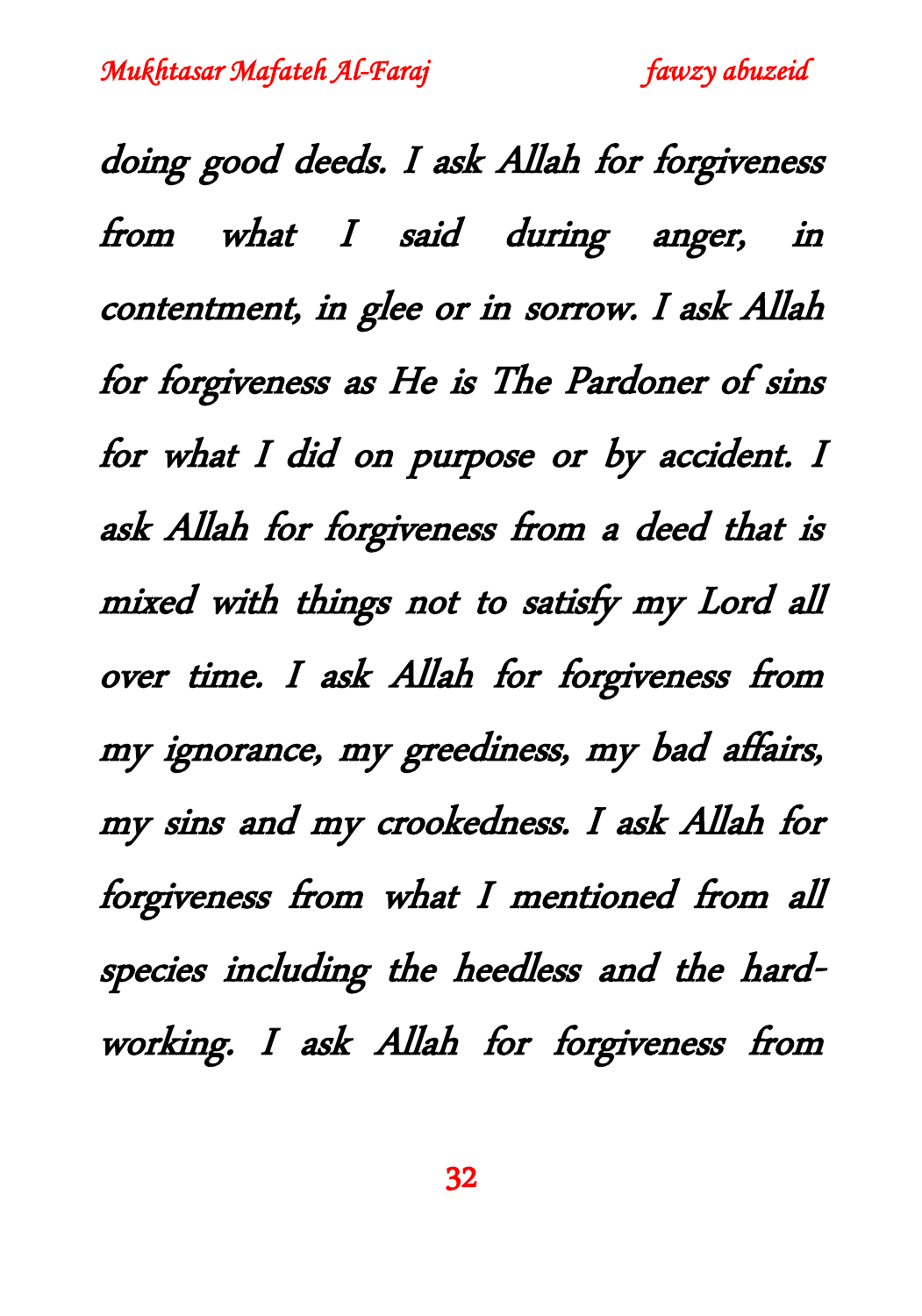doing good deeds. I ask Allah for forgiveness from what I said during anger, in contentment, in glee or in sorrow. I ask Allah for forgiveness as He is The Pardoner of sins for what I did on purpose or by accident. I ask Allah for forgiveness from a deed that is mixed with things not to satisfy my Lord all over time. I ask Allah for forgiveness from my ignorance, my greediness, my bad affairs, my sins and my crookedness. I ask Allah for forgiveness from what I mentioned from all species including the heedless and the hard-working. I ask Allah for forgiveness from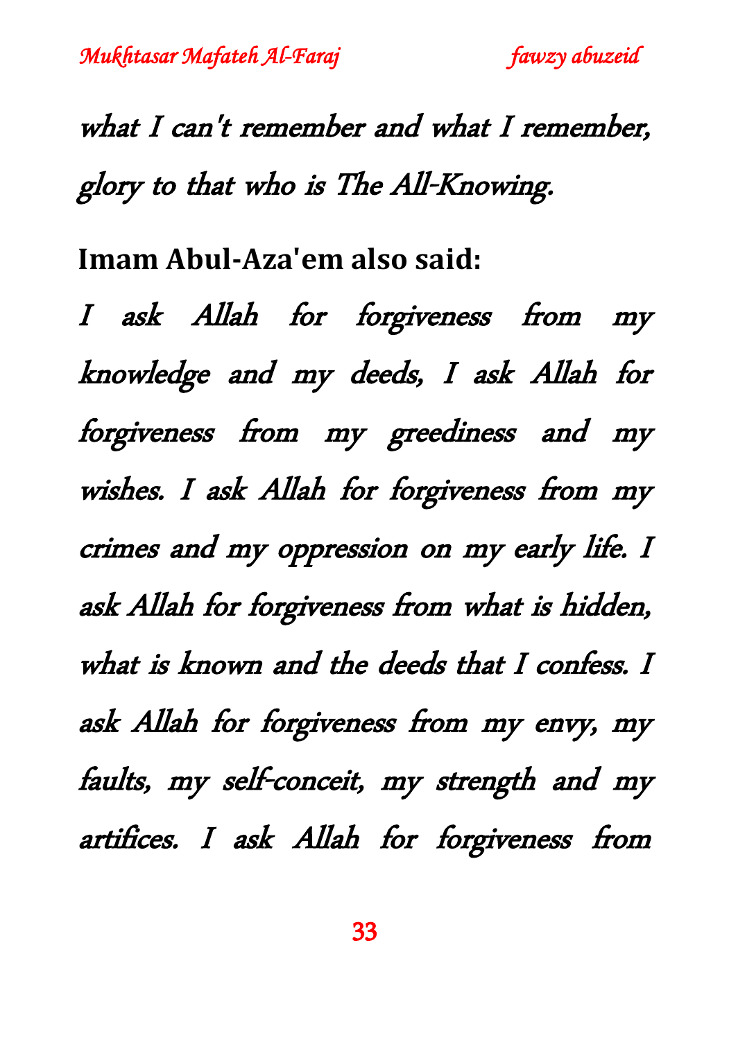*what I can't remember and what I remember, glory to that who is The All-Knowing.*

**Imam Abul-Aza'em also said:**

*I ask Allah for forgiveness from my knowledge and my deeds, I ask Allah for forgiveness from my greediness and my wishes. I ask Allah for forgiveness from my crimes and my oppression on my early life. I ask Allah for forgiveness from what is hidden, what is known and the deeds that I confess. I ask Allah for forgiveness from my envy, my faults, my self-conceit, my strength and my artifices. I ask Allah for forgiveness from*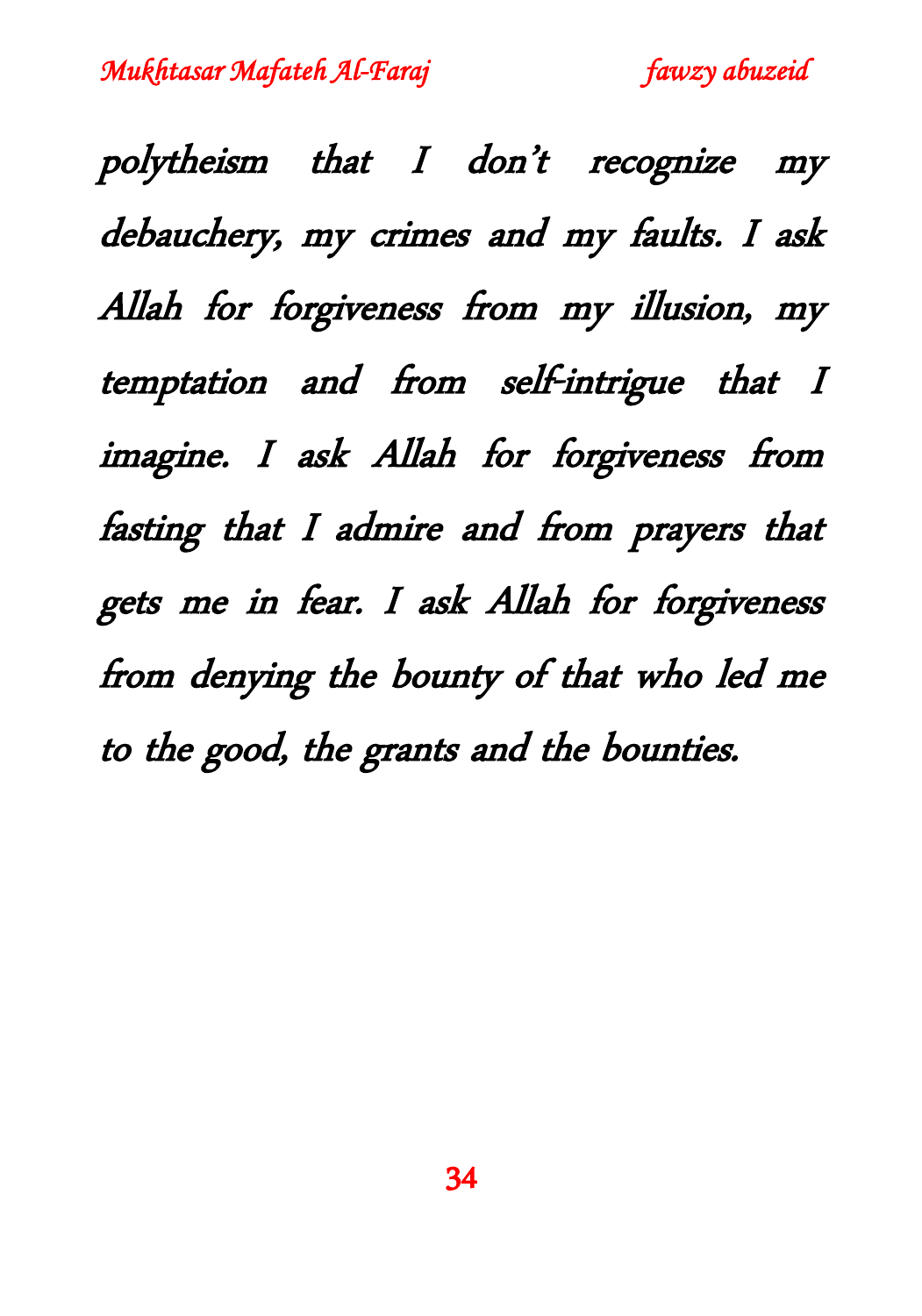*polytheism that I don't recognize my debauchery, my crimes and my faults. I ask Allah for forgiveness from my illusion, my temptation and from self-intrigue that I imagine. I ask Allah for forgiveness from fasting that I admire and from prayers that gets me in fear. I ask Allah for forgiveness from denying the bounty of that who led me to the good, the grants and the bounties.*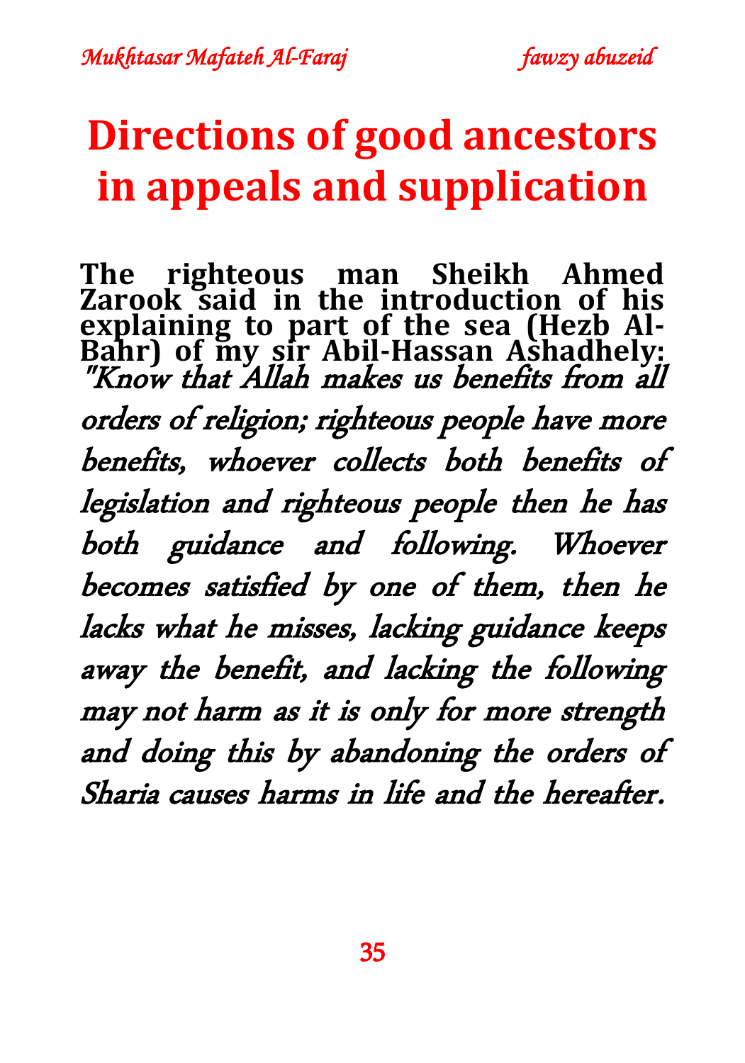# Directions of good ancestors in appeals and supplication

**The righteous man Sheikh Ahmed Zarook said in the introduction of his explaining to part of the sea (Hezb Al-Bahr) of my sir Abil-Hassan Ashadhely:** *"Know that Allah makes us benefits from all orders of religion; righteous people have more benefits, whoever collects both benefits of legislation and righteous people then he has both guidance and following. Whoever becomes satisfied by one of them, then he lacks what he misses, lacking guidance keeps away the benefit, and lacking the following may not harm as it is only for more strength and doing this by abandoning the orders of Sharia causes harms in life and the hereafter.*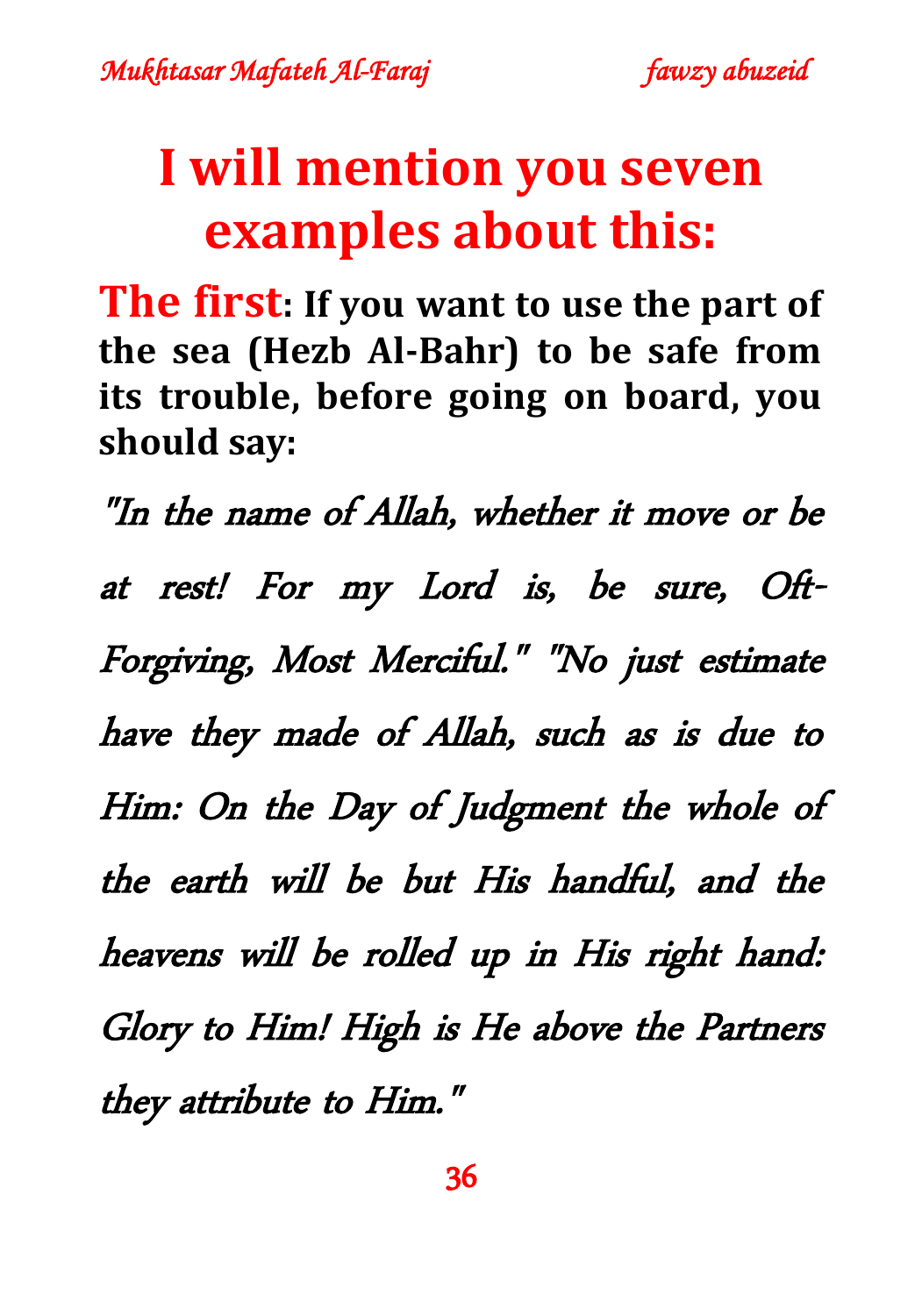# I will mention you seven examples about this:

**The first: If you want to use the part of the sea (Hezb Al-Bahr) to be safe from its trouble, before going on board, you should say:**

*"In the name of Allah, whether it move or be at rest! For my Lord is, be sure, Oft-Forgiving, Most Merciful." "No just estimate have they made of Allah, such as is due to Him: On the Day of Judgment the whole of the earth will be but His handful, and the heavens will be rolled up in His right hand: Glory to Him! High is He above the Partners they attribute to Him."*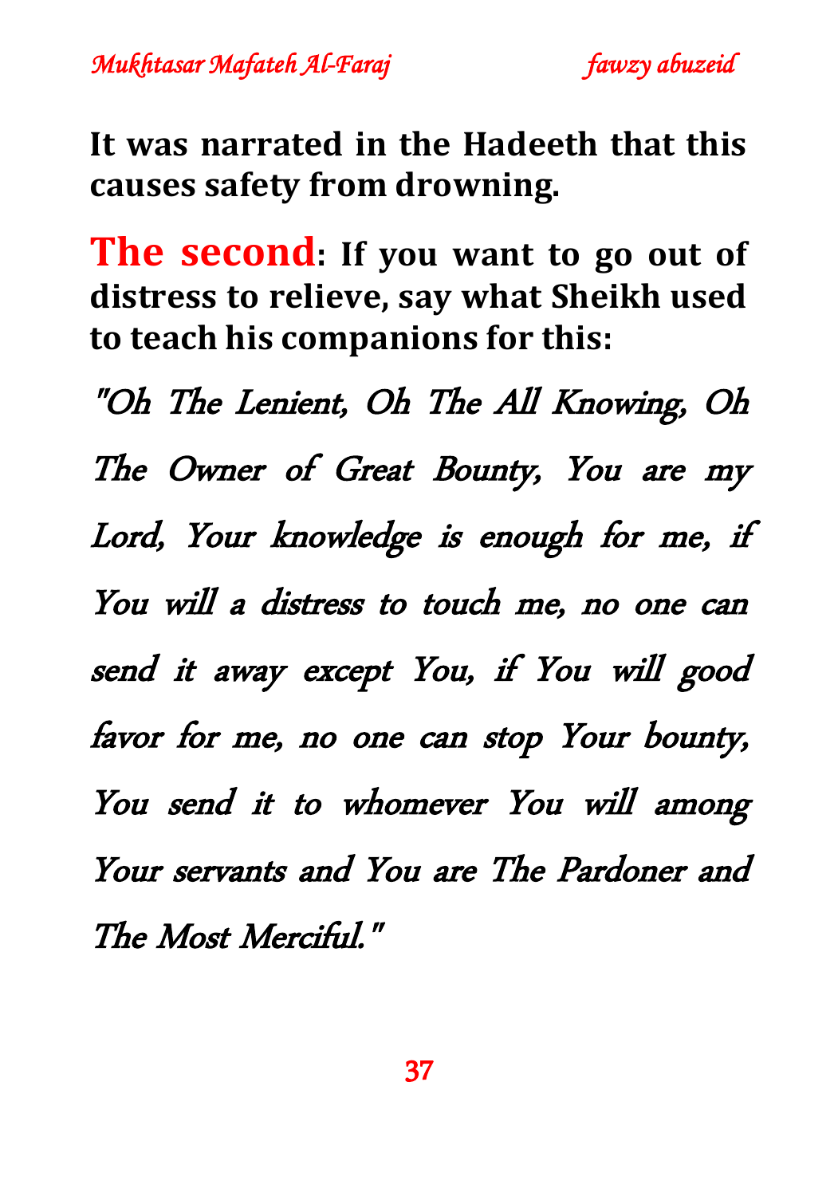**It was narrated in the Hadeeth that this causes safety from drowning.**

**The second: If you want to go out of distress to relieve, say what Sheikh used to teach his companions for this:**

*"Oh The Lenient, Oh The All Knowing, Oh The Owner of Great Bounty, You are my Lord, Your knowledge is enough for me, if You will a distress to touch me, no one can send it away except You, if You will good favor for me, no one can stop Your bounty, You send it to whomever You will among Your servants and You are The Pardoner and The Most Merciful."*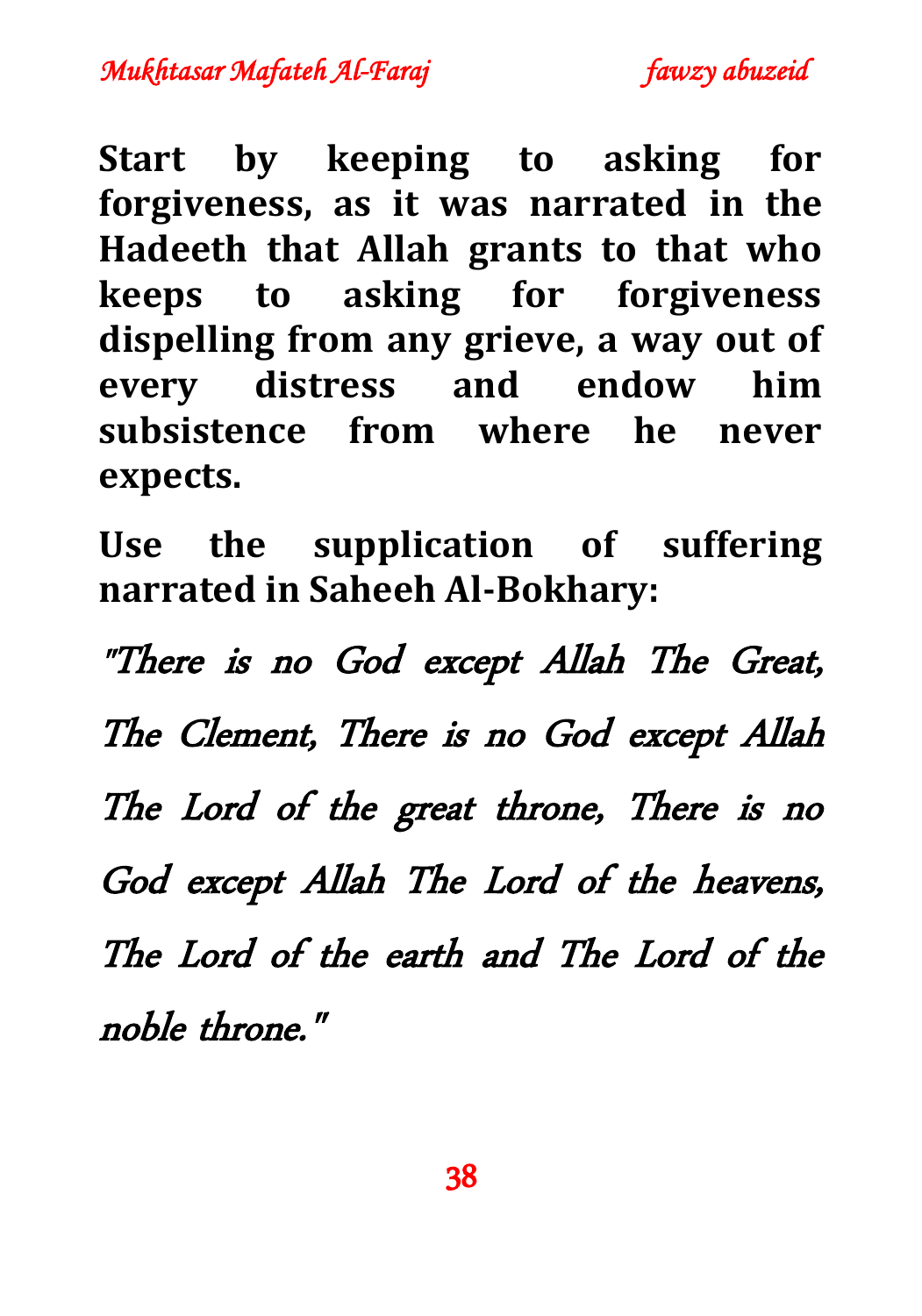**Start by keeping to asking for forgiveness, as it was narrated in the Hadeeth that Allah grants to that who keeps to asking for forgiveness dispelling from any grieve, a way out of every distress and endow him subsistence from where he never expects.**

**Use the supplication of suffering narrated in Saheeh Al-Bokhary:**

*"There is no God except Allah The Great, The Clement, There is no God except Allah The Lord of the great throne, There is no God except Allah The Lord of the heavens, The Lord of the earth and The Lord of the noble throne."*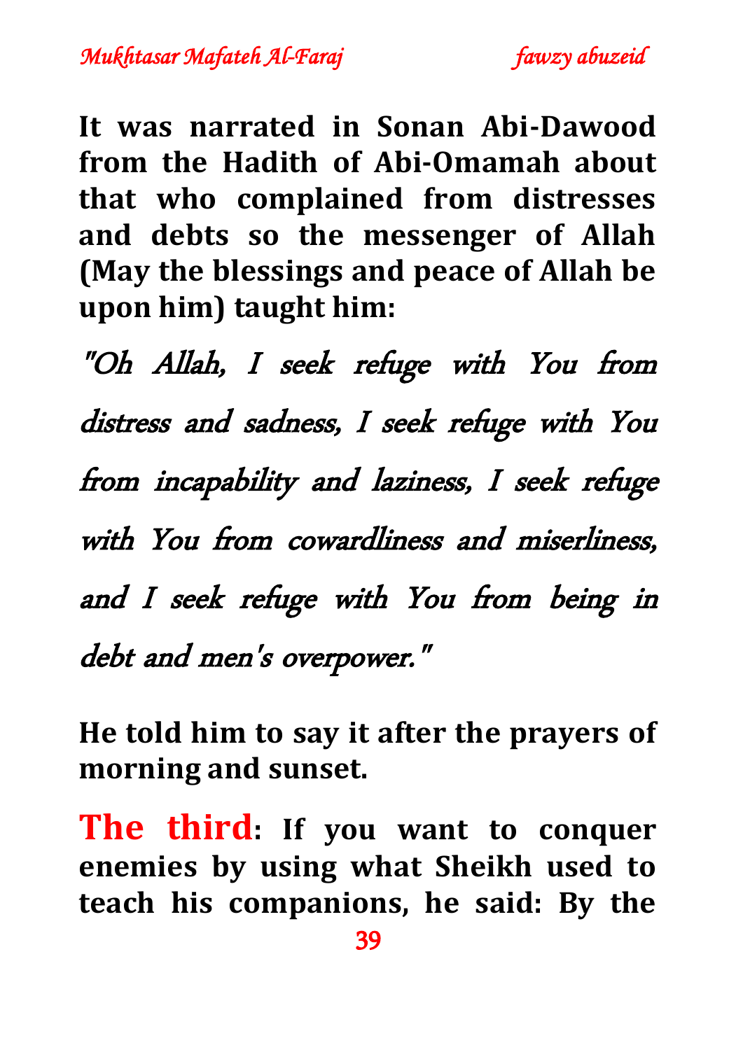**It was narrated in Sonan Abi-Dawood from the Hadith of Abi-Omamah about that who complained from distresses and debts so the messenger of Allah (May the blessings and peace of Allah be upon him) taught him:**

*"Oh Allah, I seek refuge with You from distress and sadness, I seek refuge with You from incapability and laziness, I seek refuge with You from cowardliness and miserliness, and I seek refuge with You from being in debt and men's overpower."*

**He told him to say it after the prayers of morning and sunset.**

**The third: If you want to conquer enemies by using what Sheikh used to teach his companions, he said: By the**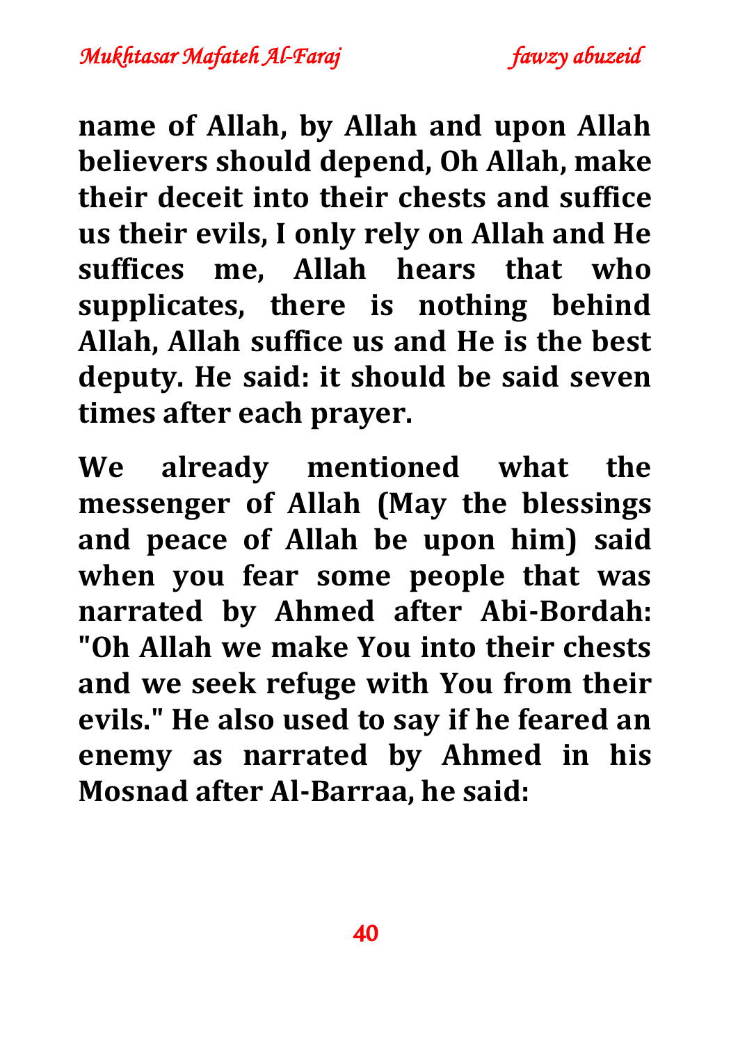**name of Allah, by Allah and upon Allah believers should depend, Oh Allah, make their deceit into their chests and suffice us their evils, I only rely on Allah and He suffices me, Allah hears that who supplicates, there is nothing behind Allah, Allah suffice us and He is the best deputy. He said: it should be said seven times after each prayer.**

**We already mentioned what the messenger of Allah (May the blessings and peace of Allah be upon him) said when you fear some people that was narrated by Ahmed after Abi-Bordah: "Oh Allah we make You into their chests and we seek refuge with You from their evils." He also used to say if he feared an enemy as narrated by Ahmed in his Mosnad after Al-Barraa, he said:**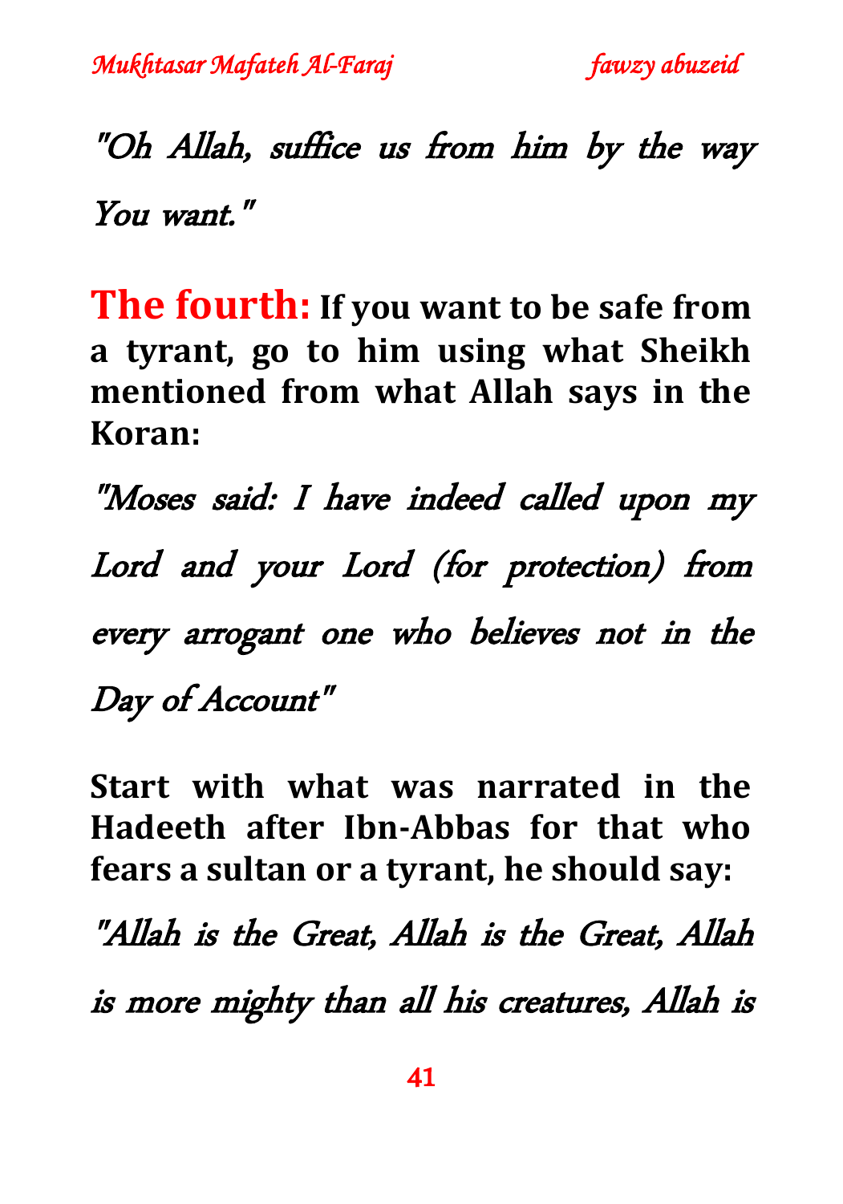*"Oh Allah, suffice us from him by the way You want."*

**The fourth: If you want to be safe from a tyrant, go to him using what Sheikh mentioned from what Allah says in the Koran:**

*"Moses said: I have indeed called upon my Lord and your Lord (for protection) from every arrogant one who believes not in the Day of Account"*

**Start with what was narrated in the Hadeeth after Ibn-Abbas for that who fears a sultan or a tyrant, he should say:**

*"Allah is the Great, Allah is the Great, Allah is more mighty than all his creatures, Allah is*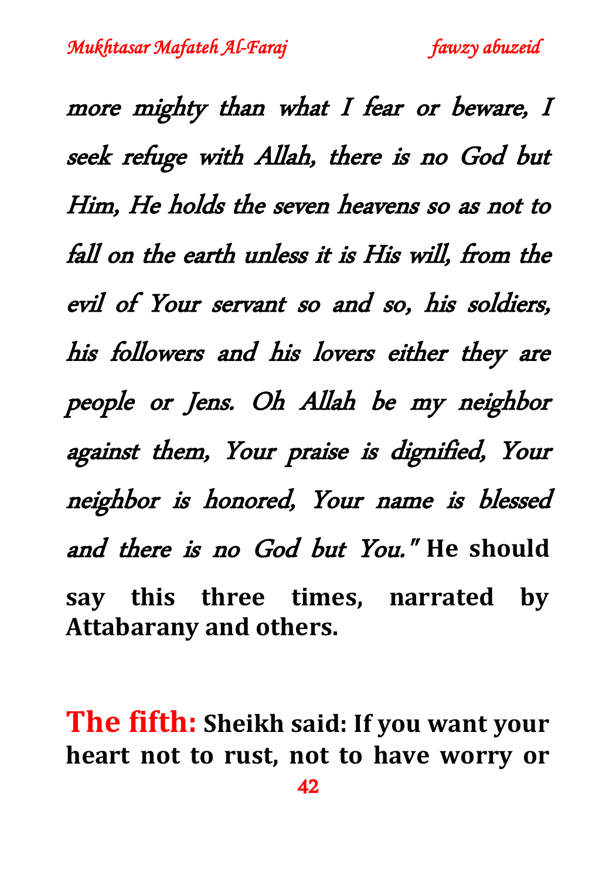*more mighty than what I fear or beware, I seek refuge with Allah, there is no God but Him, He holds the seven heavens so as not to fall on the earth unless it is His will, from the evil of Your servant so and so, his soldiers, his followers and his lovers either they are people or Jens. Oh Allah be my neighbor against them, Your praise is dignified, Your neighbor is honored, Your name is blessed and there is no God but You."* **He should say this three times, narrated by Attabarany and others.**

**The fifth: Sheikh said: If you want your heart not to rust, not to have worry or**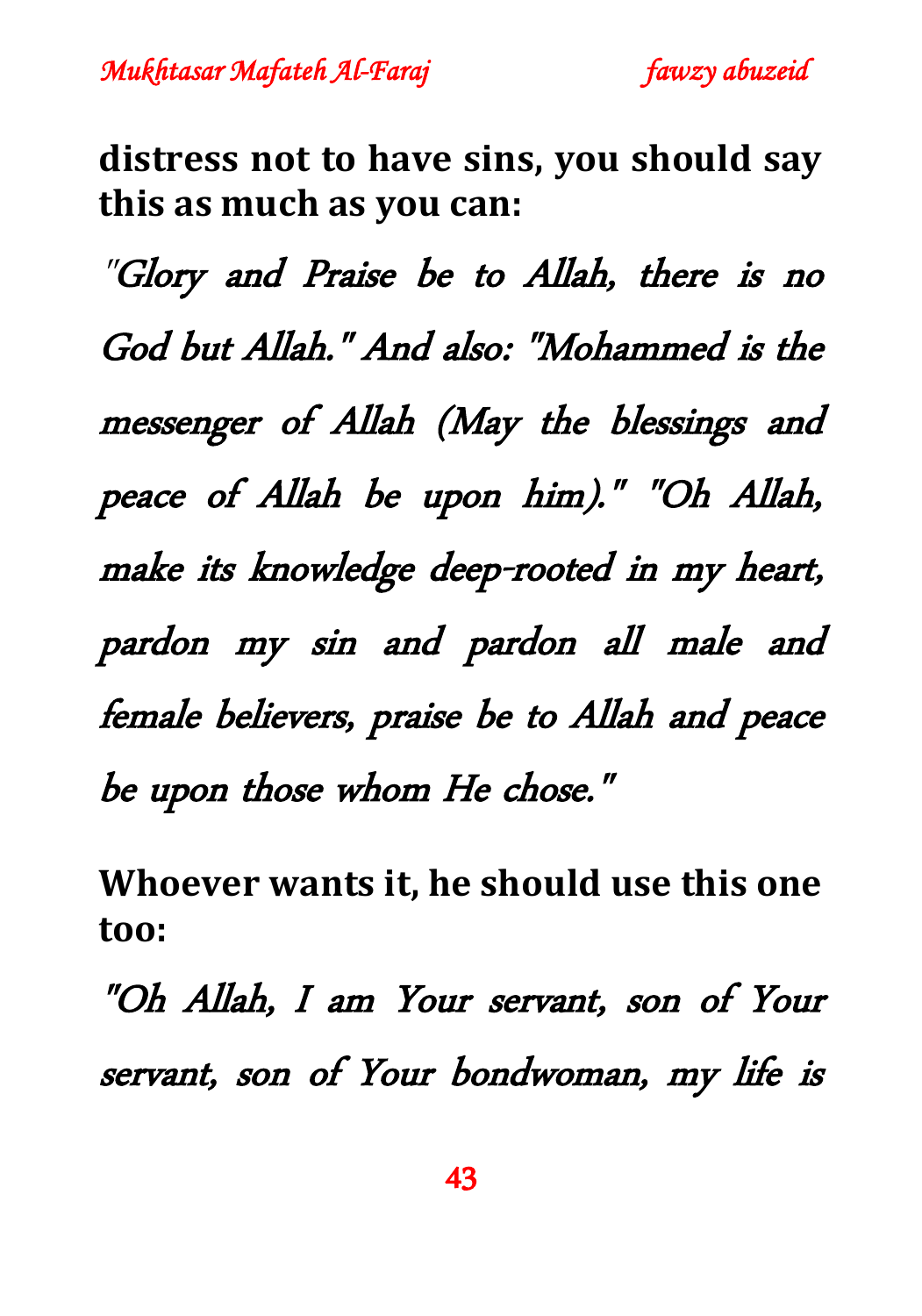**distress not to have sins, you should say this as much as you can:**

*"Glory and Praise be to Allah, there is no God but Allah." And also: "Mohammed is the messenger of Allah (May the blessings and peace of Allah be upon him)." "Oh Allah, make its knowledge deep-rooted in my heart, pardon my sin and pardon all male and female believers, praise be to Allah and peace be upon those whom He chose."*

**Whoever wants it, he should use this one too:**

*"Oh Allah, I am Your servant, son of Your servant, son of Your bondwoman, my life is*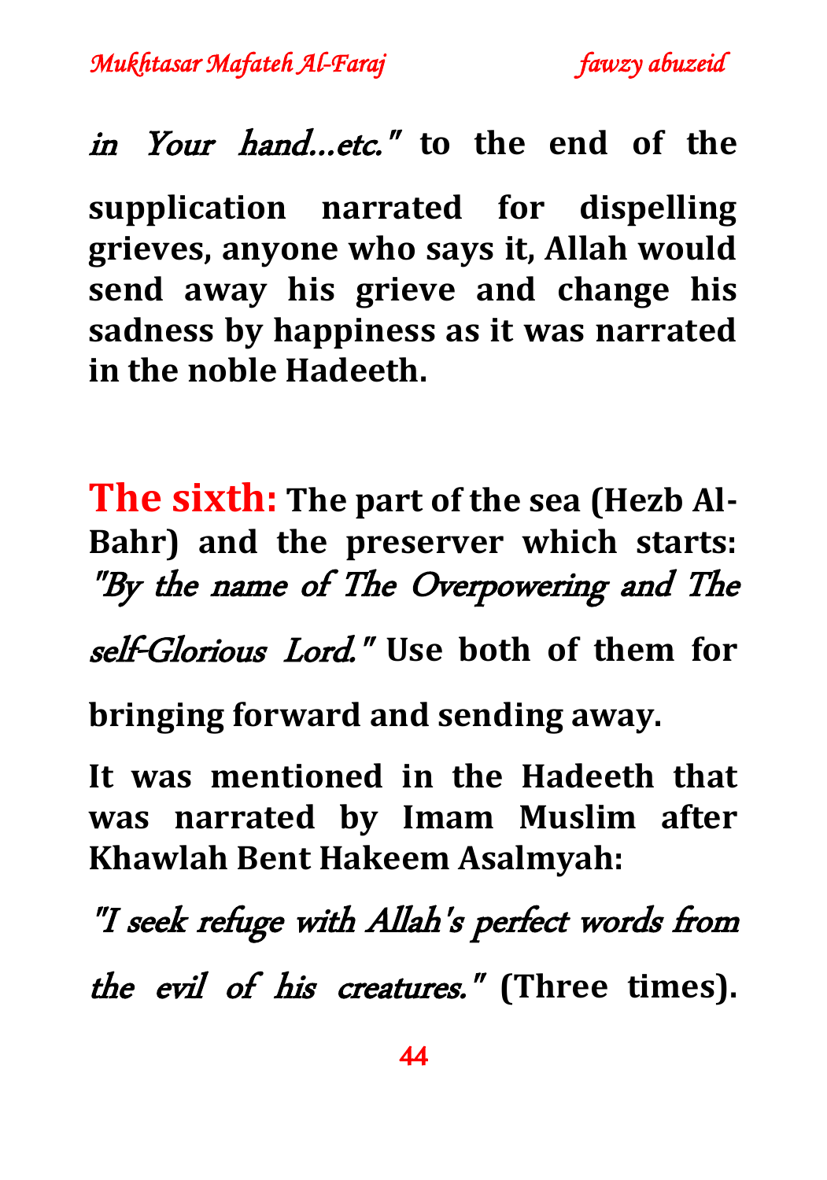*in Your hand...etc."* **to the end of the supplication narrated for dispelling grieves, anyone who says it, Allah would send away his grieve and change his sadness by happiness as it was narrated in the noble Hadeeth.**

**The sixth:** **The part of the sea (Hezb Al-Bahr) and the preserver which starts:** *"By the name of The Overpowering and The self-Glorious Lord."* **Use both of them for bringing forward and sending away.**

**It was mentioned in the Hadeeth that was narrated by Imam Muslim after Khawlah Bent Hakeem Asalmyah:**

*"I seek refuge with Allah's perfect words from the evil of his creatures."* **(Three times).**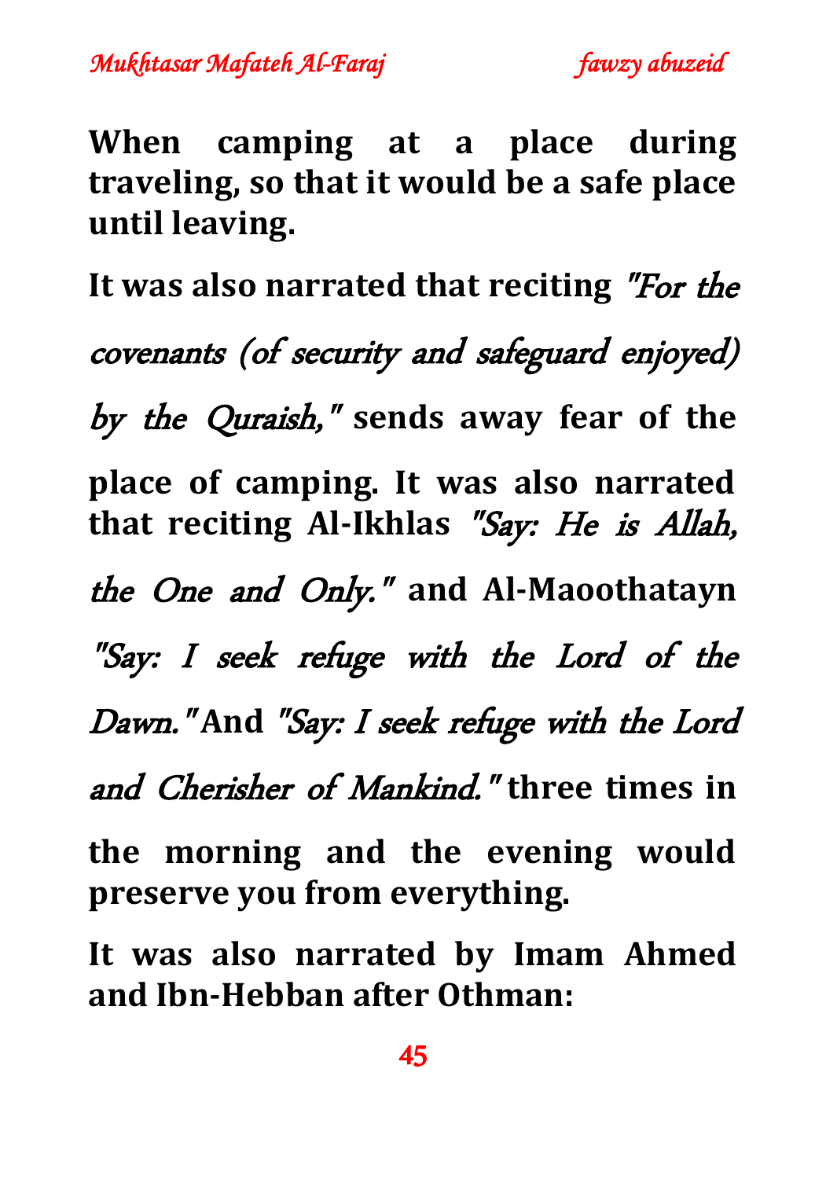**When camping at a place during traveling, so that it would be a safe place until leaving.**

**It was also narrated that reciting** *"For the covenants (of security and safeguard enjoyed) by the Quraish,"* **sends away fear of the place of camping. It was also narrated that reciting Al-Ikhlas** *"Say: He is Allah, the One and Only."* **and Al-Maoothatayn** *"Say: I seek refuge with the Lord of the Dawn."* **And** *"Say: I seek refuge with the Lord and Cherisher of Mankind."* **three times in the morning and the evening would preserve you from everything.**

**It was also narrated by Imam Ahmed and Ibn-Hebban after Othman:**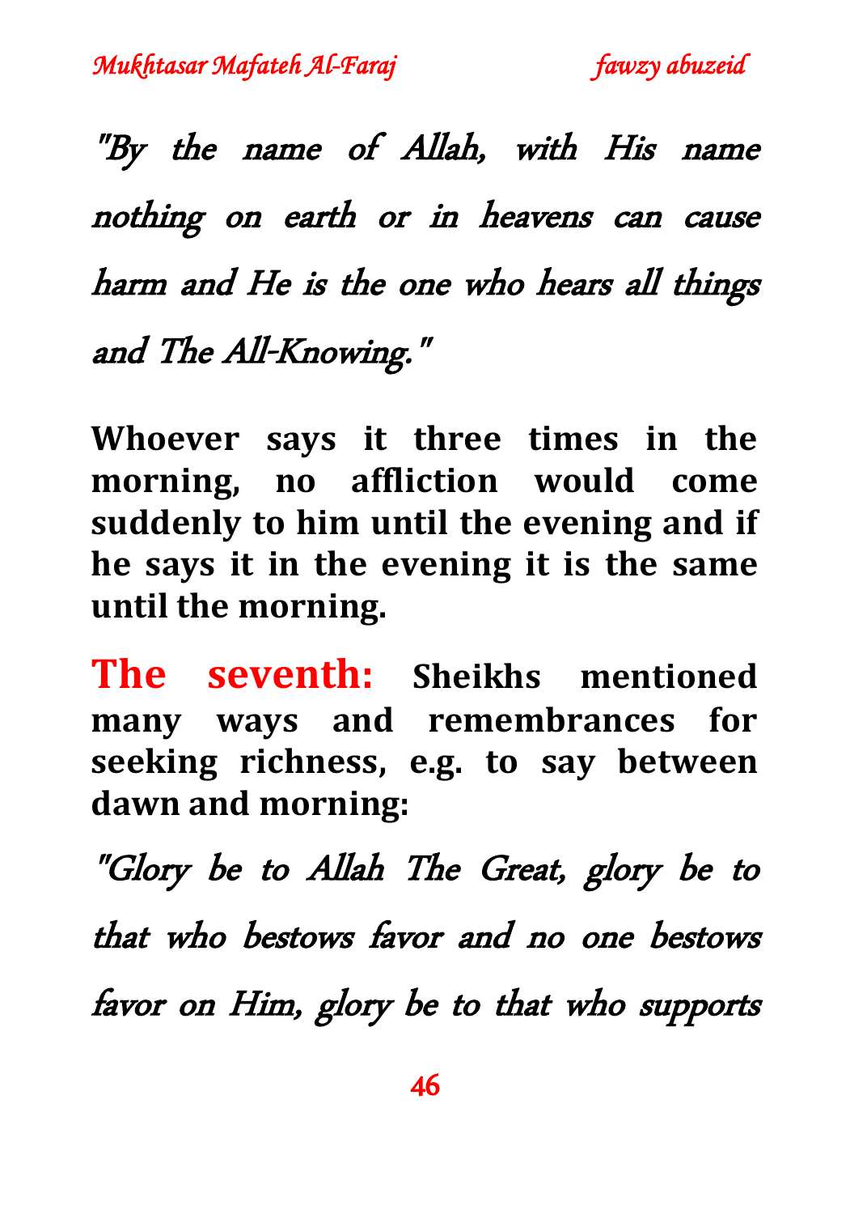*"By the name of Allah, with His name nothing on earth or in heavens can cause harm and He is the one who hears all things and The All-Knowing."*

**Whoever says it three times in the morning, no affliction would come suddenly to him until the evening and if he says it in the evening it is the same until the morning.**

**The seventh: Sheikhs mentioned many ways and remembrances for seeking richness, e.g. to say between dawn and morning:**

*"Glory be to Allah The Great, glory be to that who bestows favor and no one bestows favor on Him, glory be to that who supports*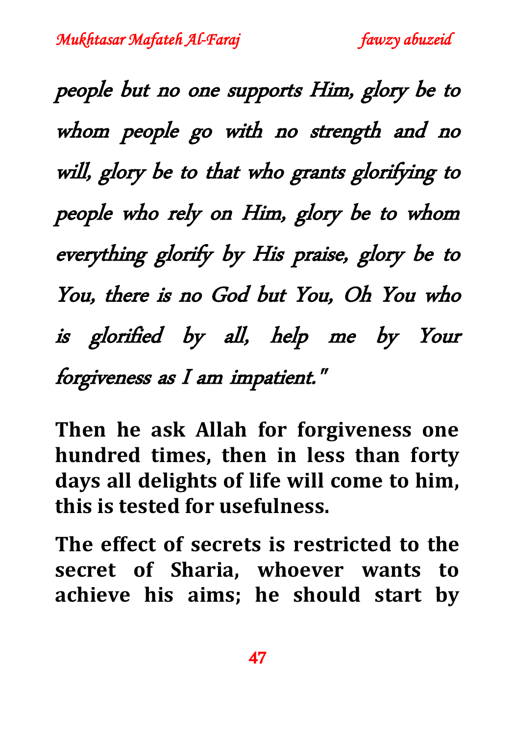*people but no one supports Him, glory be to whom people go with no strength and no will, glory be to that who grants glorifying to people who rely on Him, glory be to whom everything glorify by His praise, glory be to You, there is no God but You, Oh You who is glorified by all, help me by Your forgiveness as I am impatient."*

**Then he ask Allah for forgiveness one hundred times, then in less than forty days all delights of life will come to him, this is tested for usefulness.**

**The effect of secrets is restricted to the secret of Sharia, whoever wants to achieve his aims; he should start by**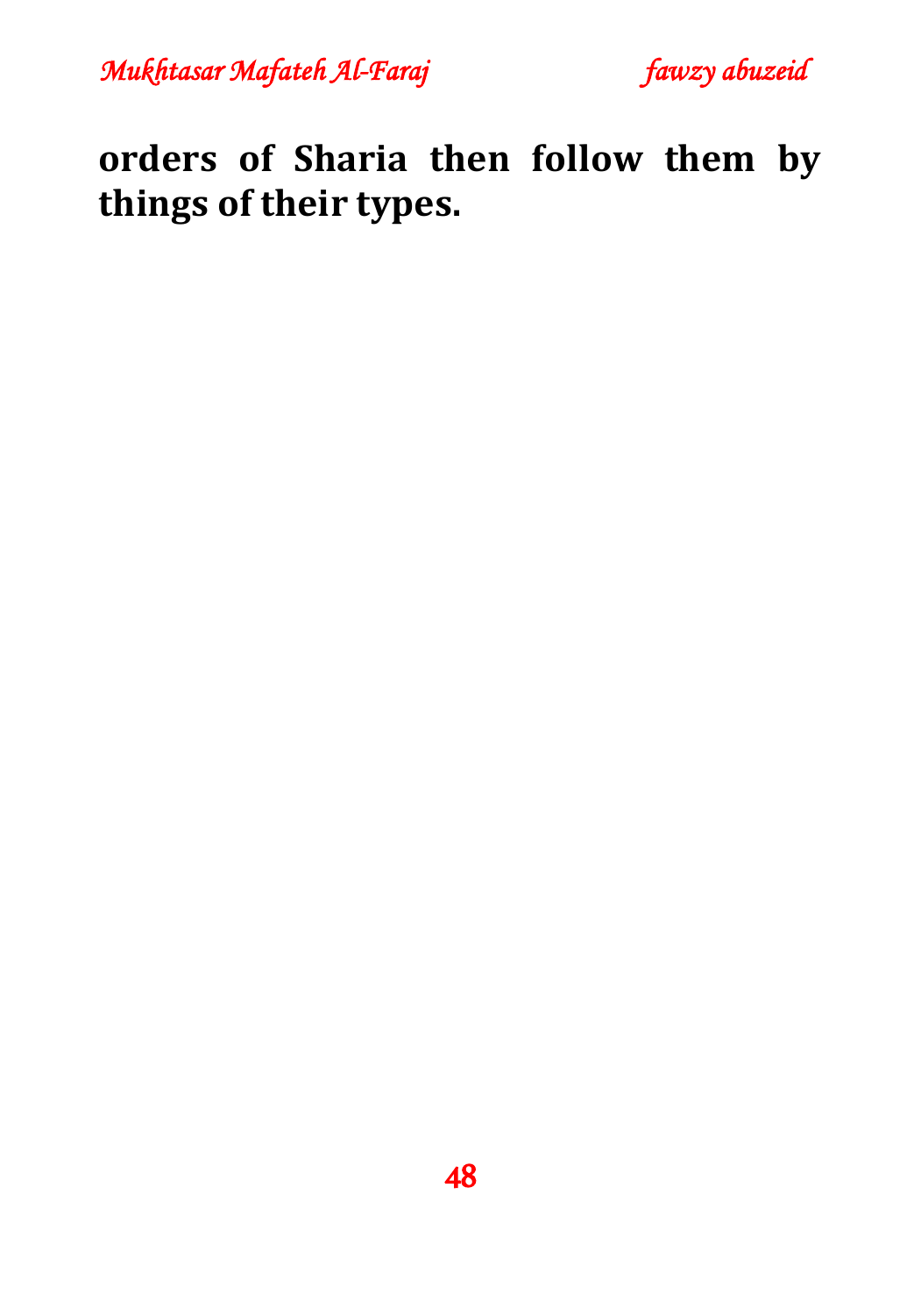**orders of Sharia then follow them by things of their types.**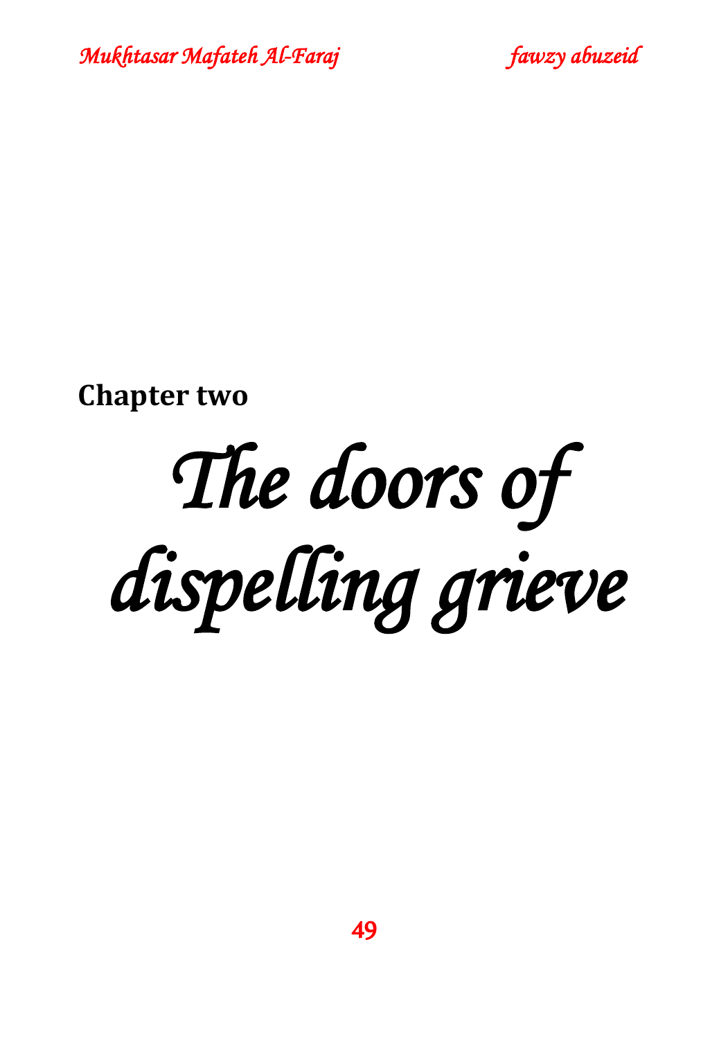**Chapter two**

# *The doors of dispelling grieve*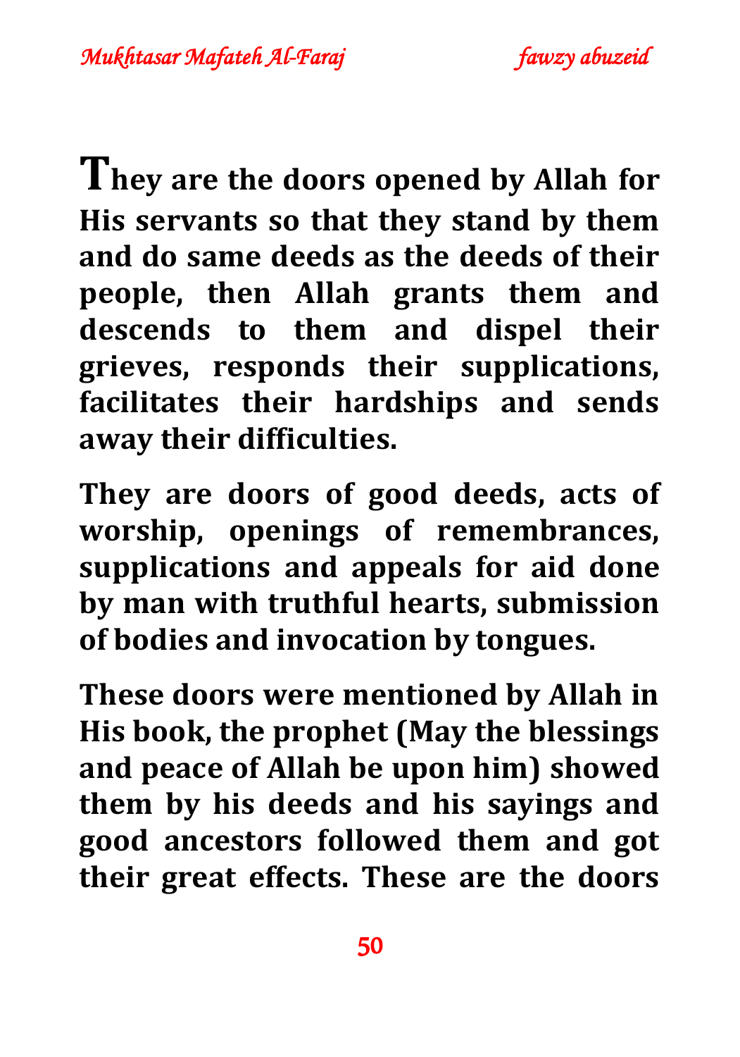**They are the doors opened by Allah for His servants so that they stand by them and do same deeds as the deeds of their people, then Allah grants them and descends to them and dispel their grieves, responds their supplications, facilitates their hardships and sends away their difficulties.**

**They are doors of good deeds, acts of worship, openings of remembrances, supplications and appeals for aid done by man with truthful hearts, submission of bodies and invocation by tongues.**

**These doors were mentioned by Allah in His book, the prophet (May the blessings and peace of Allah be upon him) showed them by his deeds and his sayings and good ancestors followed them and got their great effects. These are the doors**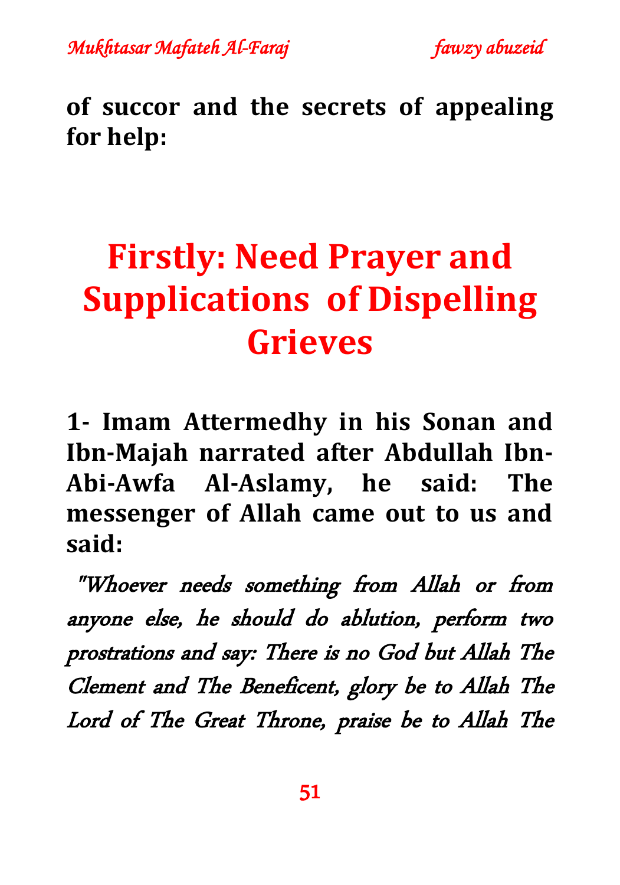**of succor and the secrets of appealing for help:**

# Firstly: Need Prayer and Supplications of Dispelling Grieves

**1- Imam Attermedhy in his Sonan and Ibn-Majah narrated after Abdullah Ibn-Abi-Awfa Al-Aslamy, he said: The messenger of Allah came out to us and said:**

*"Whoever needs something from Allah or from anyone else, he should do ablution, perform two prostrations and say: There is no God but Allah The Clement and The Beneficent, glory be to Allah The Lord of The Great Throne, praise be to Allah The*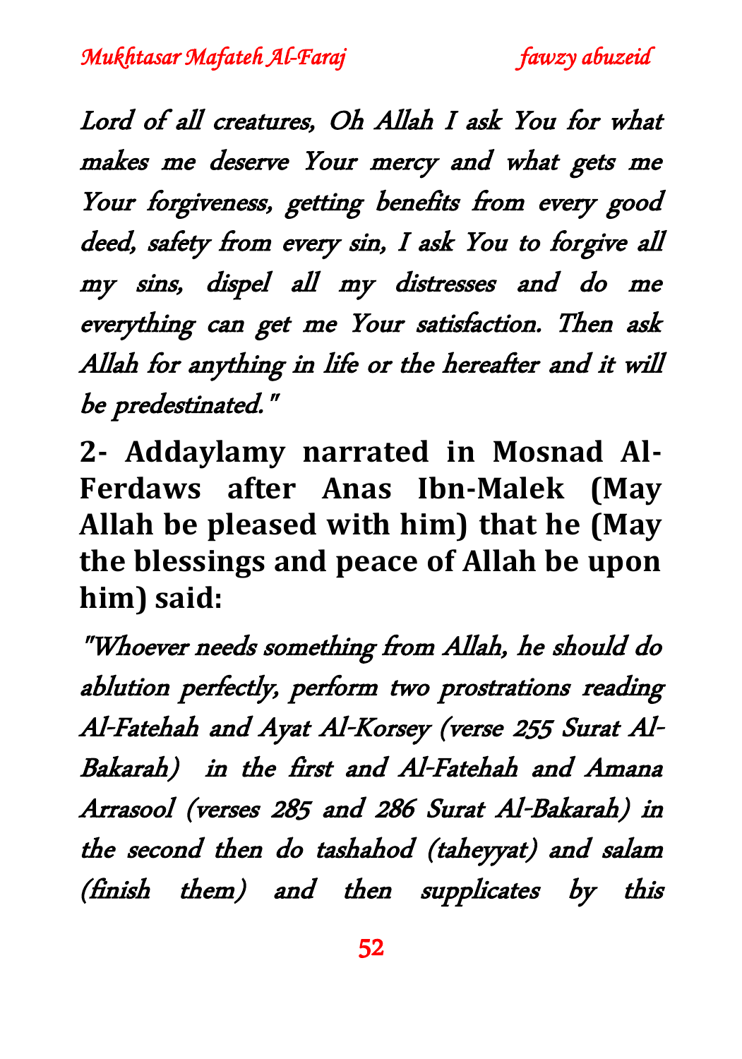*Lord of all creatures, Oh Allah I ask You for what makes me deserve Your mercy and what gets me Your forgiveness, getting benefits from every good deed, safety from every sin, I ask You to forgive all my sins, dispel all my distresses and do me everything can get me Your satisfaction. Then ask Allah for anything in life or the hereafter and it will be predestinated."*

**2- Addaylamy narrated in Mosnad Al-Ferdaws after Anas Ibn-Malek (May Allah be pleased with him) that he (May the blessings and peace of Allah be upon him) said:**

*"Whoever needs something from Allah, he should do ablution perfectly, perform two prostrations reading Al-Fatehah and Ayat Al-Korsey (verse 255 Surat Al-Bakarah) in the first and Al-Fatehah and Amana Arrasool (verses 285 and 286 Surat Al-Bakarah) in the second then do tashahod (taheyyat) and salam (finish them) and then supplicates by this*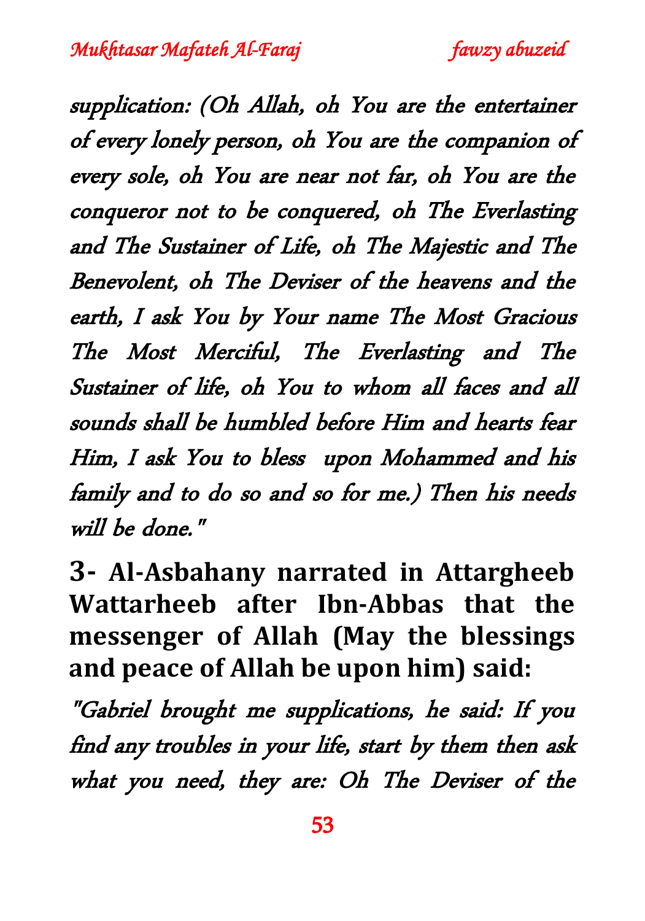*supplication: (Oh Allah, oh You are the entertainer of every lonely person, oh You are the companion of every sole, oh You are near not far, oh You are the conqueror not to be conquered, oh The Everlasting and The Sustainer of Life, oh The Majestic and The Benevolent, oh The Deviser of the heavens and the earth, I ask You by Your name The Most Gracious The Most Merciful, The Everlasting and The Sustainer of life, oh You to whom all faces and all sounds shall be humbled before Him and hearts fear Him, I ask You to bless upon Mohammed and his family and to do so and so for me.) Then his needs will be done."*

**3- Al-Asbahany narrated in Attargheeb Wattarheeb after Ibn-Abbas that the messenger of Allah (May the blessings and peace of Allah be upon him) said:**

*"Gabriel brought me supplications, he said: If you find any troubles in your life, start by them then ask what you need, they are: Oh The Deviser of the*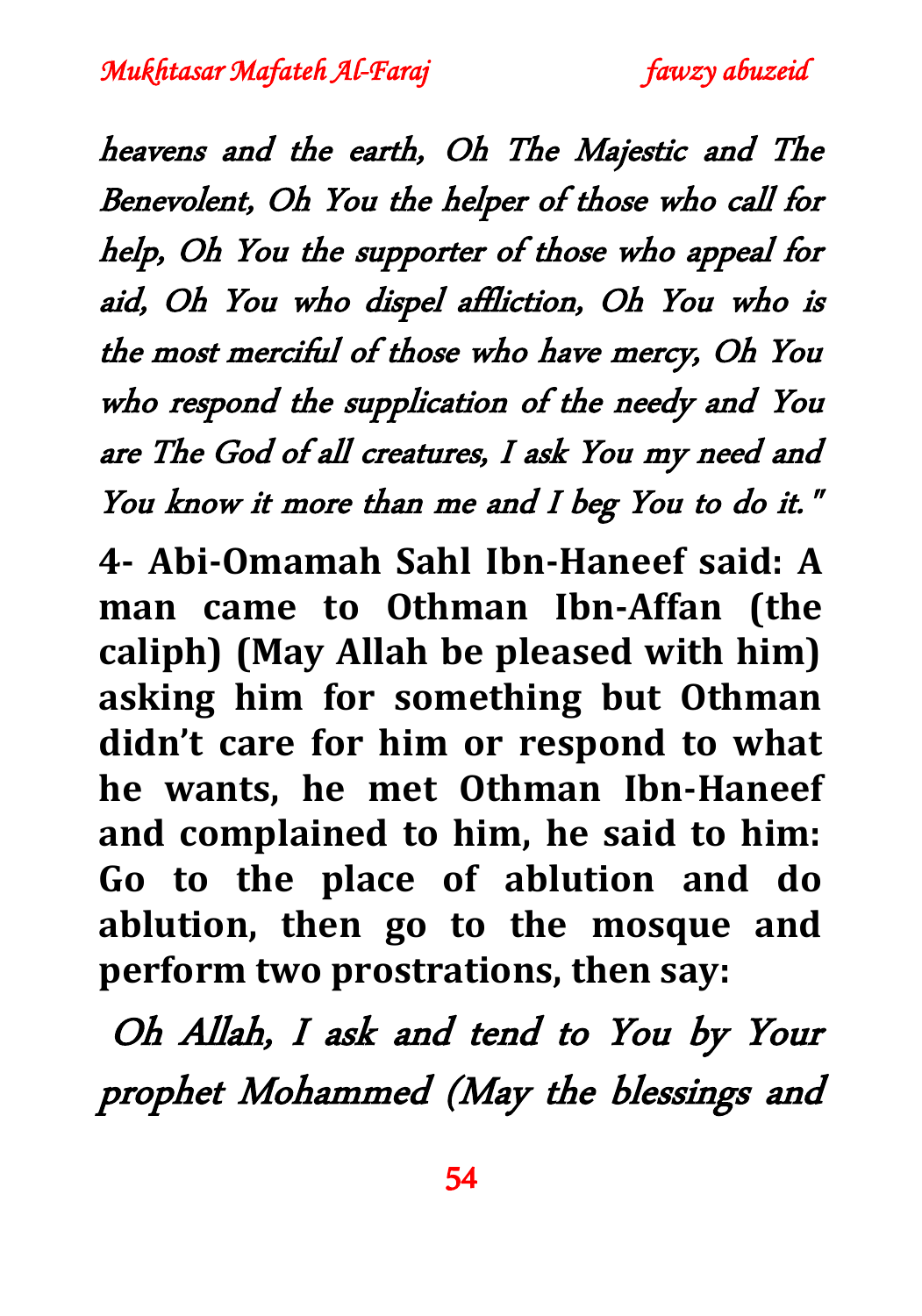*heavens and the earth, Oh The Majestic and The Benevolent, Oh You the helper of those who call for help, Oh You the supporter of those who appeal for aid, Oh You who dispel affliction, Oh You who is the most merciful of those who have mercy, Oh You who respond the supplication of the needy and You are The God of all creatures, I ask You my need and You know it more than me and I beg You to do it."*

**4- Abi-Omamah Sahl Ibn-Haneef said: A man came to Othman Ibn-Affan (the caliph) (May Allah be pleased with him) asking him for something but Othman didn't care for him or respond to what he wants, he met Othman Ibn-Haneef and complained to him, he said to him: Go to the place of ablution and do ablution, then go to the mosque and perform two prostrations, then say:**

*Oh Allah, I ask and tend to You by Your prophet Mohammed (May the blessings and*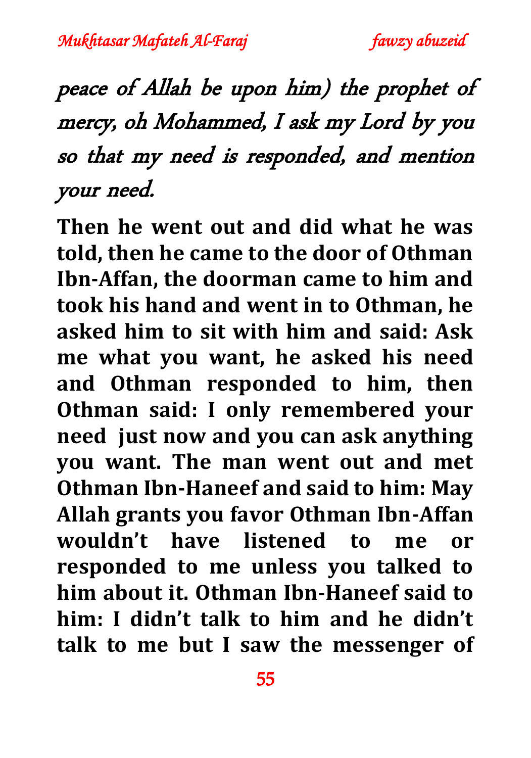*peace of Allah be upon him) the prophet of mercy, oh Mohammed, I ask my Lord by you so that my need is responded, and mention your need.*

**Then he went out and did what he was told, then he came to the door of Othman Ibn-Affan, the doorman came to him and took his hand and went in to Othman, he asked him to sit with him and said: Ask me what you want, he asked his need and Othman responded to him, then Othman said: I only remembered your need just now and you can ask anything you want. The man went out and met Othman Ibn-Haneef and said to him: May Allah grants you favor Othman Ibn-Affan wouldn't have listened to me or responded to me unless you talked to him about it. Othman Ibn-Haneef said to him: I didn't talk to him and he didn't talk to me but I saw the messenger of**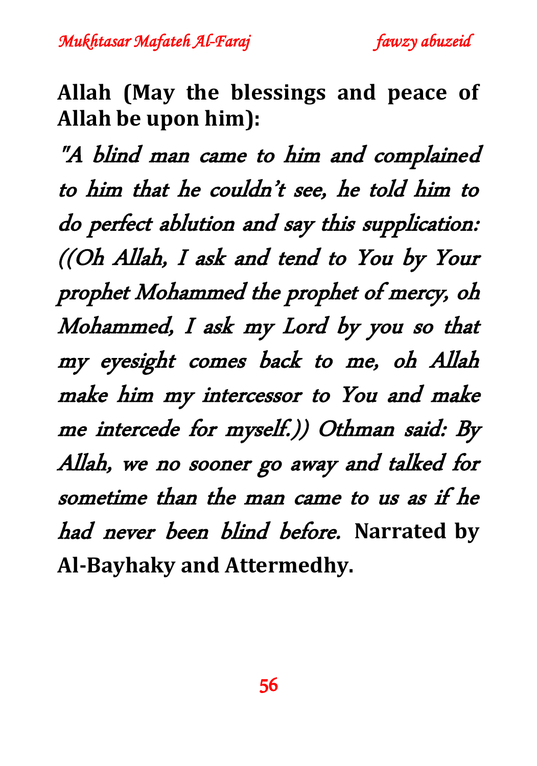**Allah (May the blessings and peace of Allah be upon him):**

*"A blind man came to him and complained to him that he couldn't see, he told him to do perfect ablution and say this supplication: ((Oh Allah, I ask and tend to You by Your prophet Mohammed the prophet of mercy, oh Mohammed, I ask my Lord by you so that my eyesight comes back to me, oh Allah make him my intercessor to You and make me intercede for myself.)) Othman said: By Allah, we no sooner go away and talked for sometime than the man came to us as if he had never been blind before.* **Narrated by Al-Bayhaky and Attermedhy.**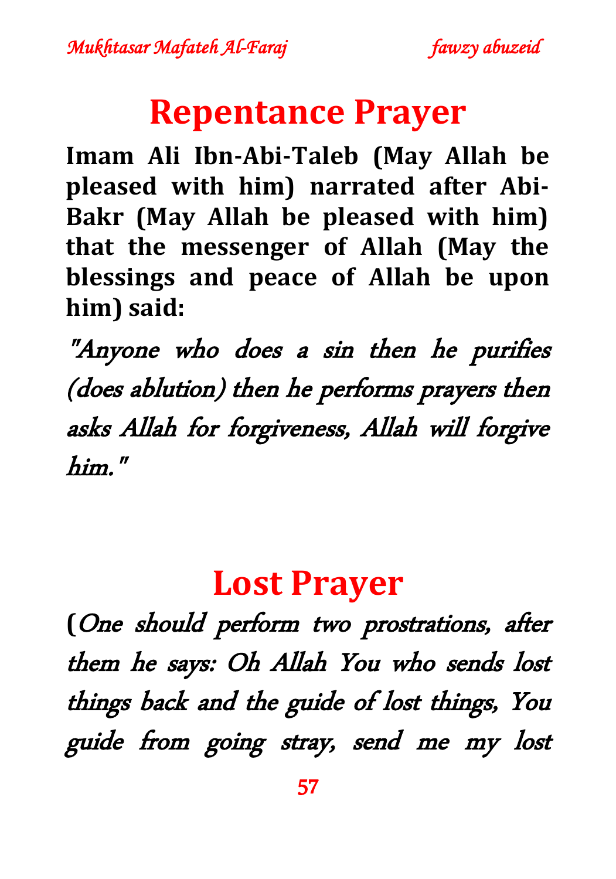# Repentance Prayer

**Imam Ali Ibn-Abi-Taleb (May Allah be pleased with him) narrated after Abi-Bakr (May Allah be pleased with him) that the messenger of Allah (May the blessings and peace of Allah be upon him) said:**

*"Anyone who does a sin then he purifies (does ablution) then he performs prayers then asks Allah for forgiveness, Allah will forgive him."*

# Lost Prayer

**(***One should perform two prostrations, after them he says: Oh Allah You who sends lost things back and the guide of lost things, You guide from going stray, send me my lost*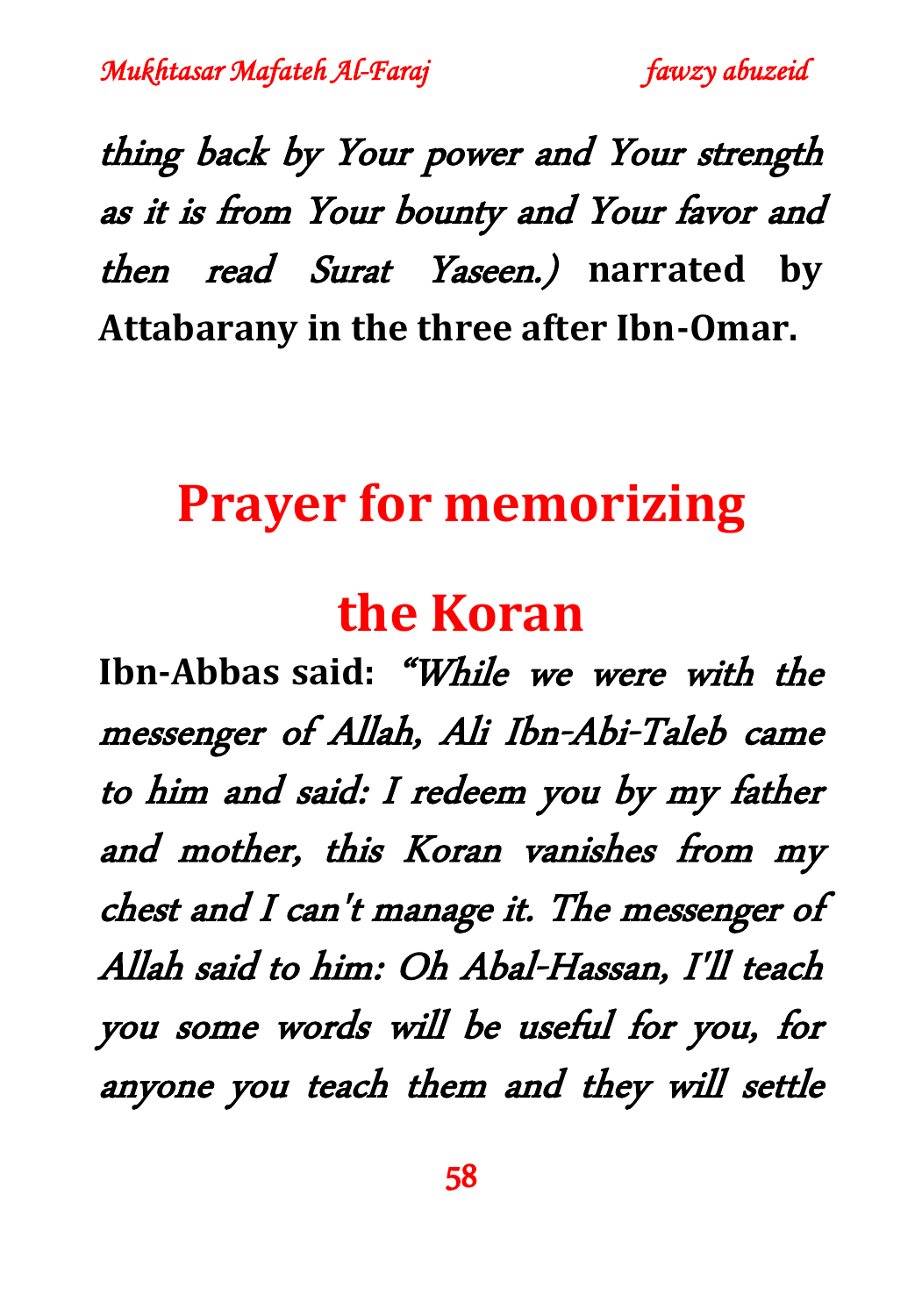*thing back by Your power and Your strength as it is from Your bounty and Your favor and then read Surat Yaseen.)* **narrated by Attabarany in the three after Ibn-Omar.**

## Prayer for memorizing the Koran

**Ibn-Abbas said:** *"While we were with the messenger of Allah, Ali Ibn-Abi-Taleb came to him and said: I redeem you by my father and mother, this Koran vanishes from my chest and I can't manage it. The messenger of Allah said to him: Oh Abal-Hassan, I'll teach you some words will be useful for you, for anyone you teach them and they will settle*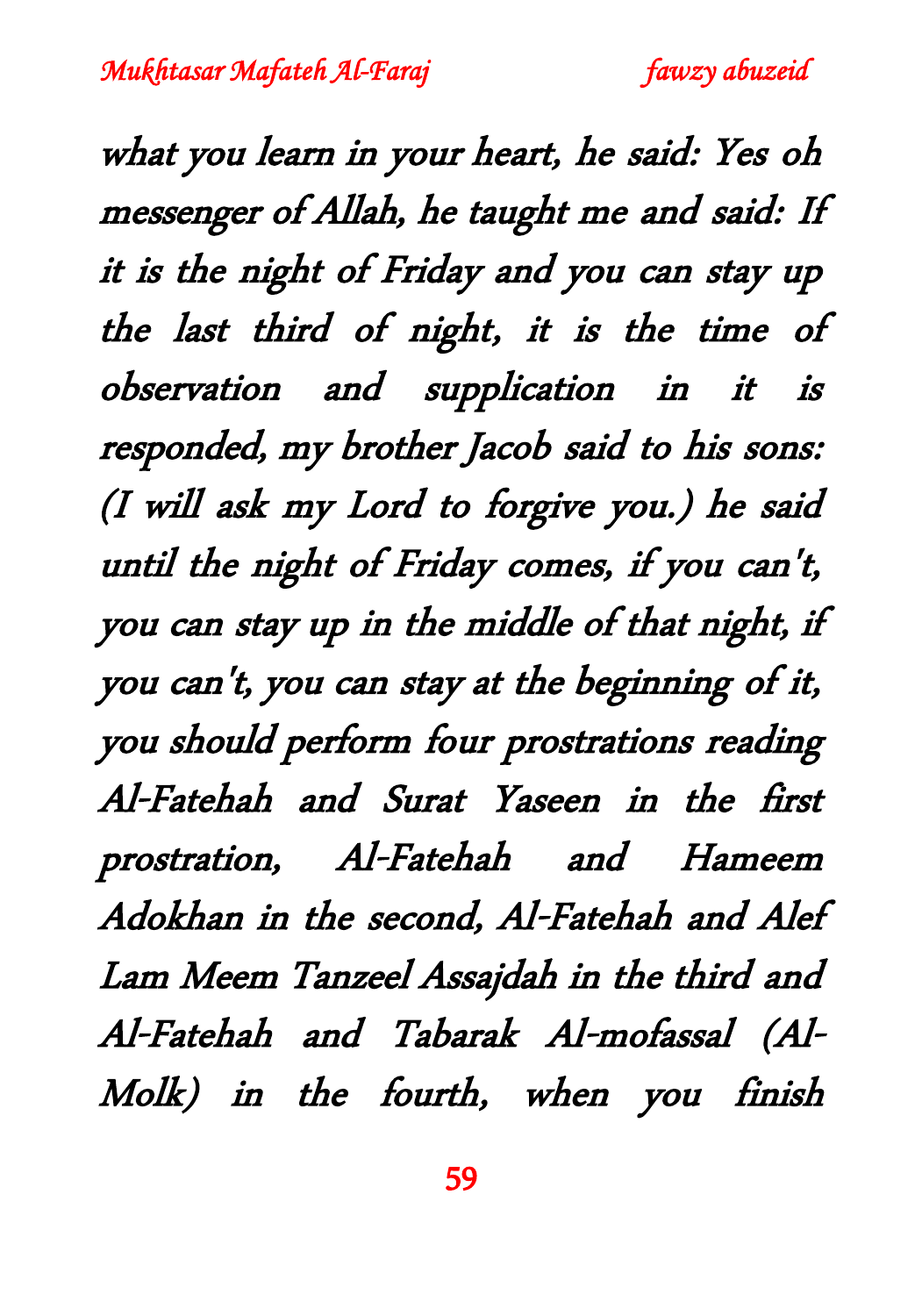*what you learn in your heart, he said: Yes oh messenger of Allah, he taught me and said: If it is the night of Friday and you can stay up the last third of night, it is the time of observation and supplication in it is responded, my brother Jacob said to his sons: (I will ask my Lord to forgive you.) he said until the night of Friday comes, if you can't, you can stay up in the middle of that night, if you can't, you can stay at the beginning of it, you should perform four prostrations reading Al-Fatehah and Surat Yaseen in the first prostration, Al-Fatehah and Hameem Adokhan in the second, Al-Fatehah and Alef Lam Meem Tanzeel Assajdah in the third and Al-Fatehah and Tabarak Al-mofassal (Al-Molk) in the fourth, when you finish*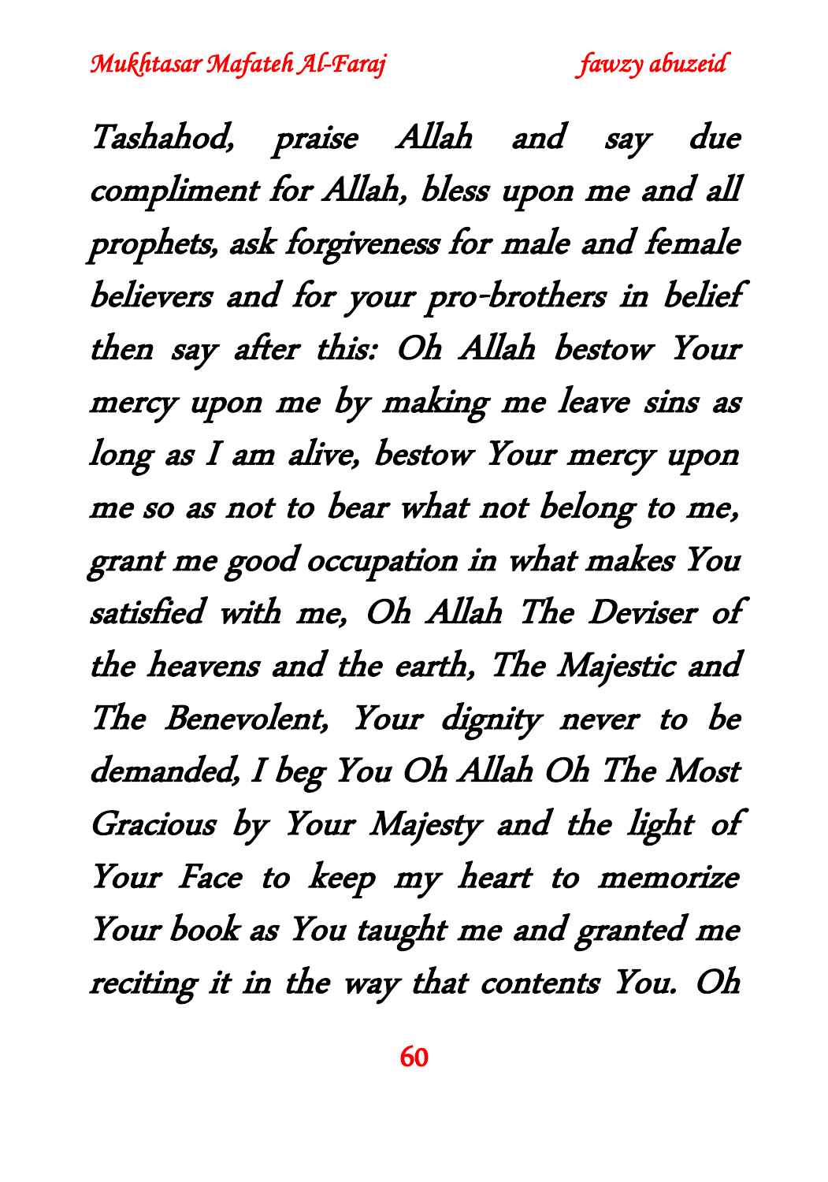*Tashahod, praise Allah and say due compliment for Allah, bless upon me and all prophets, ask forgiveness for male and female believers and for your pro-brothers in belief then say after this: Oh Allah bestow Your mercy upon me by making me leave sins as long as I am alive, bestow Your mercy upon me so as not to bear what not belong to me, grant me good occupation in what makes You satisfied with me, Oh Allah The Deviser of the heavens and the earth, The Majestic and The Benevolent, Your dignity never to be demanded, I beg You Oh Allah Oh The Most Gracious by Your Majesty and the light of Your Face to keep my heart to memorize Your book as You taught me and granted me reciting it in the way that contents You. Oh*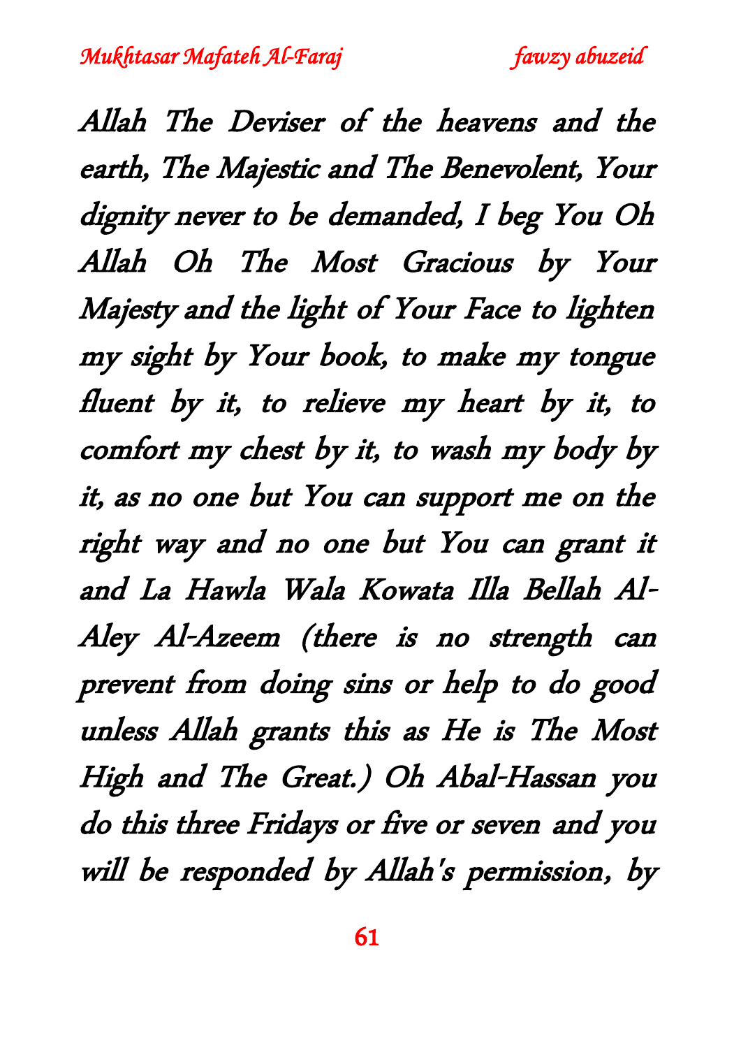*Allah The Deviser of the heavens and the earth, The Majestic and The Benevolent, Your dignity never to be demanded, I beg You Oh Allah Oh The Most Gracious by Your Majesty and the light of Your Face to lighten my sight by Your book, to make my tongue fluent by it, to relieve my heart by it, to comfort my chest by it, to wash my body by it, as no one but You can support me on the right way and no one but You can grant it and La Hawla Wala Kowata Illa Bellah Al-Aley Al-Azeem (there is no strength can prevent from doing sins or help to do good unless Allah grants this as He is The Most High and The Great.) Oh Abal-Hassan you do this three Fridays or five or seven and you will be responded by Allah's permission, by*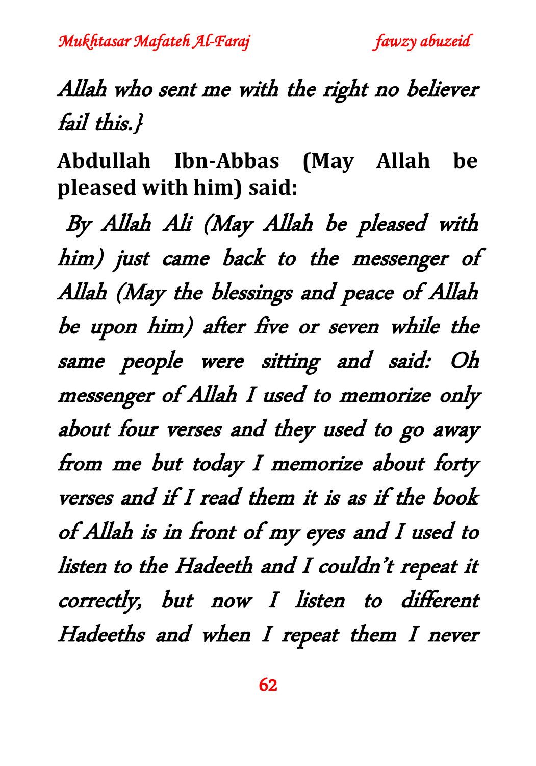*Allah who sent me with the right no believer fail this.}*

**Abdullah Ibn-Abbas (May Allah be pleased with him) said:**

*By Allah Ali (May Allah be pleased with him) just came back to the messenger of Allah (May the blessings and peace of Allah be upon him) after five or seven while the same people were sitting and said: Oh messenger of Allah I used to memorize only about four verses and they used to go away from me but today I memorize about forty verses and if I read them it is as if the book of Allah is in front of my eyes and I used to listen to the Hadeeth and I couldn't repeat it correctly, but now I listen to different Hadeeths and when I repeat them I never*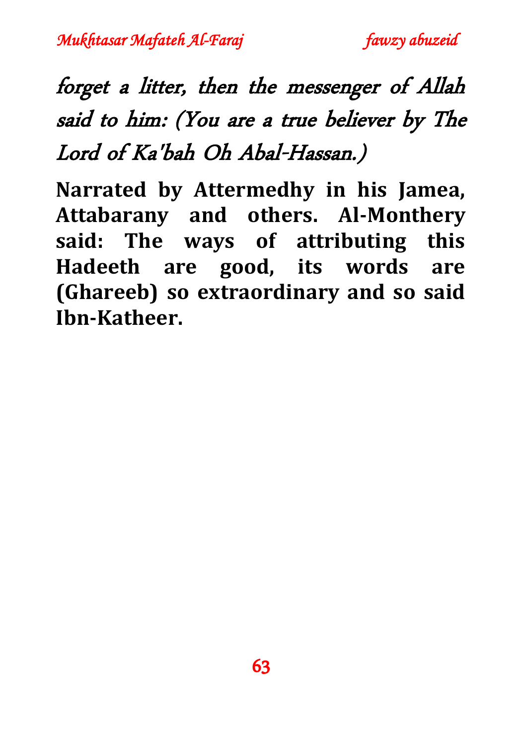*forget a litter, then the messenger of Allah said to him: (You are a true believer by The Lord of Ka'bah Oh Abal-Hassan.)*

**Narrated by Attermedhy in his Jamea, Attabarany and others. Al-Monthery said: The ways of attributing this Hadeeth are good, its words are (Ghareeb) so extraordinary and so said Ibn-Katheer.**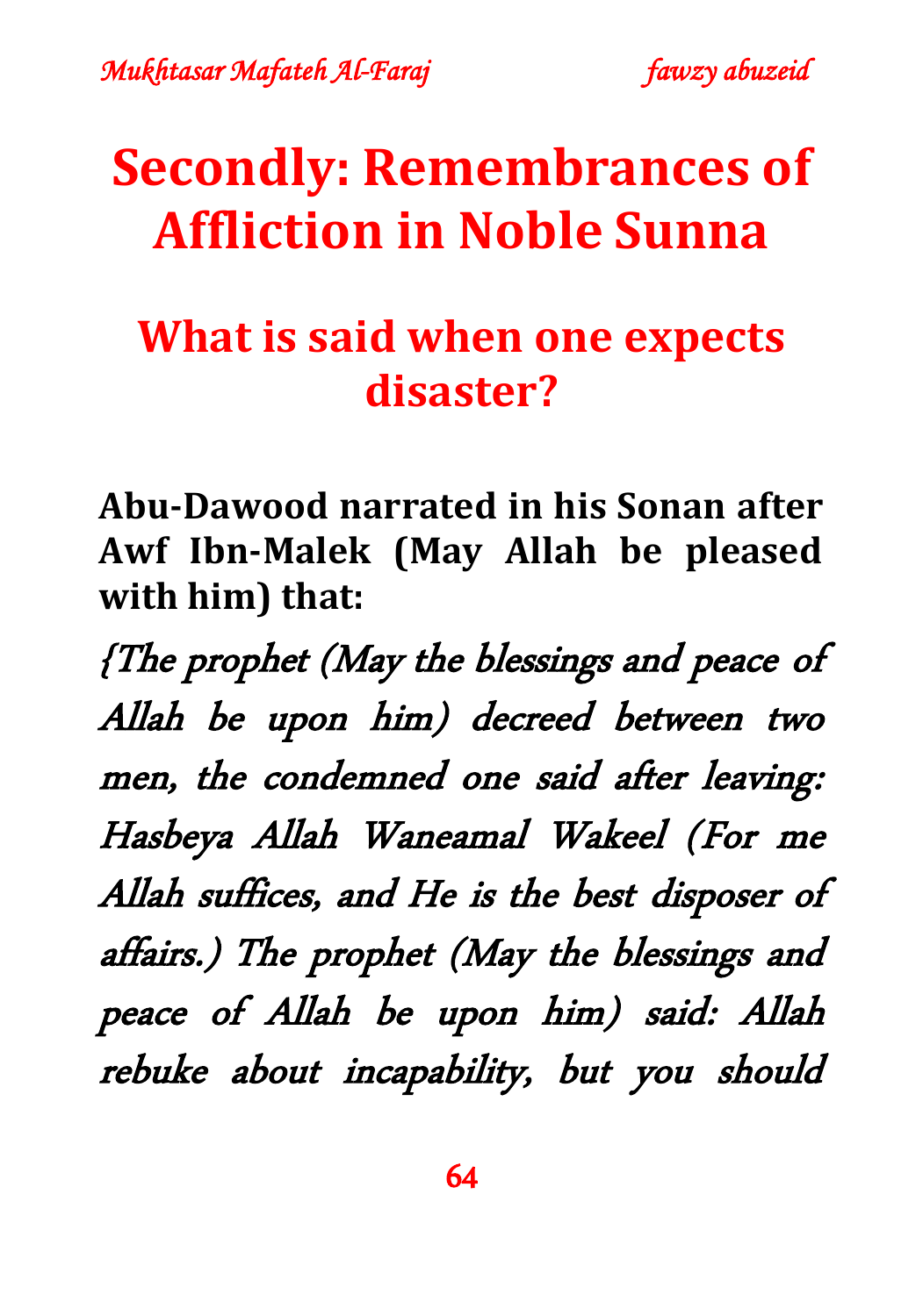# Secondly: Remembrances of Affliction in Noble Sunna

## What is said when one expects disaster?

**Abu-Dawood narrated in his Sonan after Awf Ibn-Malek (May Allah be pleased with him) that:**

*{The prophet (May the blessings and peace of Allah be upon him) decreed between two men, the condemned one said after leaving: Hasbeya Allah Waneamal Wakeel (For me Allah suffices, and He is the best disposer of affairs.) The prophet (May the blessings and peace of Allah be upon him) said: Allah rebuke about incapability, but you should*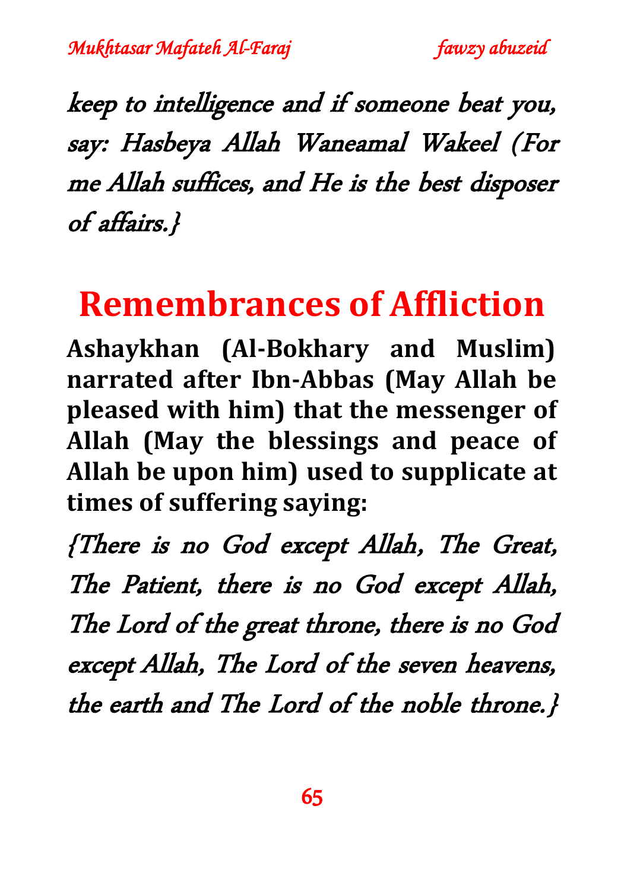*keep to intelligence and if someone beat you, say: Hasbeya Allah Waneamal Wakeel (For me Allah suffices, and He is the best disposer of affairs.}*

# Remembrances of Affliction

**Ashaykhan (Al-Bokhary and Muslim) narrated after Ibn-Abbas (May Allah be pleased with him) that the messenger of Allah (May the blessings and peace of Allah be upon him) used to supplicate at times of suffering saying:**

*{There is no God except Allah, The Great, The Patient, there is no God except Allah, The Lord of the great throne, there is no God except Allah, The Lord of the seven heavens, the earth and The Lord of the noble throne.}*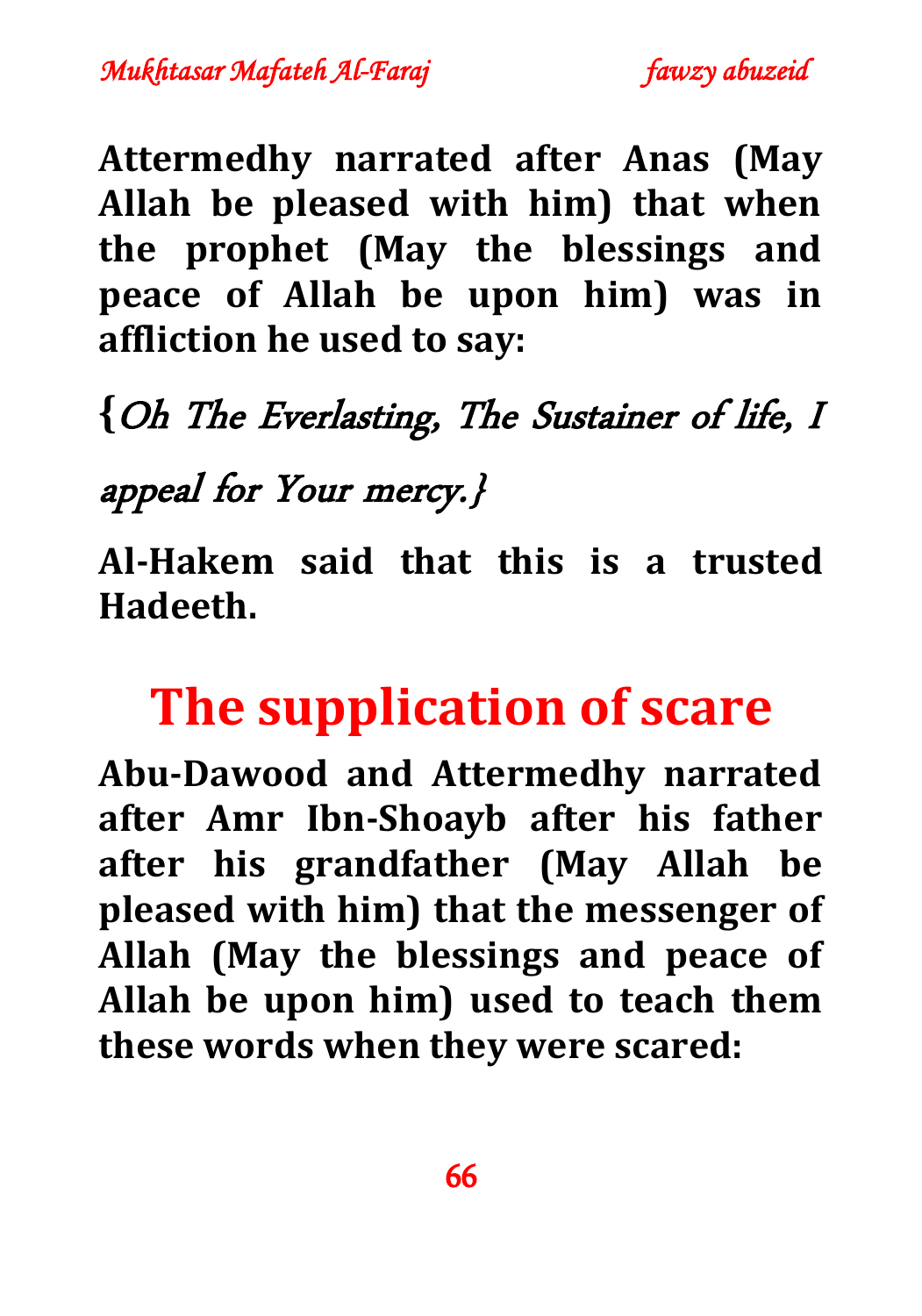**Attermedhy narrated after Anas (May Allah be pleased with him) that when the prophet (May the blessings and peace of Allah be upon him) was in affliction he used to say:**

{*Oh The Everlasting, The Sustainer of life, I appeal for Your mercy.*}

**Al-Hakem said that this is a trusted Hadeeth.**

## The supplication of scare

**Abu-Dawood and Attermedhy narrated after Amr Ibn-Shoayb after his father after his grandfather (May Allah be pleased with him) that the messenger of Allah (May the blessings and peace of Allah be upon him) used to teach them these words when they were scared:**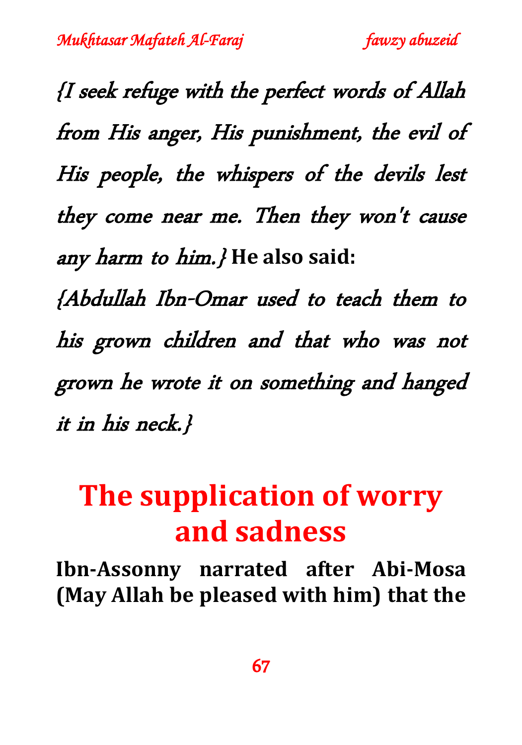*{I seek refuge with the perfect words of Allah from His anger, His punishment, the evil of His people, the whispers of the devils lest they come near me. Then they won't cause any harm to him.}* **He also said:**

*{Abdullah Ibn-Omar used to teach them to his grown children and that who was not grown he wrote it on something and hanged it in his neck.}*

# The supplication of worry and sadness

**Ibn-Assonny narrated after Abi-Mosa (May Allah be pleased with him) that the**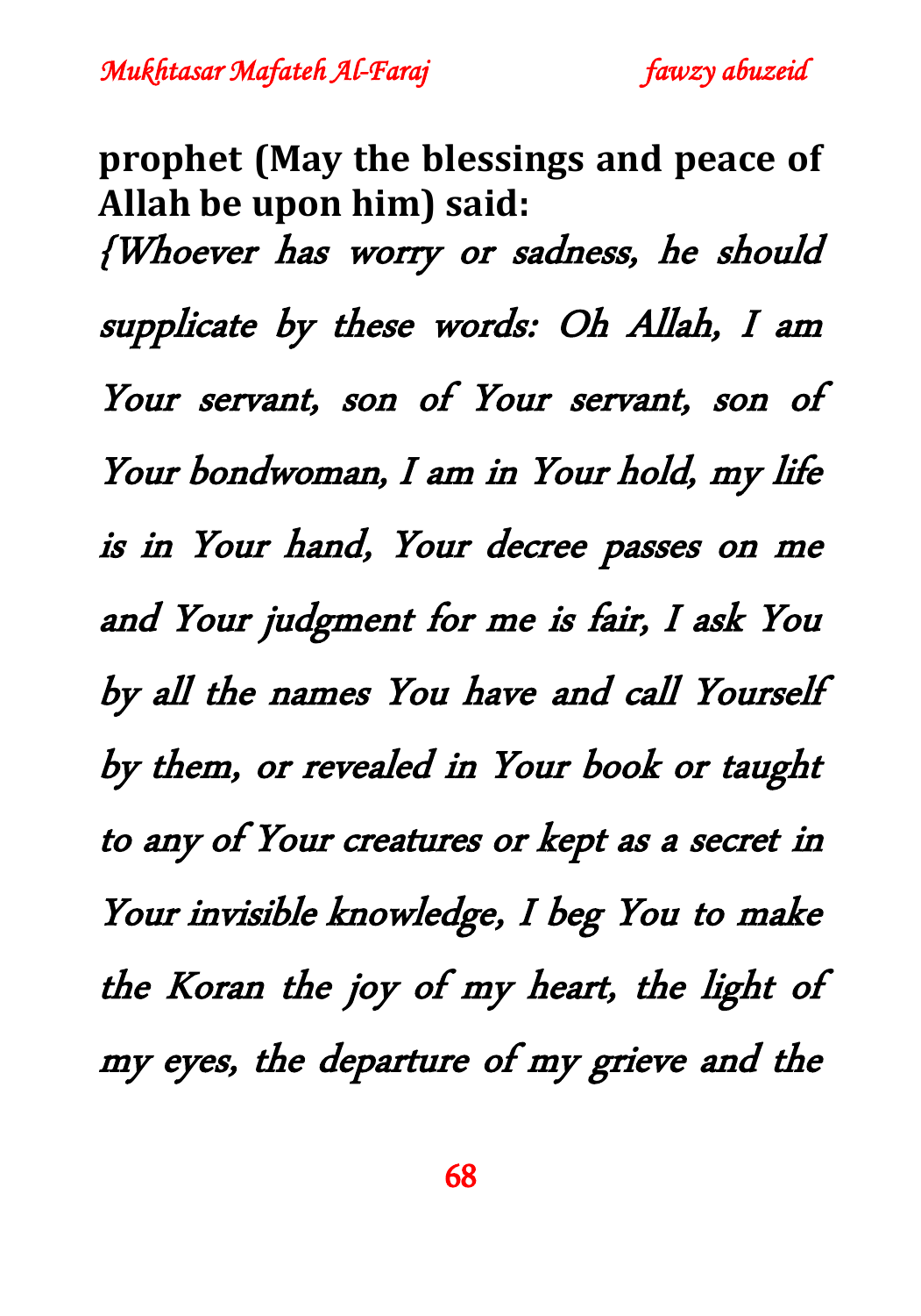**prophet (May the blessings and peace of Allah be upon him) said:**

*{Whoever has worry or sadness, he should supplicate by these words: Oh Allah, I am Your servant, son of Your servant, son of Your bondwoman, I am in Your hold, my life is in Your hand, Your decree passes on me and Your judgment for me is fair, I ask You by all the names You have and call Yourself by them, or revealed in Your book or taught to any of Your creatures or kept as a secret in Your invisible knowledge, I beg You to make the Koran the joy of my heart, the light of my eyes, the departure of my grieve and the*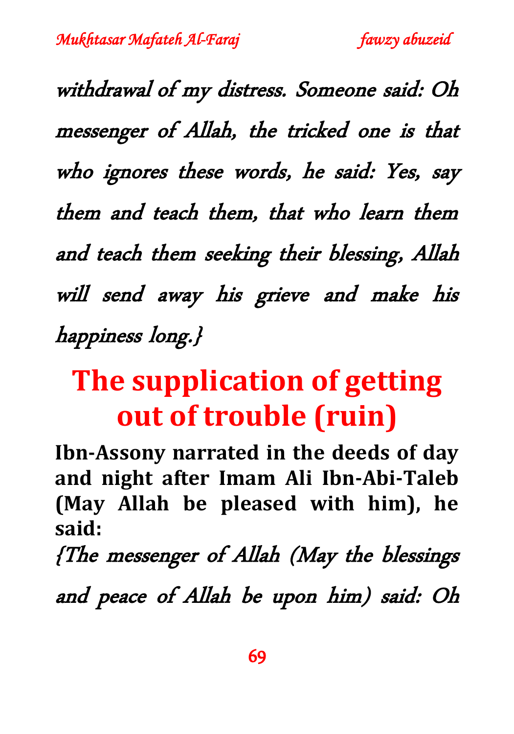*withdrawal of my distress. Someone said: Oh messenger of Allah, the tricked one is that who ignores these words, he said: Yes, say them and teach them, that who learn them and teach them seeking their blessing, Allah will send away his grieve and make his happiness long.}*

# The supplication of getting out of trouble (ruin)

**Ibn-Assony narrated in the deeds of day and night after Imam Ali Ibn-Abi-Taleb (May Allah be pleased with him), he said:**

*{The messenger of Allah (May the blessings and peace of Allah be upon him) said: Oh*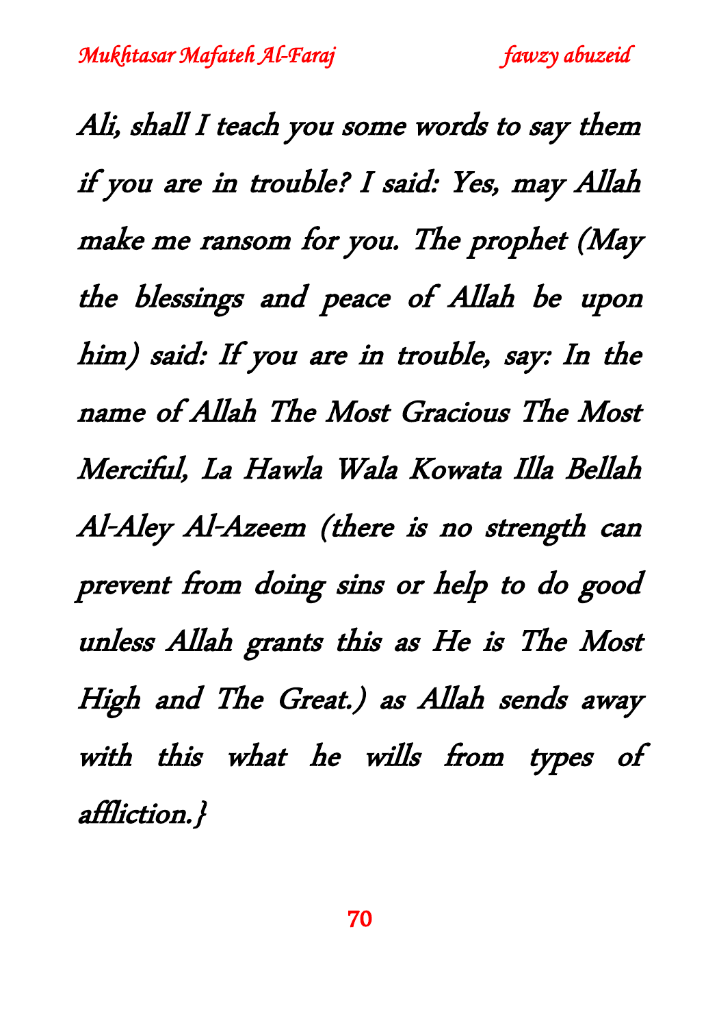*Ali, shall I teach you some words to say them if you are in trouble? I said: Yes, may Allah make me ransom for you. The prophet (May the blessings and peace of Allah be upon him) said: If you are in trouble, say: In the name of Allah The Most Gracious The Most Merciful, La Hawla Wala Kowata Illa Bellah Al-Aley Al-Azeem (there is no strength can prevent from doing sins or help to do good unless Allah grants this as He is The Most High and The Great.) as Allah sends away with this what he wills from types of affliction.}*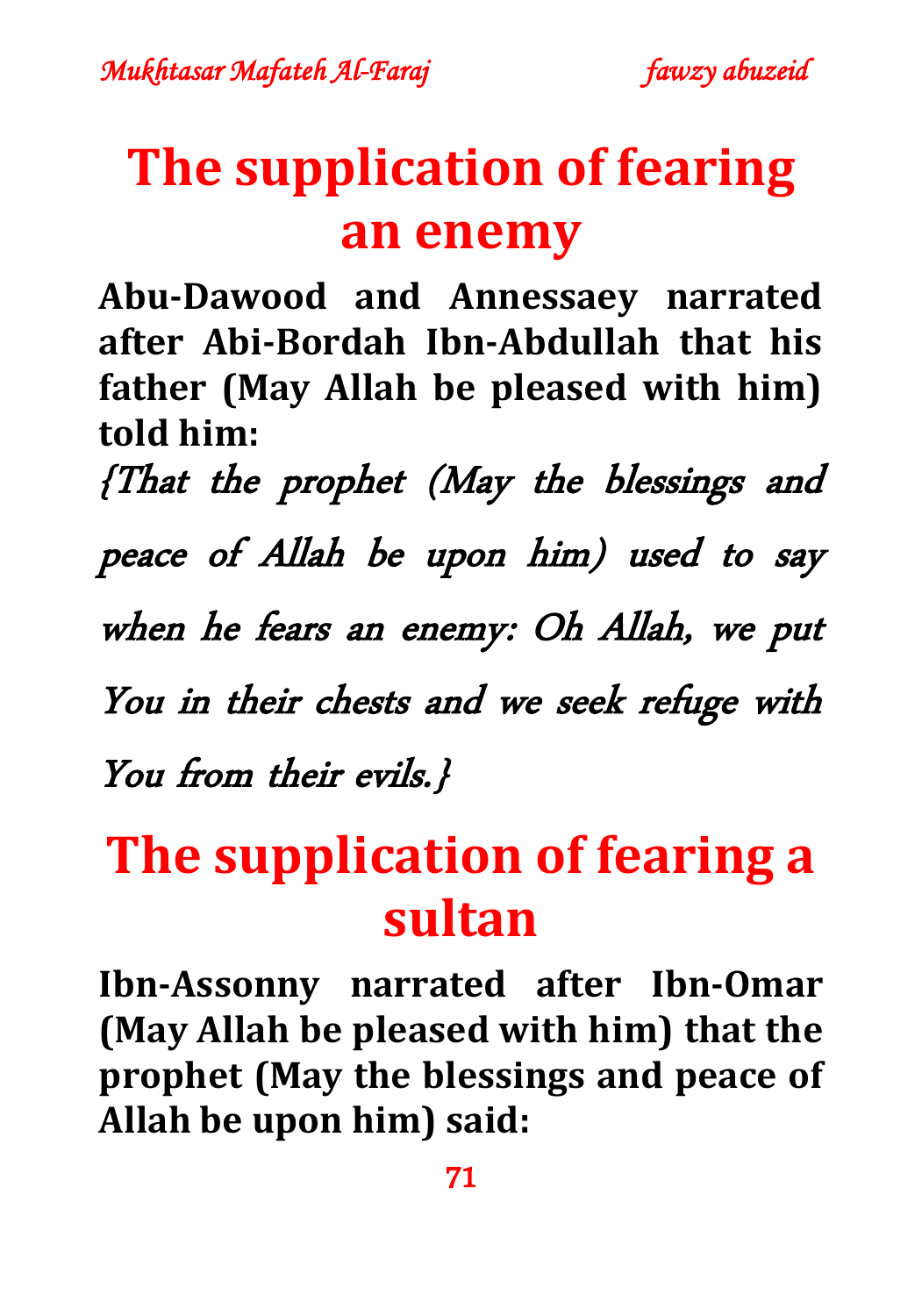# The supplication of fearing an enemy

**Abu-Dawood and Annessaey narrated after Abi-Bordah Ibn-Abdullah that his father (May Allah be pleased with him) told him:**

*{That the prophet (May the blessings and peace of Allah be upon him) used to say when he fears an enemy: Oh Allah, we put You in their chests and we seek refuge with You from their evils.}*

# The supplication of fearing a sultan

**Ibn-Assonny narrated after Ibn-Omar (May Allah be pleased with him) that the prophet (May the blessings and peace of Allah be upon him) said:**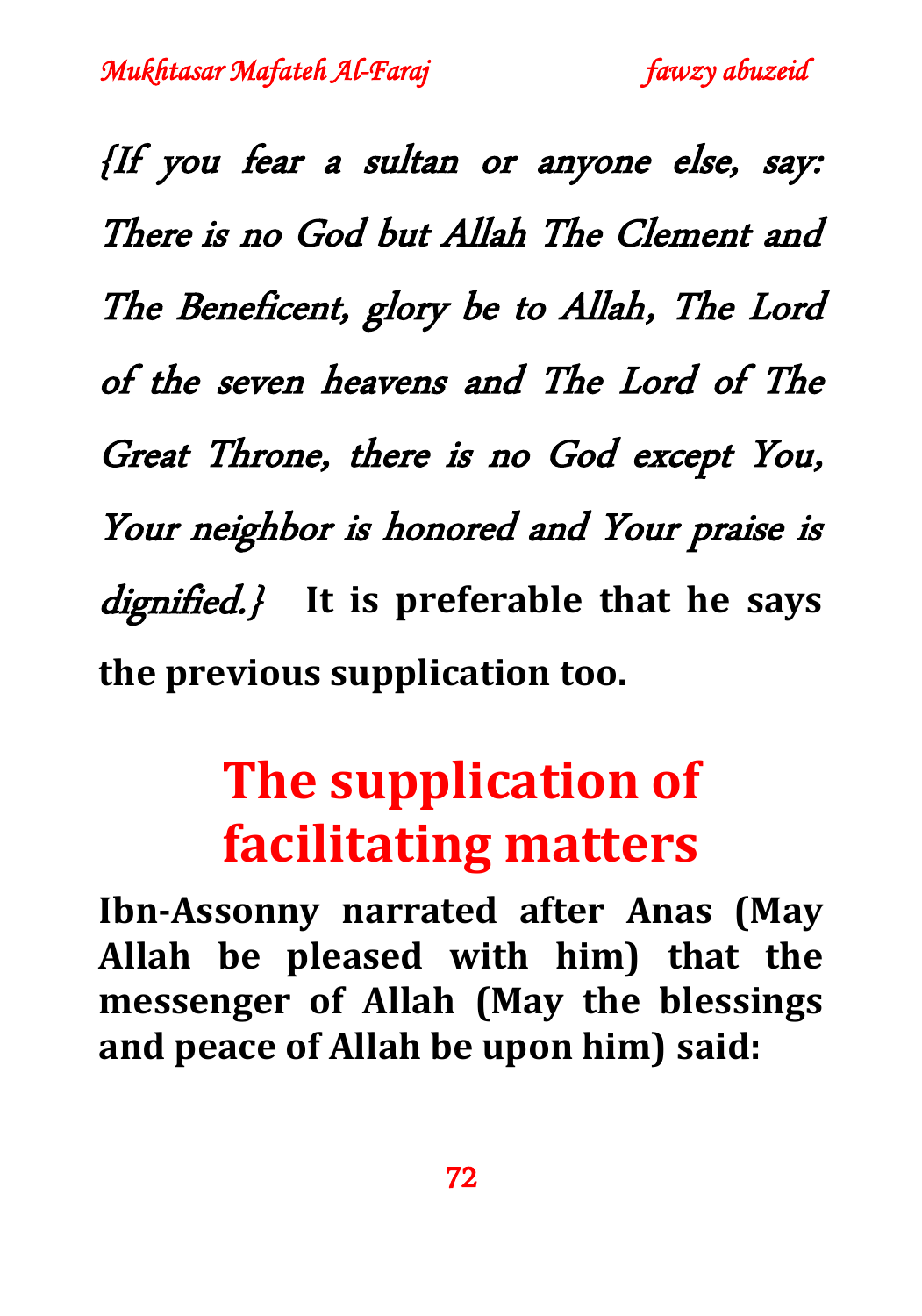*{If you fear a sultan or anyone else, say: There is no God but Allah The Clement and The Beneficent, glory be to Allah, The Lord of the seven heavens and The Lord of The Great Throne, there is no God except You, Your neighbor is honored and Your praise is dignified.}* **It is preferable that he says the previous supplication too.**

## The supplication of facilitating matters

**Ibn-Assonny narrated after Anas (May Allah be pleased with him) that the messenger of Allah (May the blessings and peace of Allah be upon him) said:**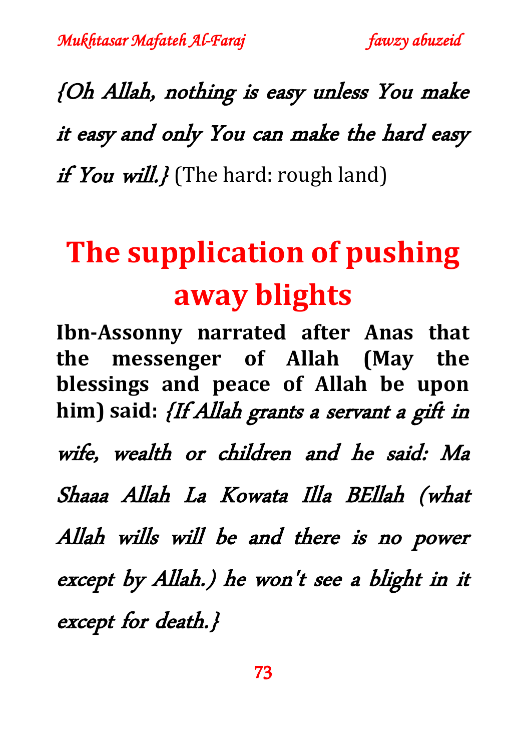*{Oh Allah, nothing is easy unless You make it easy and only You can make the hard easy if You will.}* (The hard: rough land)

# The supplication of pushing away blights

**Ibn-Assonny narrated after Anas that the messenger of Allah (May the blessings and peace of Allah be upon him) said:** *{If Allah grants a servant a gift in wife, wealth or children and he said: Ma Shaaa Allah La Kowata Illa BEllah (what Allah wills will be and there is no power except by Allah.) he won't see a blight in it except for death.}*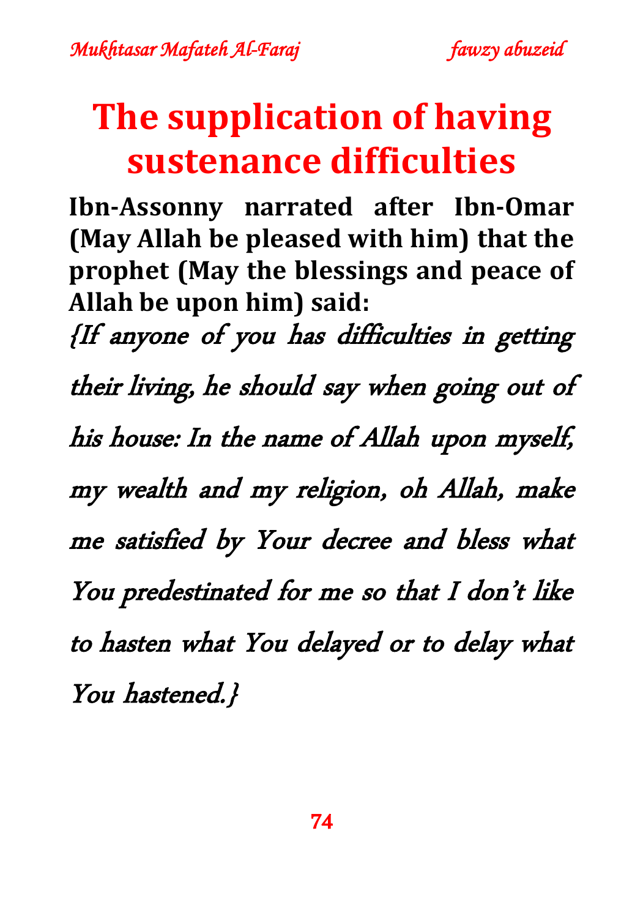# The supplication of having sustenance difficulties

**Ibn-Assonny narrated after Ibn-Omar (May Allah be pleased with him) that the prophet (May the blessings and peace of Allah be upon him) said:**

*{If anyone of you has difficulties in getting their living, he should say when going out of his house: In the name of Allah upon myself, my wealth and my religion, oh Allah, make me satisfied by Your decree and bless what You predestinated for me so that I don't like to hasten what You delayed or to delay what You hastened.}*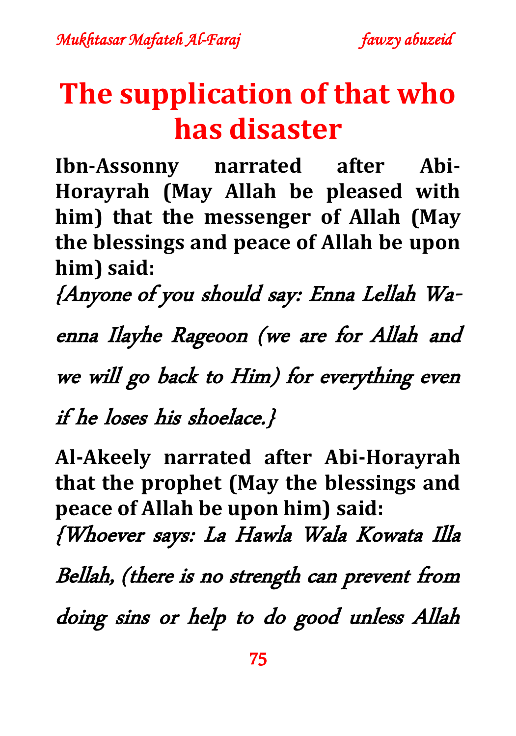# The supplication of that who has disaster

**Ibn-Assonny narrated after Abi-Horayrah (May Allah be pleased with him) that the messenger of Allah (May the blessings and peace of Allah be upon him) said:**

*{Anyone of you should say: Enna Lellah Wa-enna Ilayhe Rageoon (we are for Allah and we will go back to Him) for everything even if he loses his shoelace.}*

**Al-Akeely narrated after Abi-Horayrah that the prophet (May the blessings and peace of Allah be upon him) said:**

*{Whoever says: La Hawla Wala Kowata Illa Bellah, (there is no strength can prevent from doing sins or help to do good unless Allah*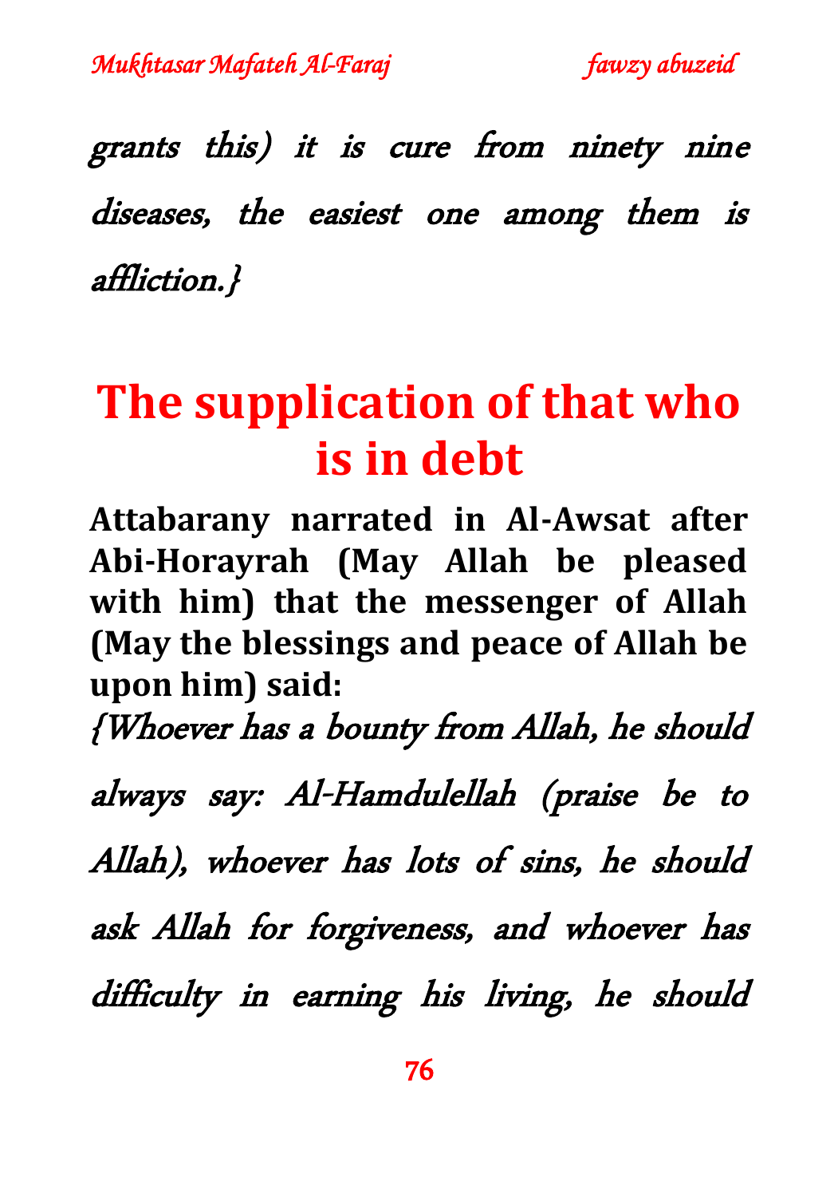*grants this) it is cure from ninety nine diseases, the easiest one among them is affliction.}*

# The supplication of that who is in debt

**Attabarany narrated in Al-Awsat after Abi-Horayrah (May Allah be pleased with him) that the messenger of Allah (May the blessings and peace of Allah be upon him) said:**

*{Whoever has a bounty from Allah, he should always say: Al-Hamdulellah (praise be to Allah), whoever has lots of sins, he should ask Allah for forgiveness, and whoever has difficulty in earning his living, he should*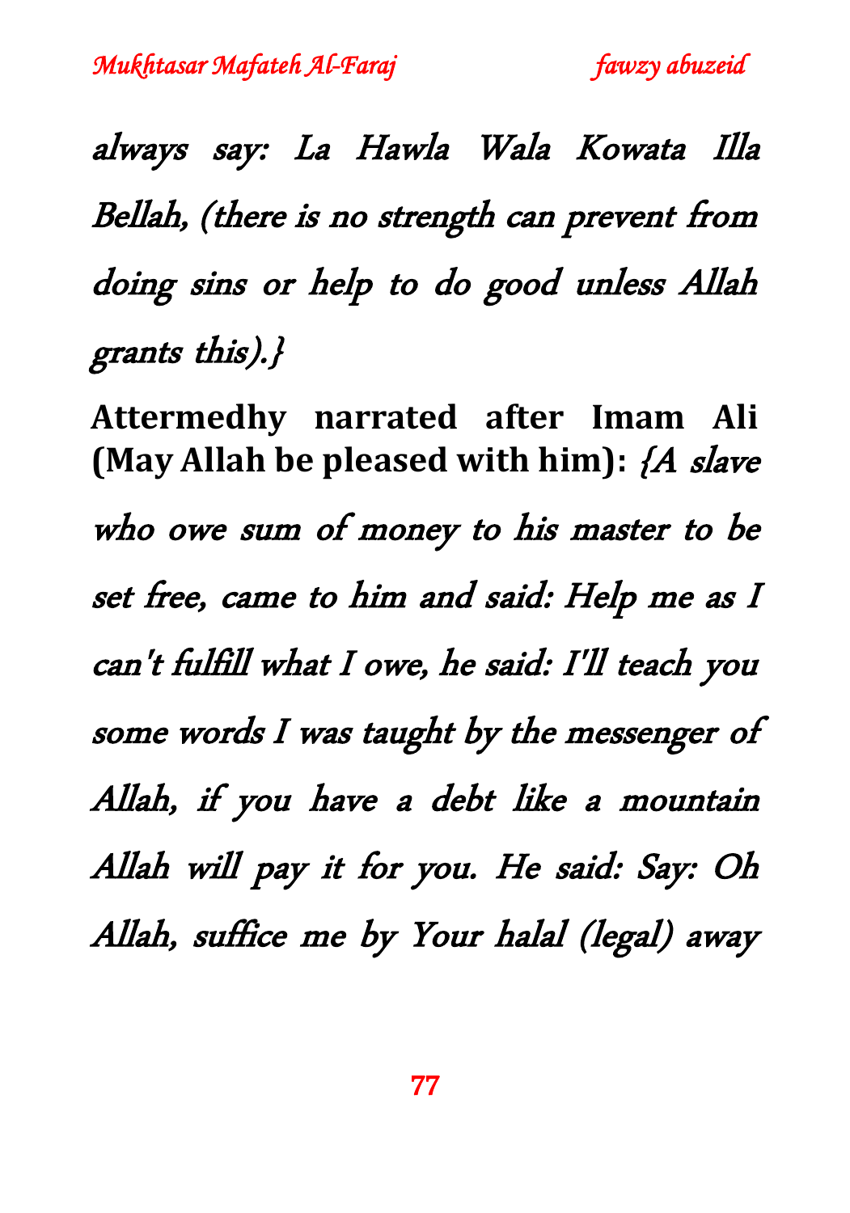*always say: La Hawla Wala Kowata Illa Bellah, (there is no strength can prevent from doing sins or help to do good unless Allah grants this).}*

**Attermedhy narrated after Imam Ali (May Allah be pleased with him):** *{A slave who owe sum of money to his master to be set free, came to him and said: Help me as I can't fulfill what I owe, he said: I'll teach you some words I was taught by the messenger of Allah, if you have a debt like a mountain Allah will pay it for you. He said: Say: Oh Allah, suffice me by Your halal (legal) away*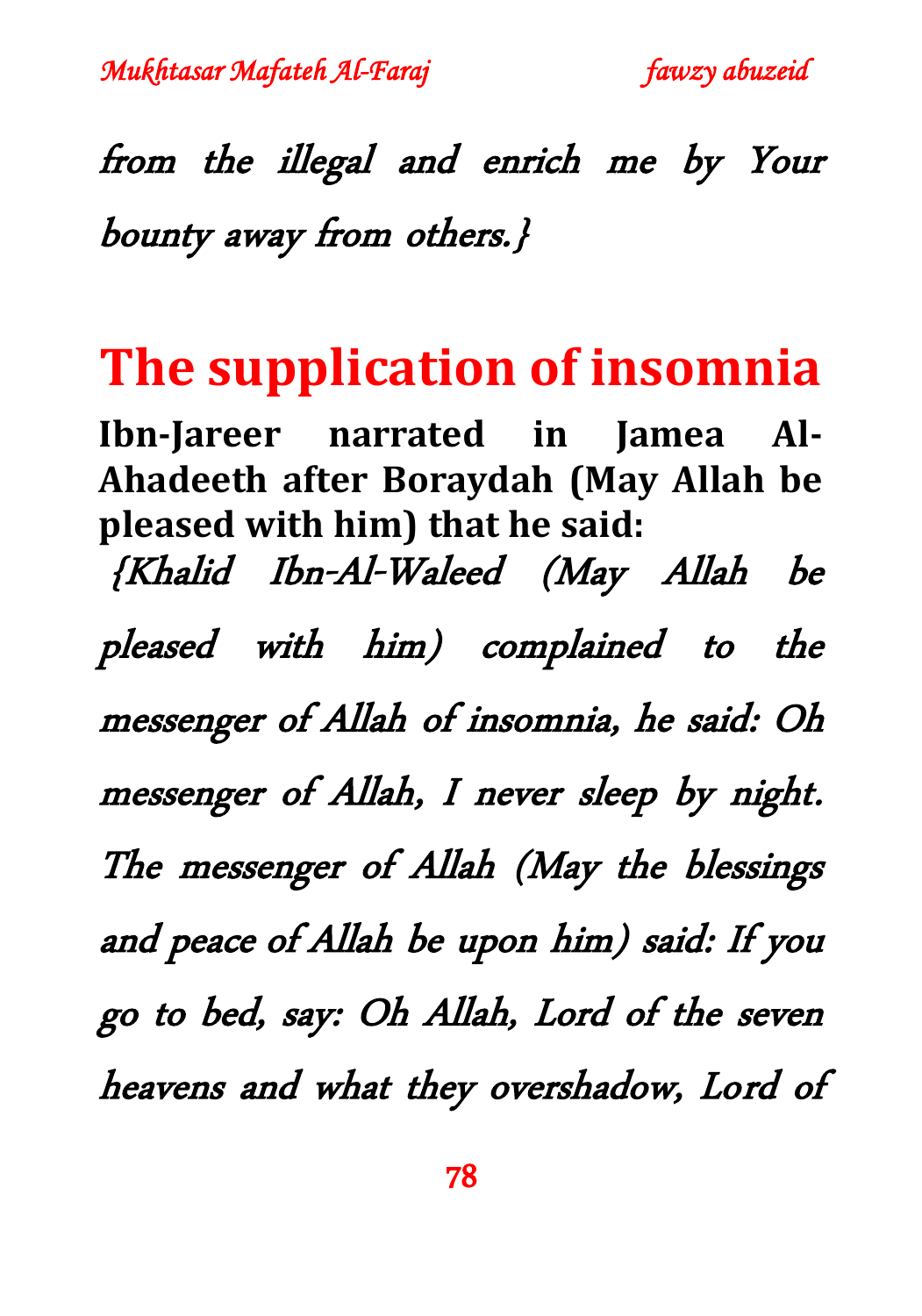*from the illegal and enrich me by Your bounty away from others.}*

## The supplication of insomnia

**Ibn-Jareer narrated in Jamea Al-Ahadeeth after Boraydah (May Allah be pleased with him) that he said:**

*{Khalid Ibn-Al-Waleed (May Allah be pleased with him) complained to the messenger of Allah of insomnia, he said: Oh messenger of Allah, I never sleep by night. The messenger of Allah (May the blessings and peace of Allah be upon him) said: If you go to bed, say: Oh Allah, Lord of the seven heavens and what they overshadow, Lord of*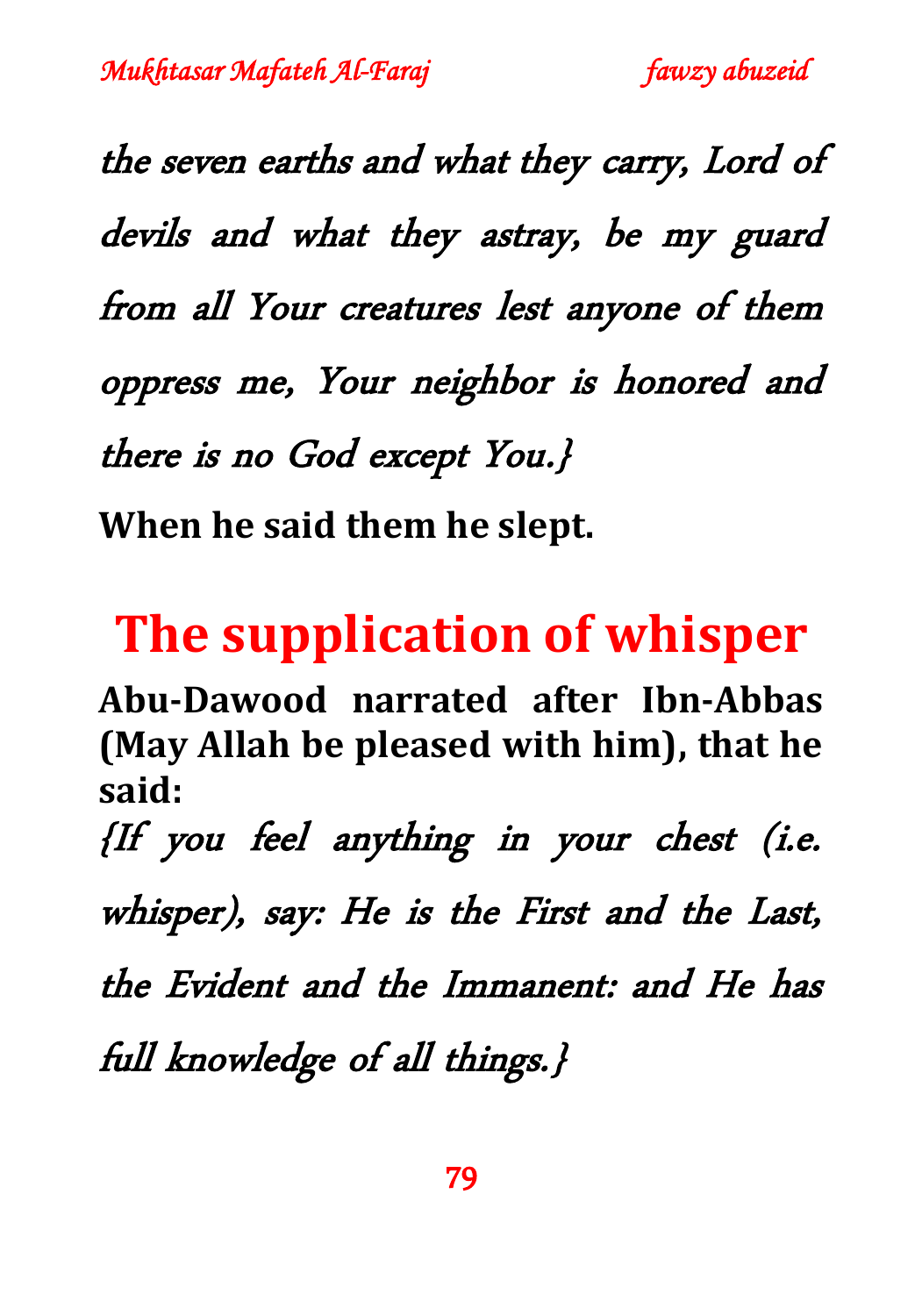*the seven earths and what they carry, Lord of devils and what they astray, be my guard from all Your creatures lest anyone of them oppress me, Your neighbor is honored and there is no God except You.}*

**When he said them he slept.**

## The supplication of whisper

**Abu-Dawood narrated after Ibn-Abbas (May Allah be pleased with him), that he said:**

*{If you feel anything in your chest (i.e. whisper), say: He is the First and the Last, the Evident and the Immanent: and He has full knowledge of all things.}*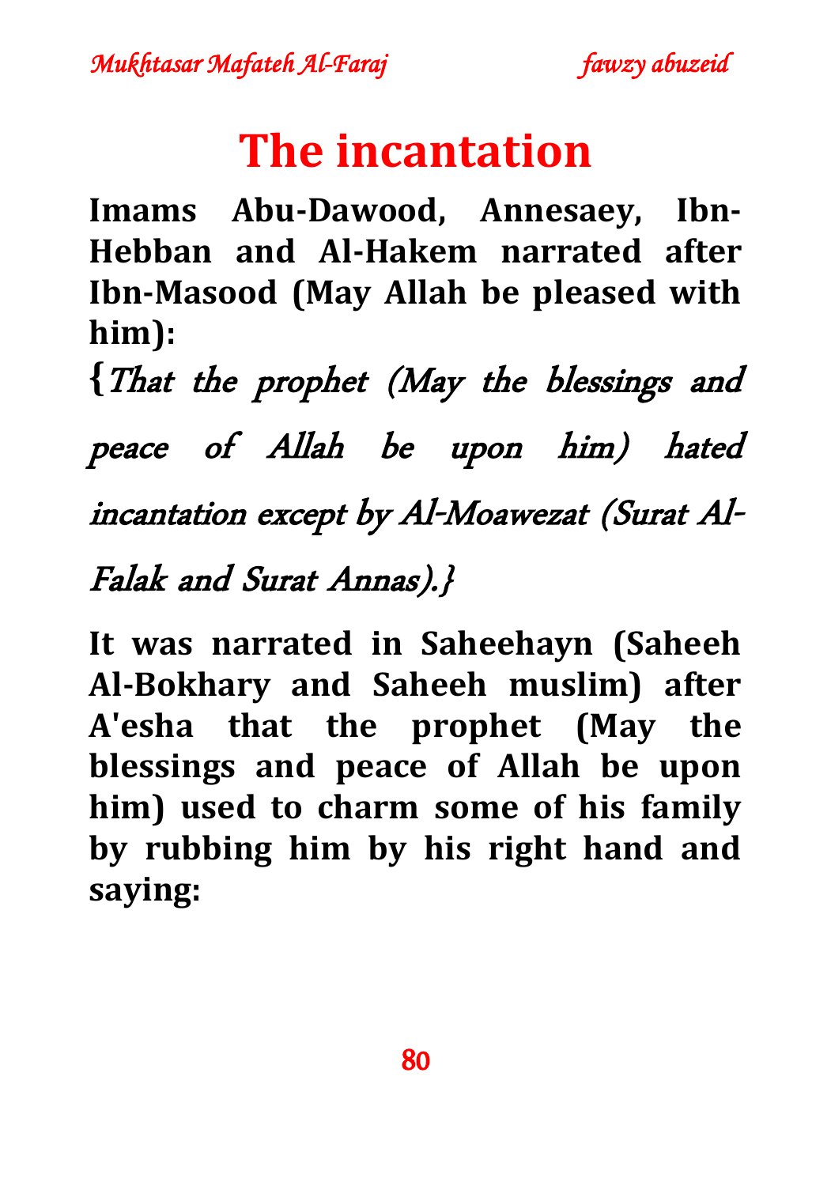# The incantation

**Imams Abu-Dawood, Annesaey, Ibn-Hebban and Al-Hakem narrated after Ibn-Masood (May Allah be pleased with him):**

**{***That the prophet (May the blessings and peace of Allah be upon him) hated incantation except by Al-Moawezat (Surat Al-Falak and Surat Annas).}*

**It was narrated in Saheehayn (Saheeh Al-Bokhary and Saheeh muslim) after A'esha that the prophet (May the blessings and peace of Allah be upon him) used to charm some of his family by rubbing him by his right hand and saying:**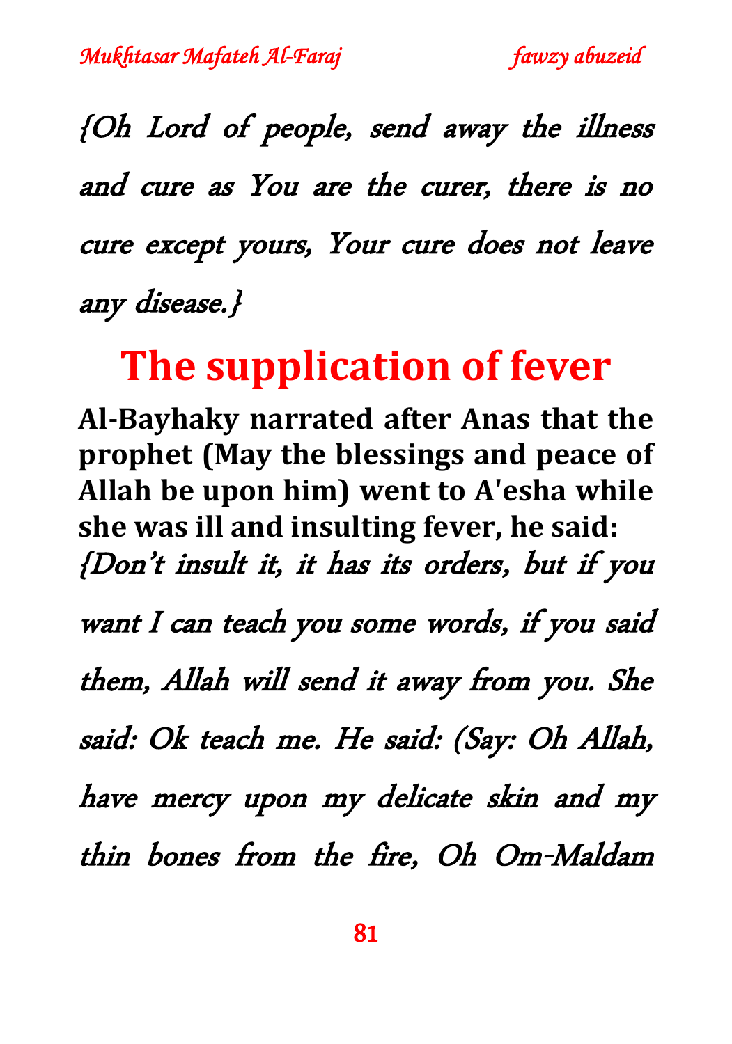*{Oh Lord of people, send away the illness and cure as You are the curer, there is no cure except yours, Your cure does not leave any disease.}*

## The supplication of fever

**Al-Bayhaky narrated after Anas that the prophet (May the blessings and peace of Allah be upon him) went to A'esha while she was ill and insulting fever, he said:**
*{Don't insult it, it has its orders, but if you want I can teach you some words, if you said them, Allah will send it away from you. She said: Ok teach me. He said: (Say: Oh Allah, have mercy upon my delicate skin and my thin bones from the fire, Oh Om-Maldam*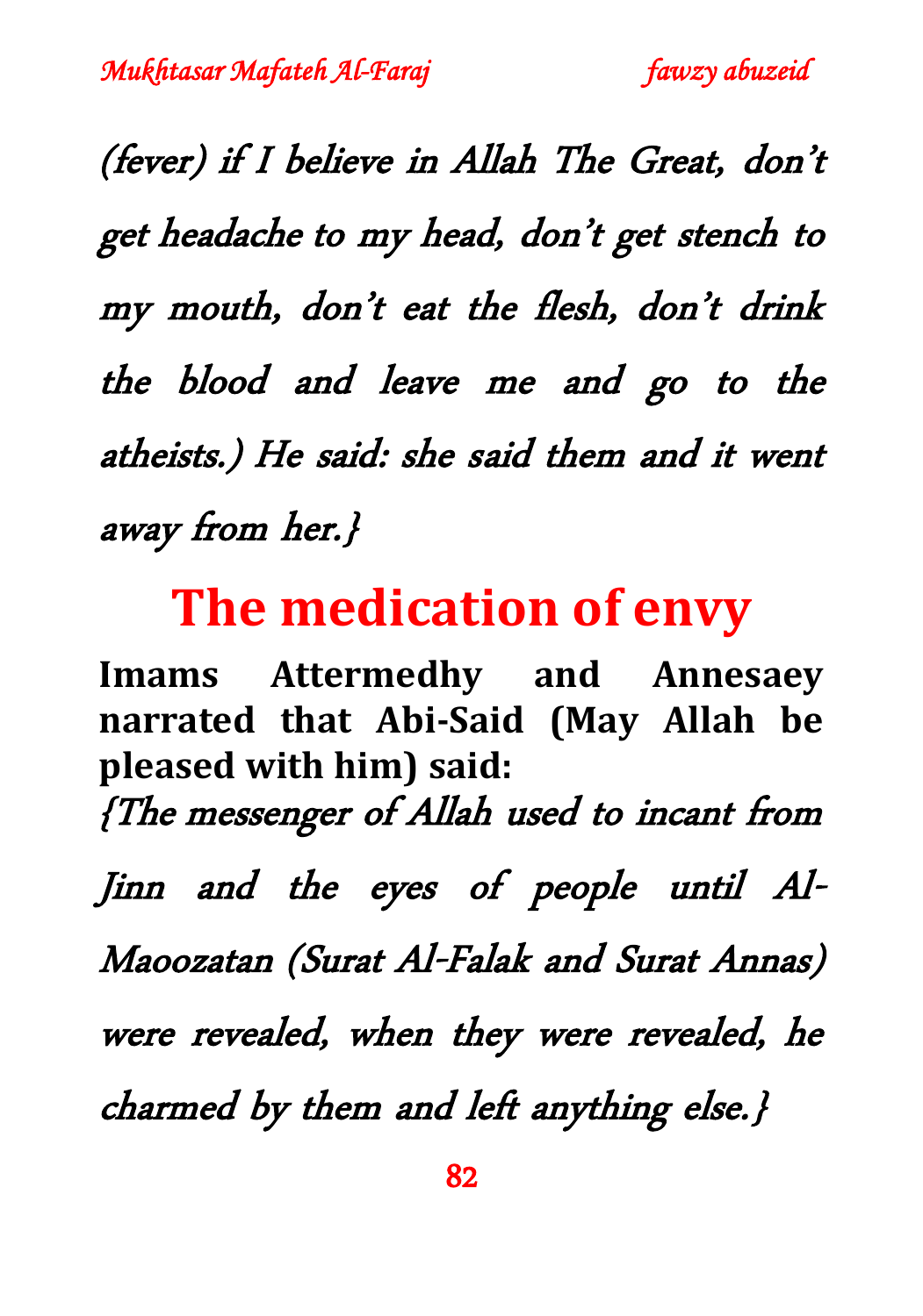*(fever) if I believe in Allah The Great, don't get headache to my head, don't get stench to my mouth, don't eat the flesh, don't drink the blood and leave me and go to the atheists.) He said: she said them and it went away from her.}*

## The medication of envy

**Imams Attermedhy and Annesaey narrated that Abi-Said (May Allah be pleased with him) said:**

*{The messenger of Allah used to incant from Jinn and the eyes of people until Al-Maoozatan (Surat Al-Falak and Surat Annas) were revealed, when they were revealed, he charmed by them and left anything else.}*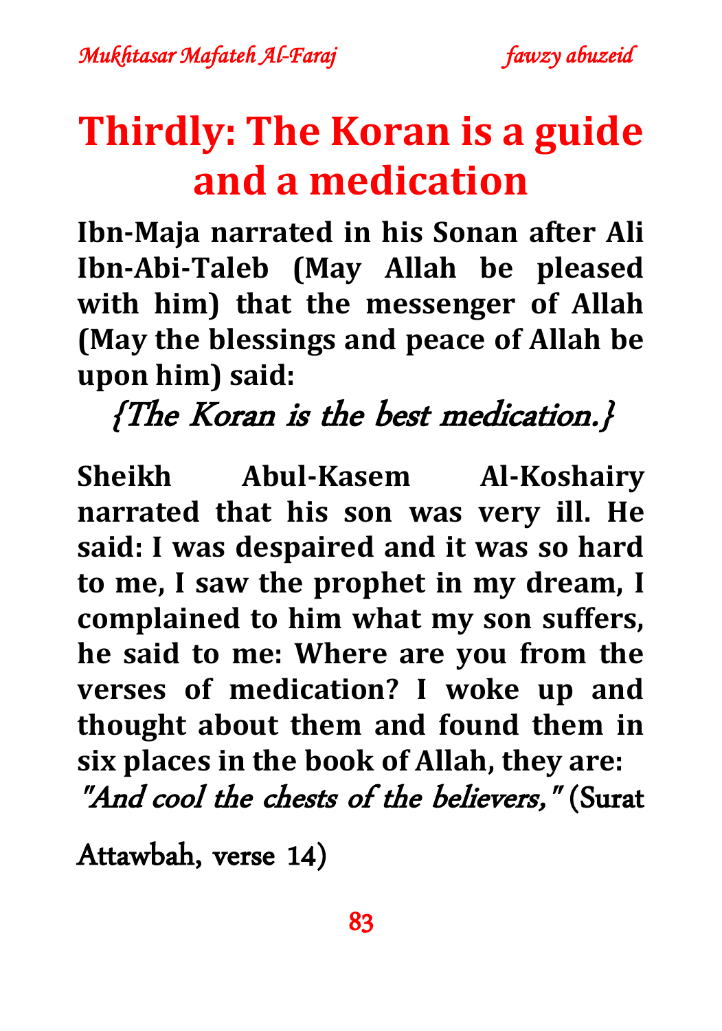# Thirdly: The Koran is a guide and a medication

**Ibn-Maja narrated in his Sonan after Ali Ibn-Abi-Taleb (May Allah be pleased with him) that the messenger of Allah (May the blessings and peace of Allah be upon him) said:**

*{The Koran is the best medication.}*

**Sheikh Abul-Kasem Al-Koshairy narrated that his son was very ill. He said: I was despaired and it was so hard to me, I saw the prophet in my dream, I complained to him what my son suffers, he said to me: Where are you from the verses of medication? I woke up and thought about them and found them in six places in the book of Allah, they are:**

*"And cool the chests of the believers,"* (Surat Attawbah, verse 14)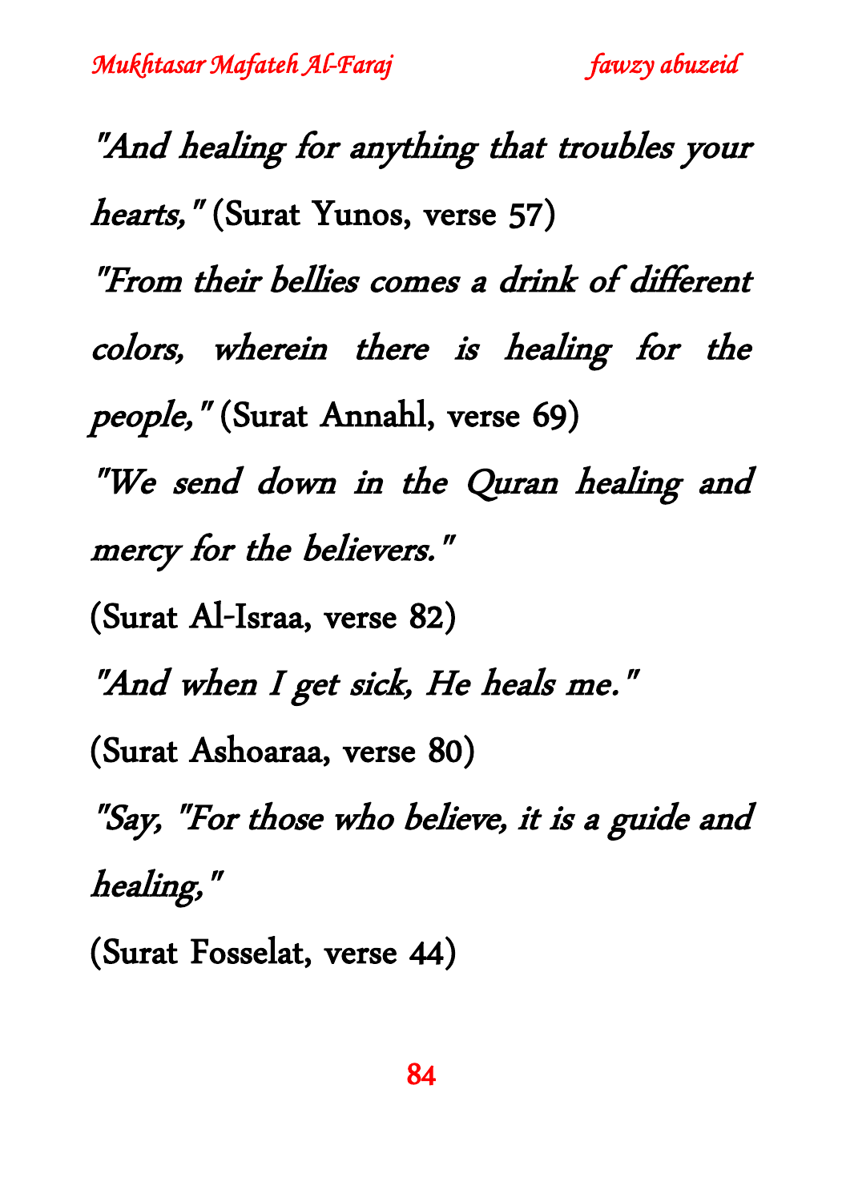*"And healing for anything that troubles your hearts,"* (Surat Yunos, verse 57)

*"From their bellies comes a drink of different colors, wherein there is healing for the people,"* (Surat Annahl, verse 69)

*"We send down in the Quran healing and mercy for the believers."*

(Surat Al-Israa, verse 82)

*"And when I get sick, He heals me."*

(Surat Ashoaraa, verse 80)

*"Say, "For those who believe, it is a guide and healing,"*

(Surat Fosselat, verse 44)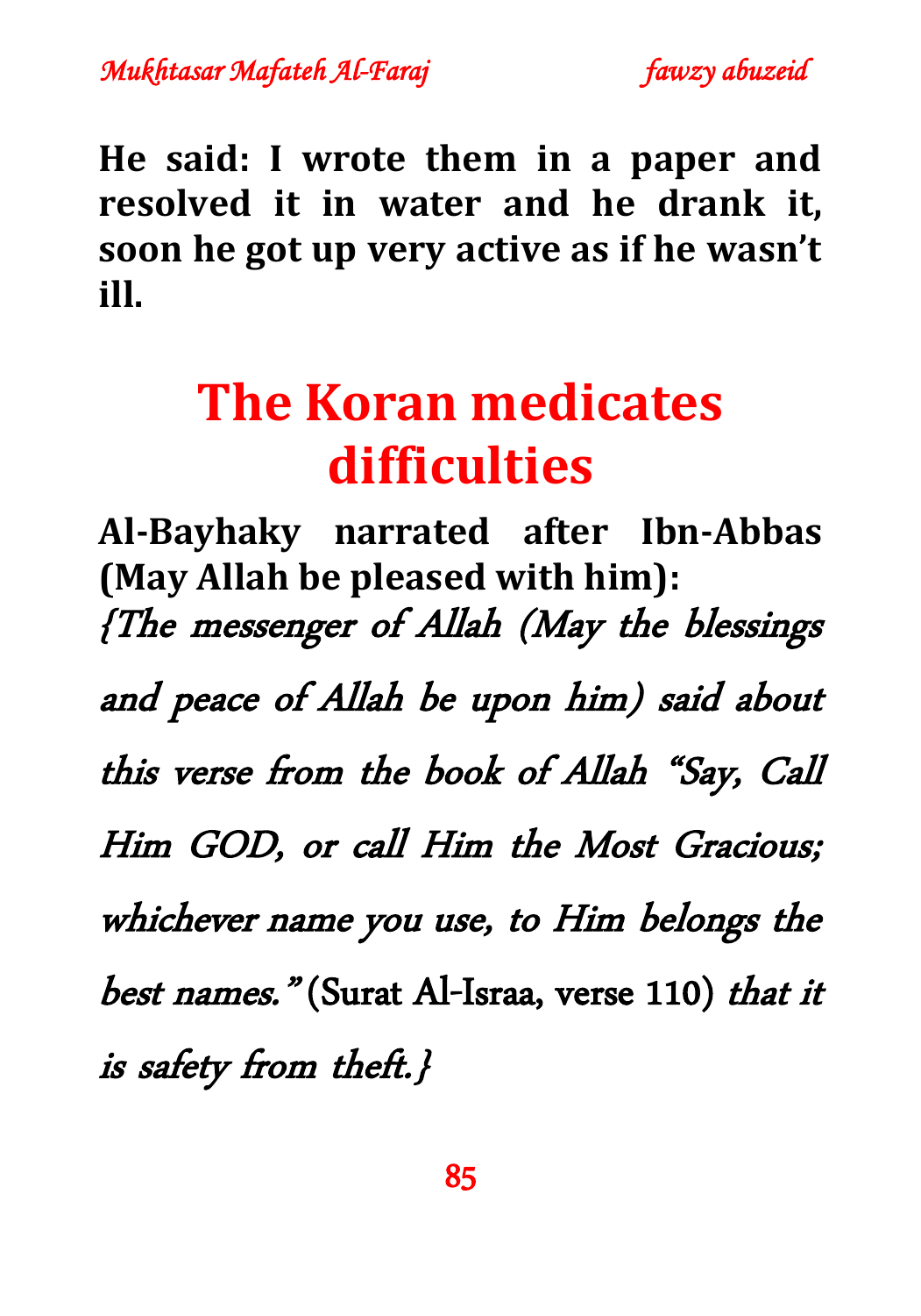**He said: I wrote them in a paper and resolved it in water and he drank it, soon he got up very active as if he wasn't ill.**

# The Koran medicates difficulties

**Al-Bayhaky narrated after Ibn-Abbas (May Allah be pleased with him):**

*{The messenger of Allah (May the blessings and peace of Allah be upon him) said about this verse from the book of Allah "Say, Call Him GOD, or call Him the Most Gracious; whichever name you use, to Him belongs the best names."* (Surat Al-Israa, verse 110) *that it is safety from theft.}*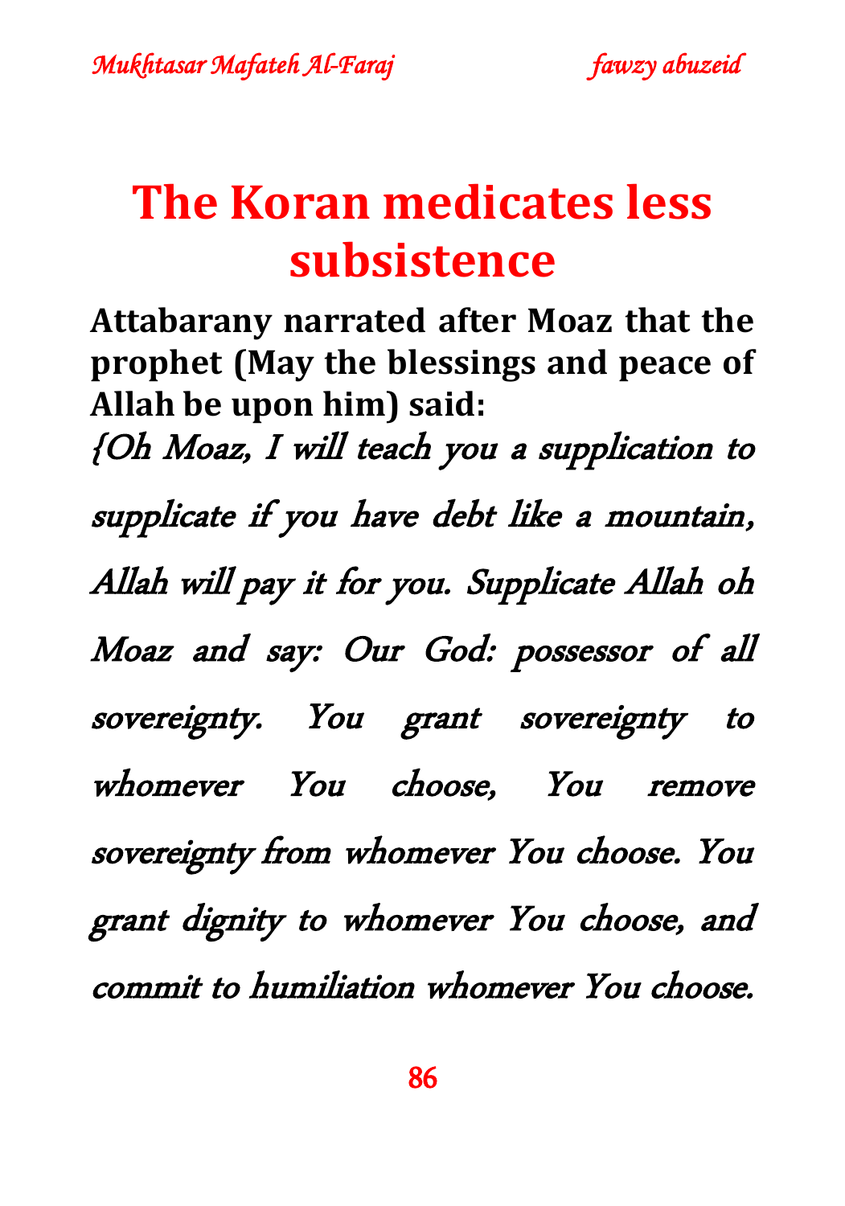# The Koran medicates less subsistence

**Attabarany narrated after Moaz that the prophet (May the blessings and peace of Allah be upon him) said:**

*{Oh Moaz, I will teach you a supplication to supplicate if you have debt like a mountain, Allah will pay it for you. Supplicate Allah oh Moaz and say: Our God: possessor of all sovereignty. You grant sovereignty to whomever You choose, You remove sovereignty from whomever You choose. You grant dignity to whomever You choose, and commit to humiliation whomever You choose.*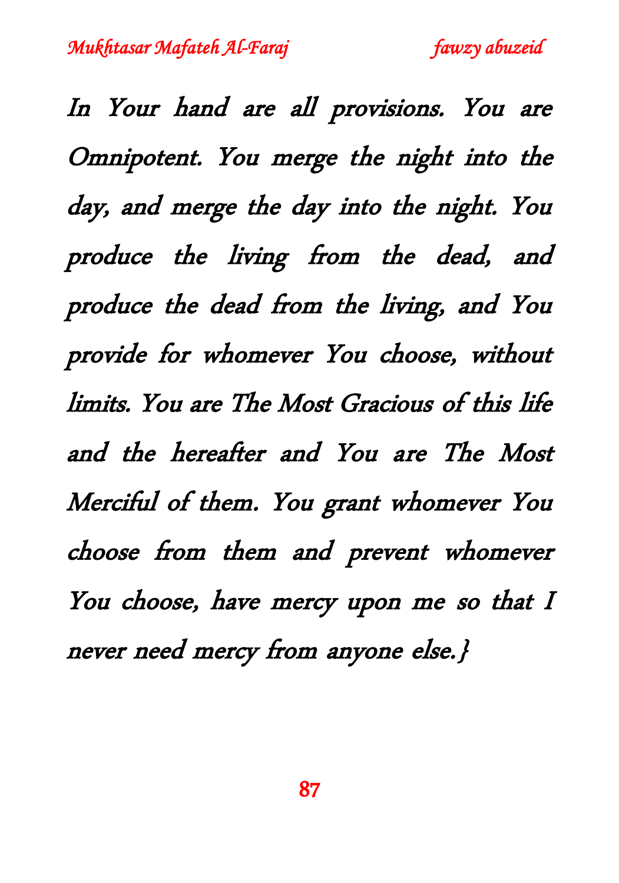*In Your hand are all provisions. You are Omnipotent. You merge the night into the day, and merge the day into the night. You produce the living from the dead, and produce the dead from the living, and You provide for whomever You choose, without limits. You are The Most Gracious of this life and the hereafter and You are The Most Merciful of them. You grant whomever You choose from them and prevent whomever You choose, have mercy upon me so that I never need mercy from anyone else.}*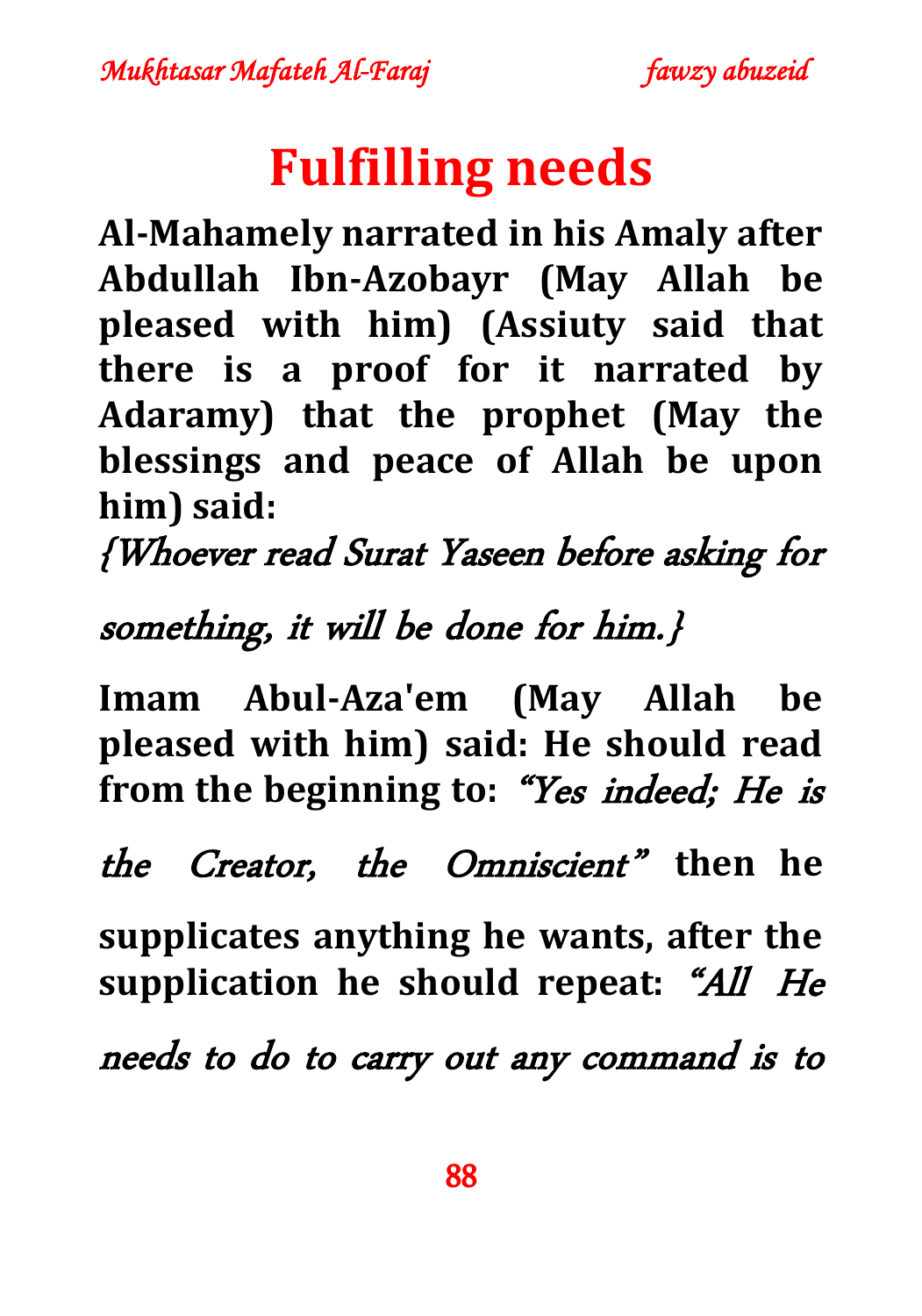# Fulfilling needs

**Al-Mahamely narrated in his Amaly after Abdullah Ibn-Azobayr (May Allah be pleased with him) (Assiuty said that there is a proof for it narrated by Adaramy) that the prophet (May the blessings and peace of Allah be upon him) said:**

*{Whoever read Surat Yaseen before asking for something, it will be done for him.}*

**Imam Abul-Aza'em (May Allah be pleased with him) said: He should read from the beginning to:** *"Yes indeed; He is the Creator, the Omniscient"* **then he supplicates anything he wants, after the supplication he should repeat:** *"All He needs to do to carry out any command is to*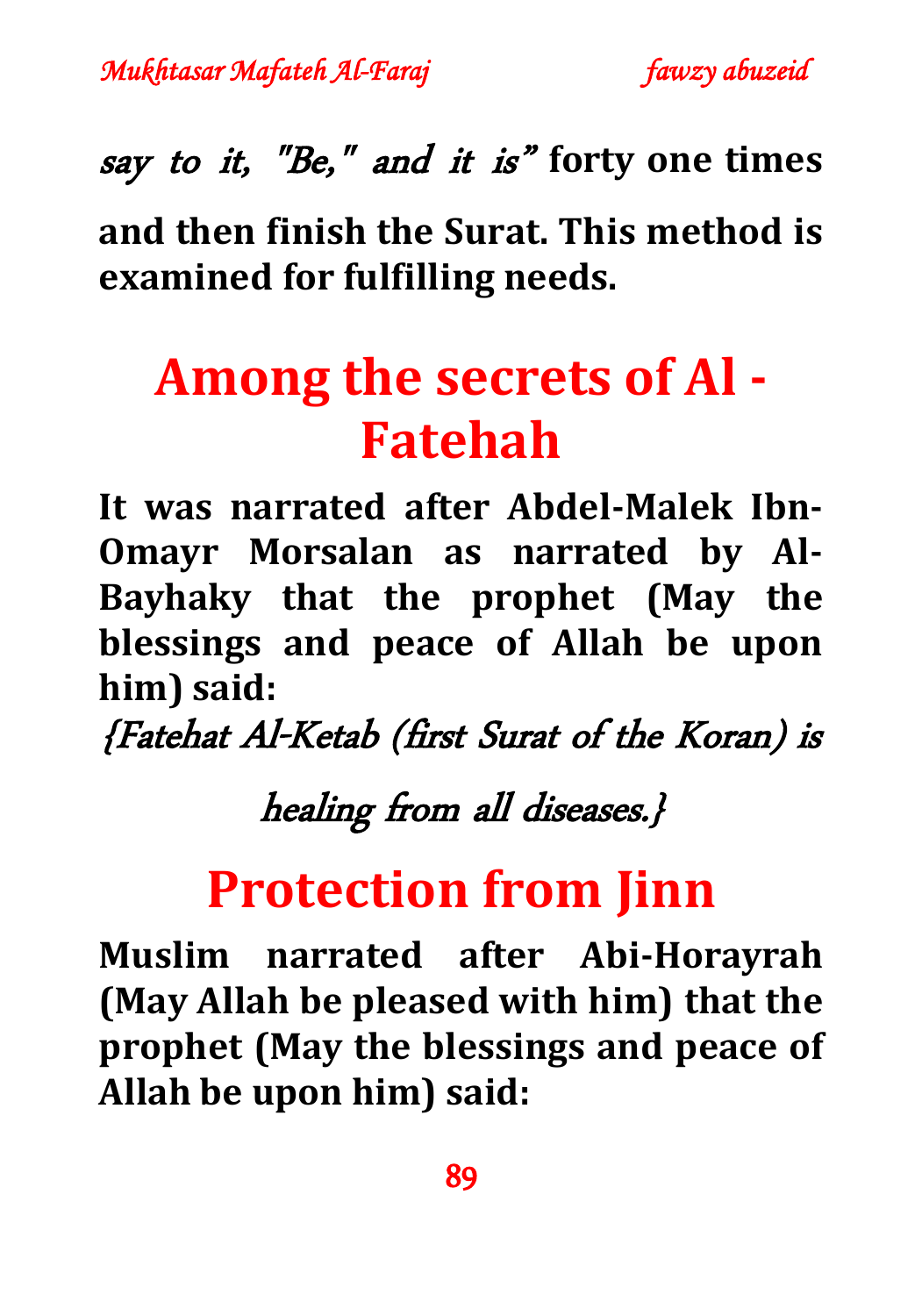*say to it, "Be," and it is"* **forty one times and then finish the Surat. This method is examined for fulfilling needs.**

# Among the secrets of Al - Fatehah

**It was narrated after Abdel-Malek Ibn-Omayr Morsalan as narrated by Al-Bayhaky that the prophet (May the blessings and peace of Allah be upon him) said:**

*{Fatehat Al-Ketab (first Surat of the Koran) is healing from all diseases.}*

# Protection from Jinn

**Muslim narrated after Abi-Horayrah (May Allah be pleased with him) that the prophet (May the blessings and peace of Allah be upon him) said:**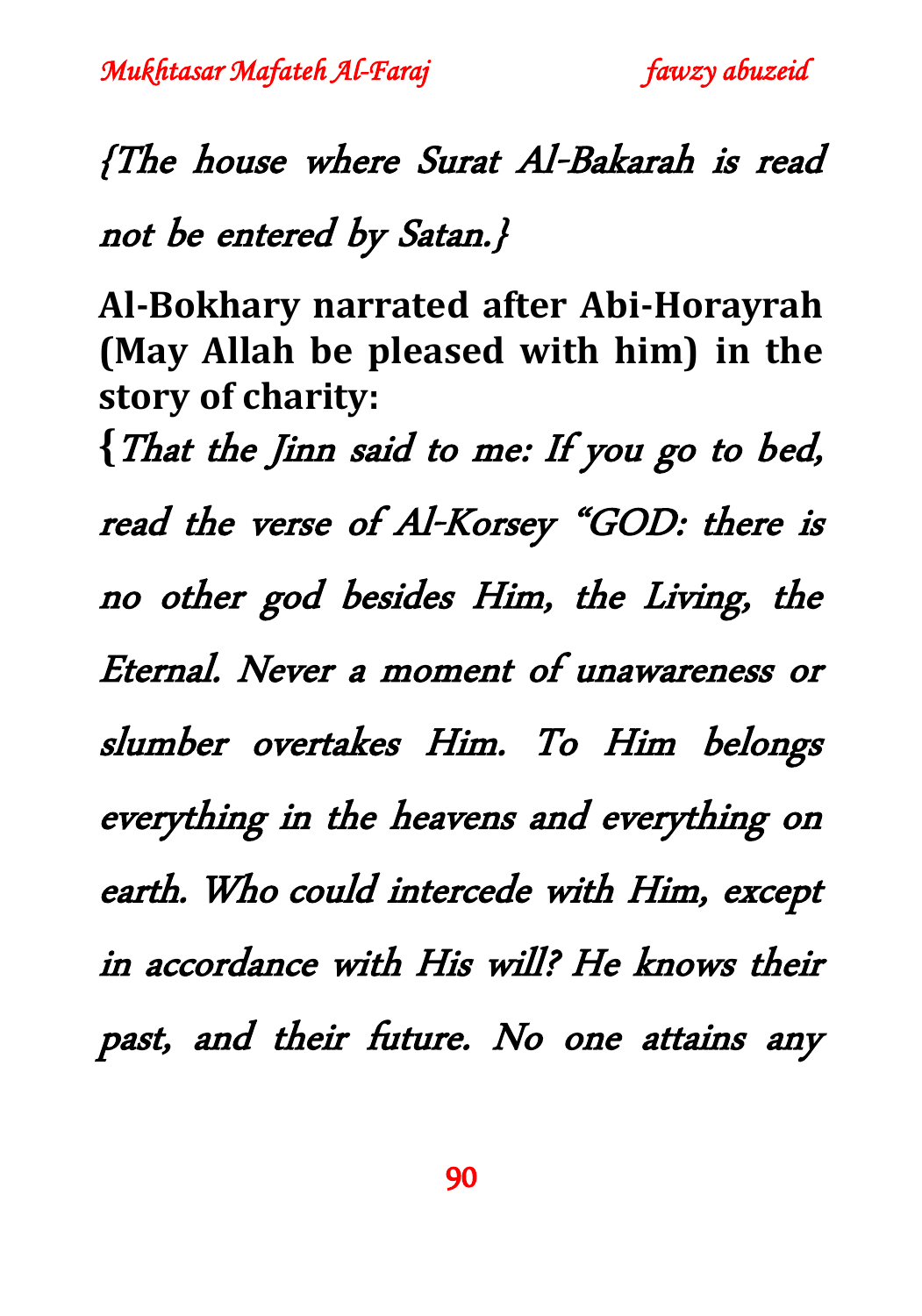*{The house where Surat Al-Bakarah is read not be entered by Satan.}*

**Al-Bokhary narrated after Abi-Horayrah (May Allah be pleased with him) in the story of charity:**

**{***That the Jinn said to me: If you go to bed, read the verse of Al-Korsey "GOD: there is no other god besides Him, the Living, the Eternal. Never a moment of unawareness or slumber overtakes Him. To Him belongs everything in the heavens and everything on earth. Who could intercede with Him, except in accordance with His will? He knows their past, and their future. No one attains any*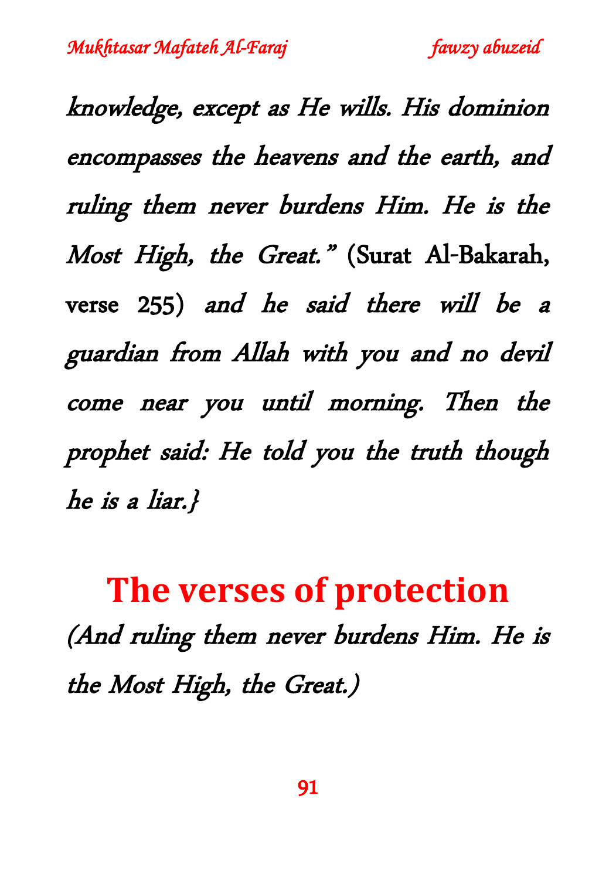*knowledge, except as He wills. His dominion encompasses the heavens and the earth, and ruling them never burdens Him. He is the Most High, the Great."* (Surat Al-Bakarah, verse 255) *and he said there will be a guardian from Allah with you and no devil come near you until morning. Then the prophet said: He told you the truth though he is a liar.}*

## The verses of protection

*(And ruling them never burdens Him. He is the Most High, the Great.)*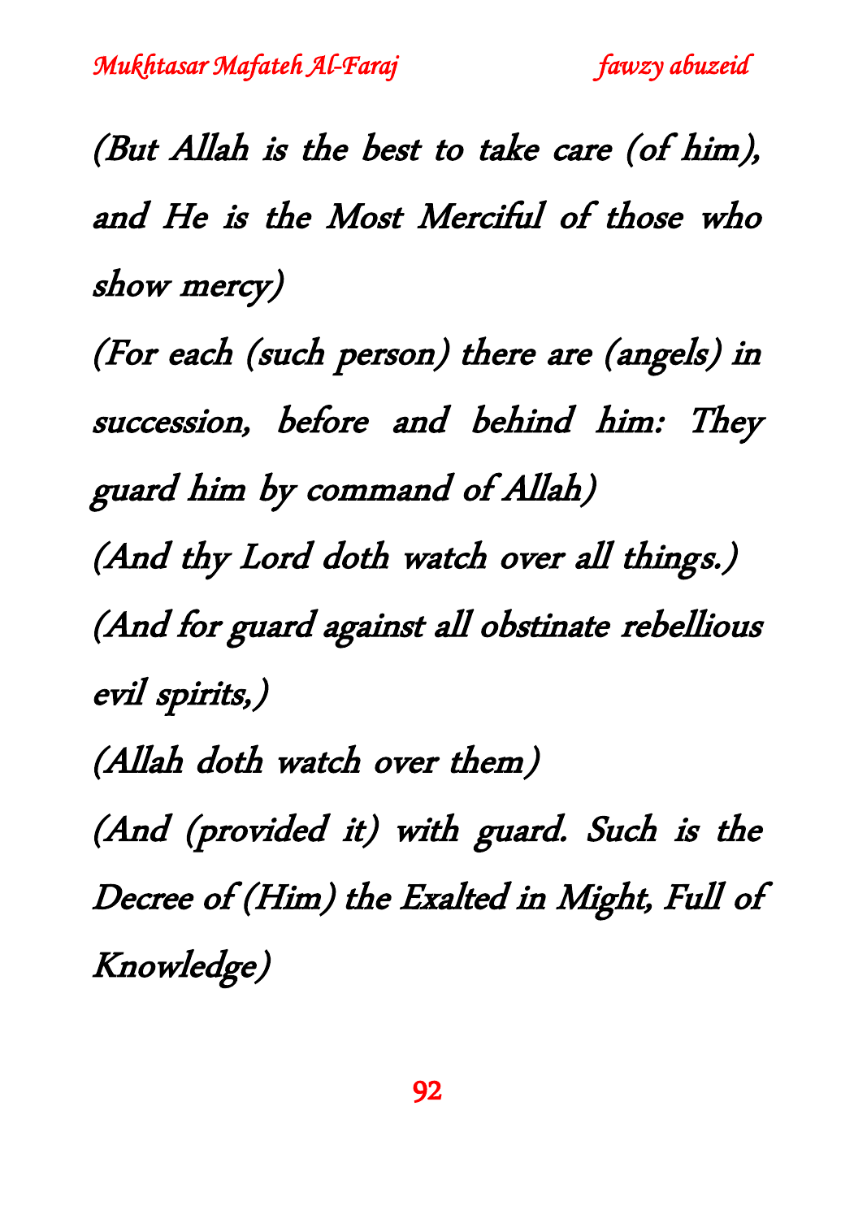*(But Allah is the best to take care (of him), and He is the Most Merciful of those who show mercy)*

*(For each (such person) there are (angels) in succession, before and behind him: They guard him by command of Allah)*

*(And thy Lord doth watch over all things.)*

*(And for guard against all obstinate rebellious evil spirits,)*

*(Allah doth watch over them)*

*(And (provided it) with guard. Such is the Decree of (Him) the Exalted in Might, Full of Knowledge)*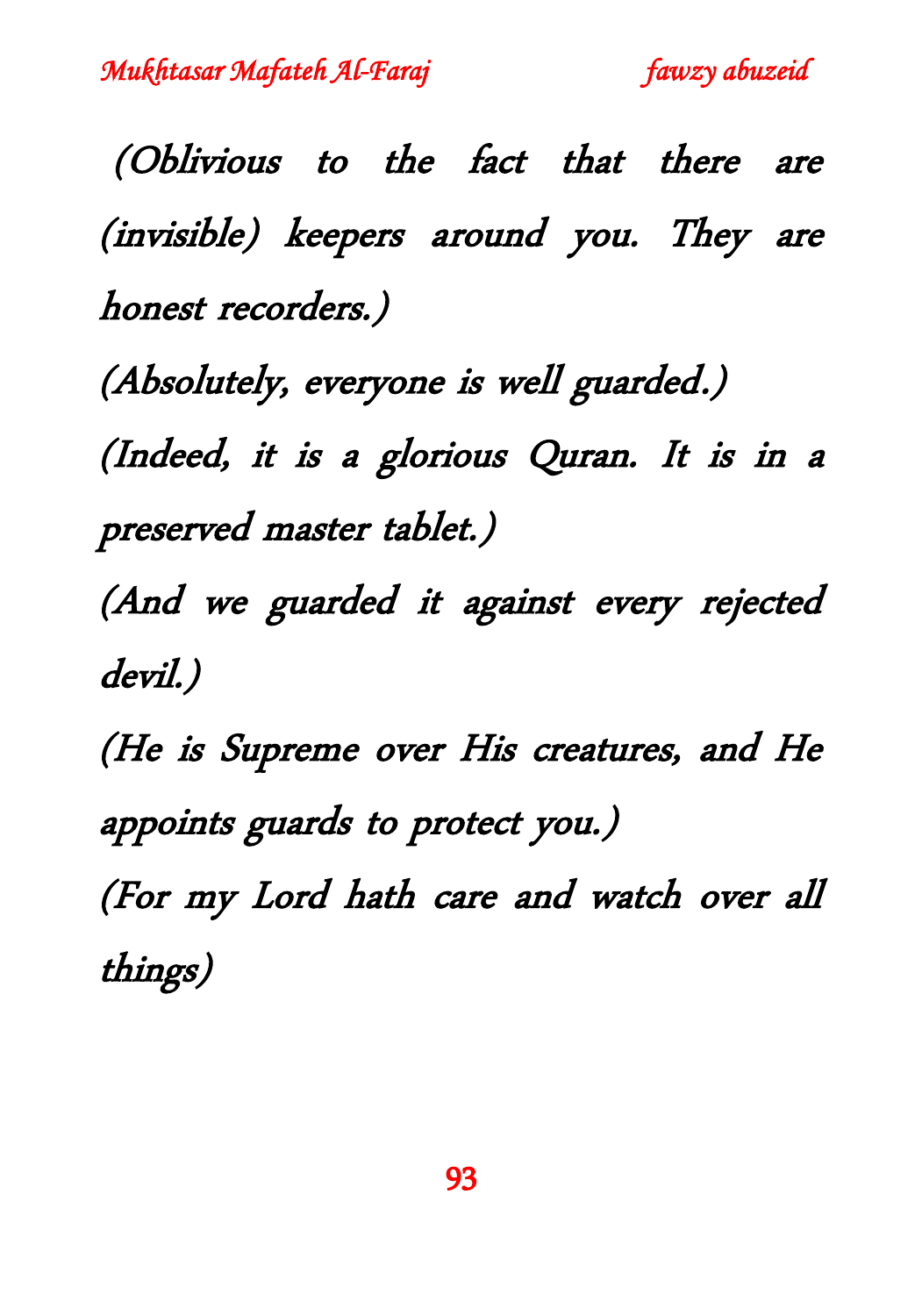*(Oblivious to the fact that there are (invisible) keepers around you. They are honest recorders.)*

*(Absolutely, everyone is well guarded.)*

*(Indeed, it is a glorious Quran. It is in a preserved master tablet.)*

*(And we guarded it against every rejected devil.)*

*(He is Supreme over His creatures, and He appoints guards to protect you.)*

*(For my Lord hath care and watch over all things)*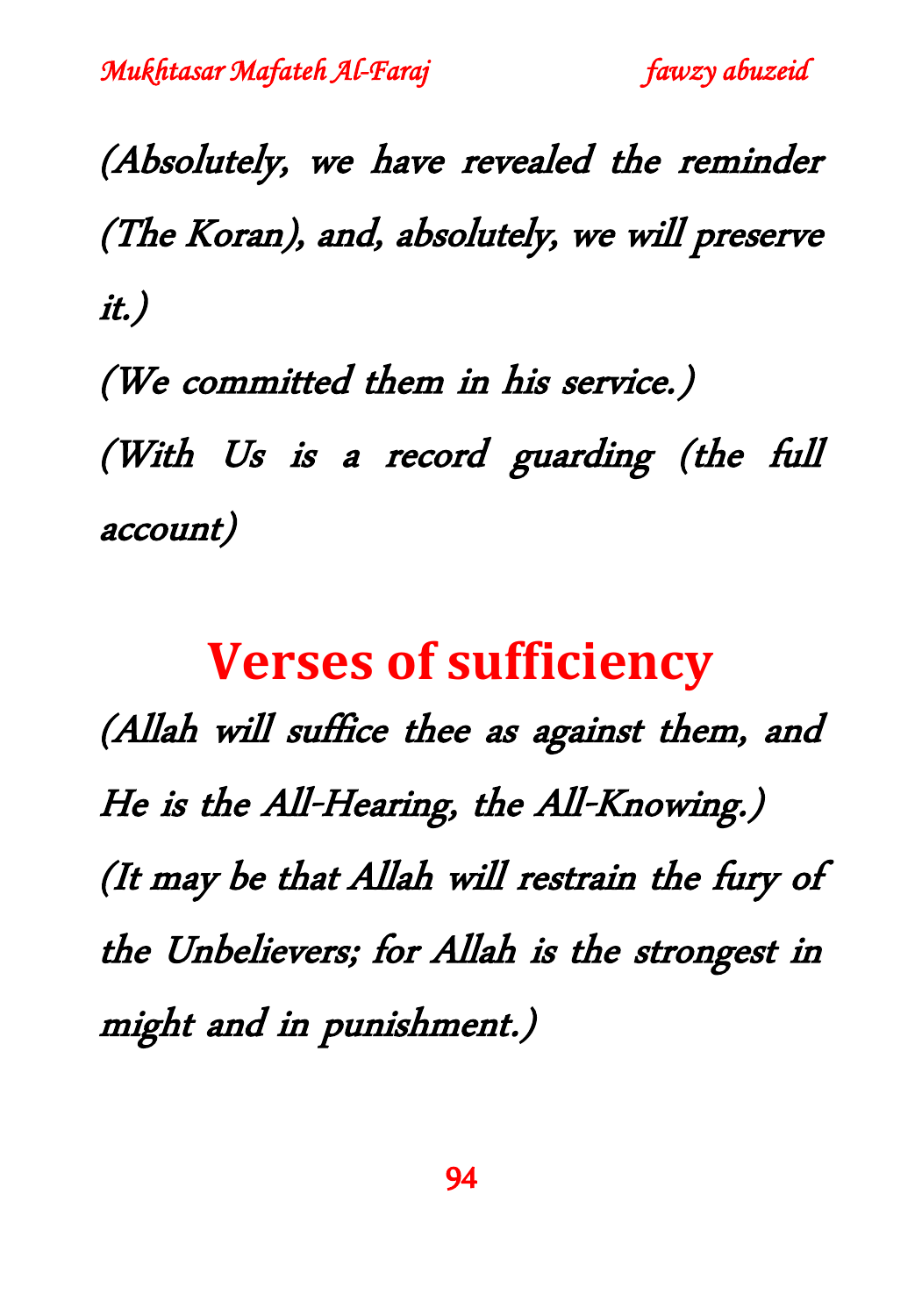*(Absolutely, we have revealed the reminder (The Koran), and, absolutely, we will preserve it.)*

*(We committed them in his service.)*

*(With Us is a record guarding (the full account)*

## Verses of sufficiency

*(Allah will suffice thee as against them, and He is the All-Hearing, the All-Knowing.)*

*(It may be that Allah will restrain the fury of the Unbelievers; for Allah is the strongest in might and in punishment.)*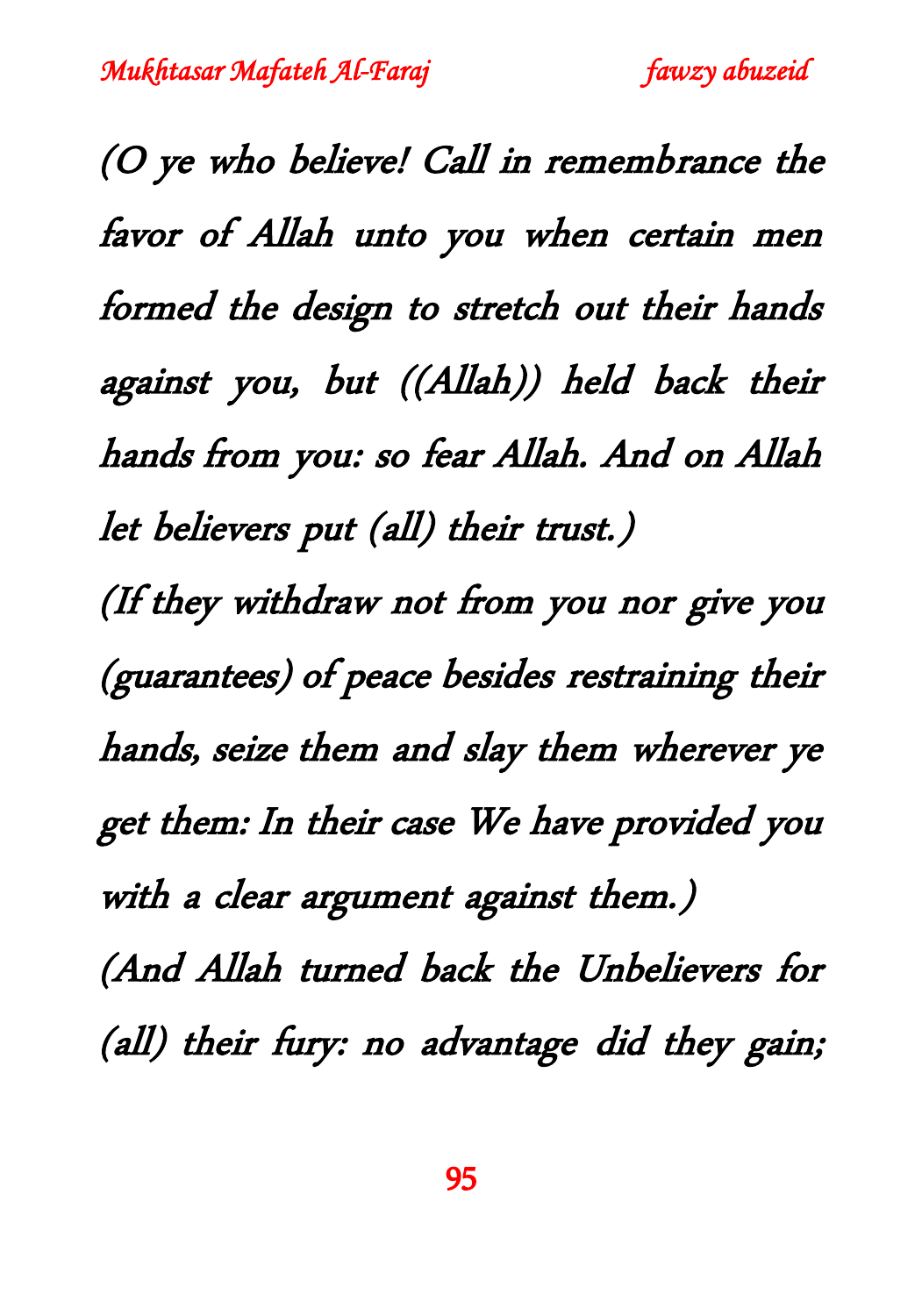*(O ye who believe! Call in remembrance the favor of Allah unto you when certain men formed the design to stretch out their hands against you, but ((Allah)) held back their hands from you: so fear Allah. And on Allah let believers put (all) their trust.)*

*(If they withdraw not from you nor give you (guarantees) of peace besides restraining their hands, seize them and slay them wherever ye get them: In their case We have provided you with a clear argument against them.)*

*(And Allah turned back the Unbelievers for (all) their fury: no advantage did they gain;*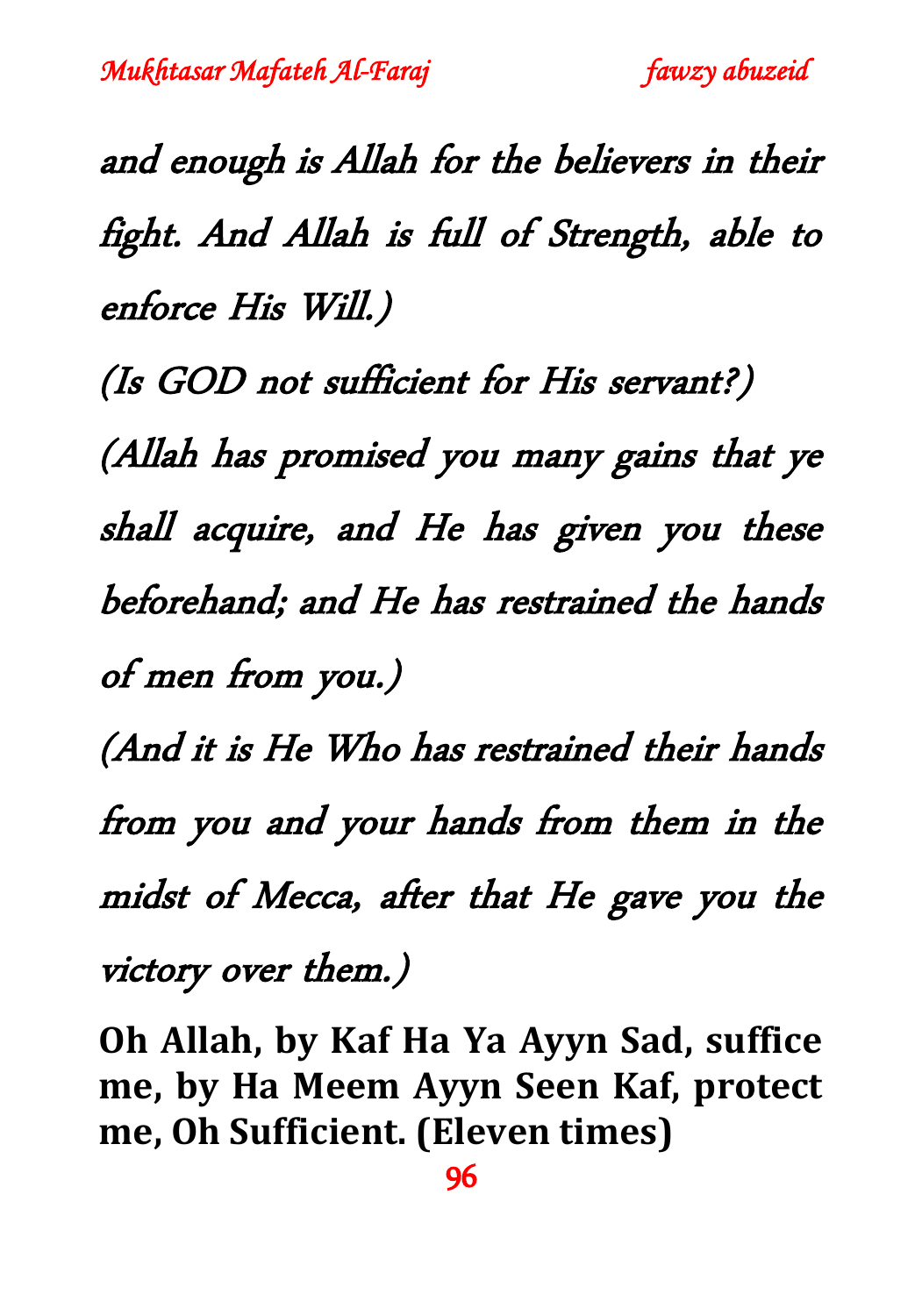*and enough is Allah for the believers in their fight. And Allah is full of Strength, able to enforce His Will.)*

*(Is GOD not sufficient for His servant?)*

*(Allah has promised you many gains that ye shall acquire, and He has given you these beforehand; and He has restrained the hands of men from you.)*

*(And it is He Who has restrained their hands from you and your hands from them in the midst of Mecca, after that He gave you the victory over them.)*

**Oh Allah, by Kaf Ha Ya Ayyn Sad, suffice me, by Ha Meem Ayyn Seen Kaf, protect me, Oh Sufficient. (Eleven times)**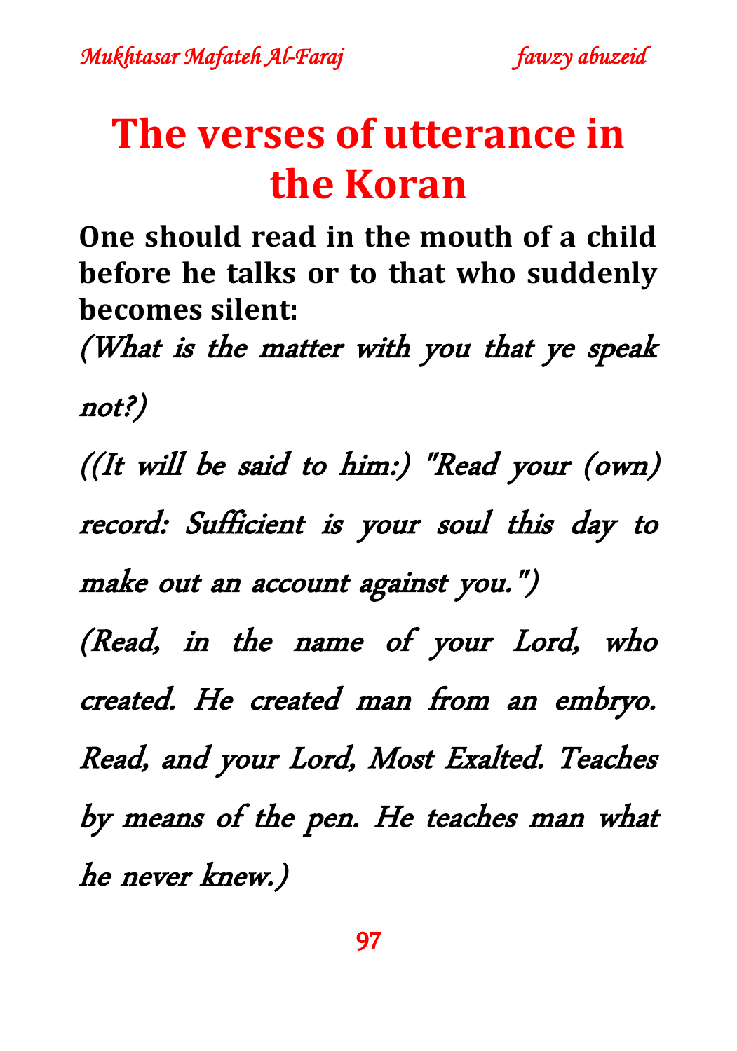# The verses of utterance in the Koran

**One should read in the mouth of a child before he talks or to that who suddenly becomes silent:**

*(What is the matter with you that ye speak not?)*

*((It will be said to him:) "Read your (own) record: Sufficient is your soul this day to make out an account against you.")*

*(Read, in the name of your Lord, who created. He created man from an embryo. Read, and your Lord, Most Exalted. Teaches by means of the pen. He teaches man what he never knew.)*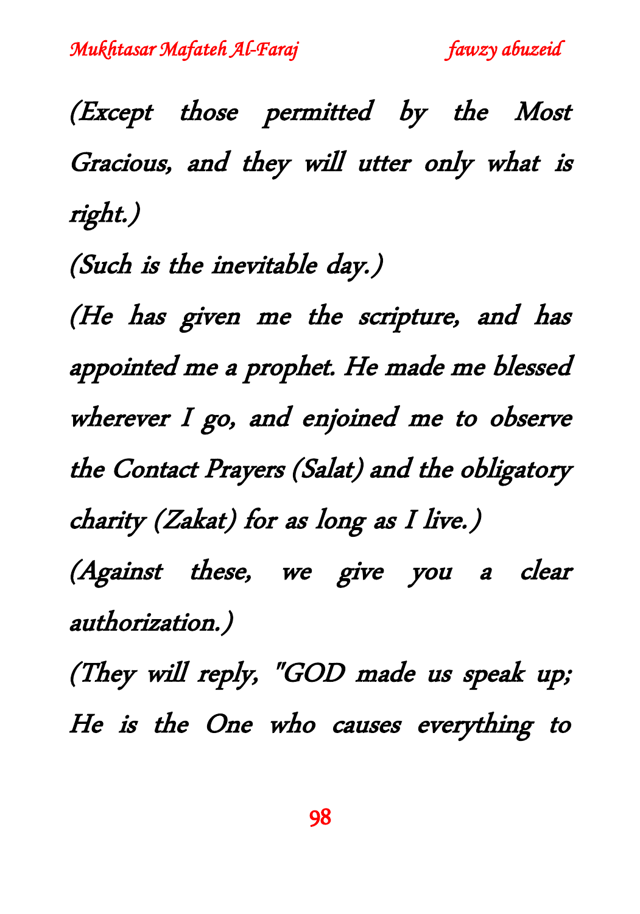*(Except those permitted by the Most Gracious, and they will utter only what is right.)*

*(Such is the inevitable day.)*

*(He has given me the scripture, and has appointed me a prophet. He made me blessed wherever I go, and enjoined me to observe the Contact Prayers (Salat) and the obligatory charity (Zakat) for as long as I live.)*

*(Against these, we give you a clear authorization.)*

*(They will reply, "GOD made us speak up; He is the One who causes everything to*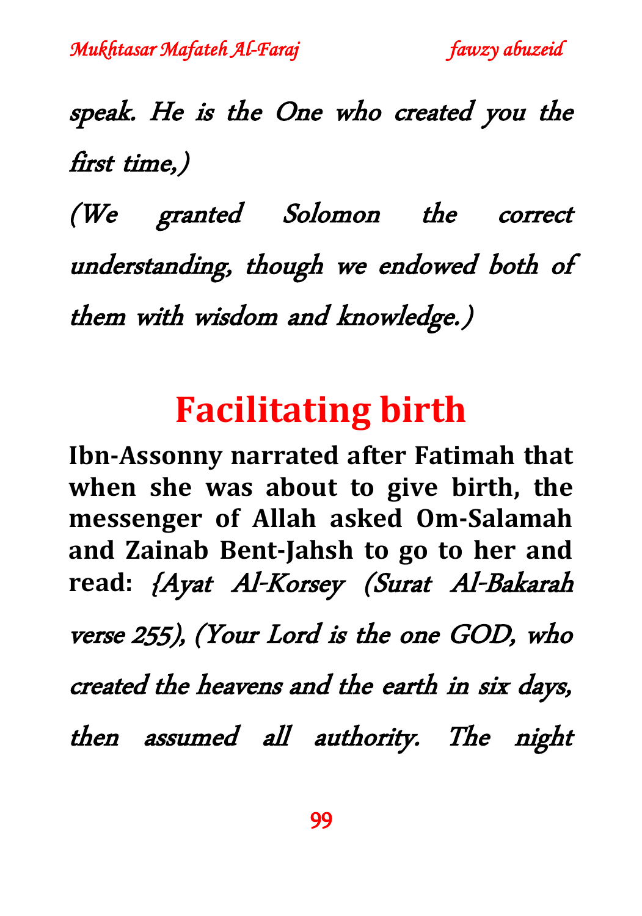*speak. He is the One who created you the first time,)*

*(We granted Solomon the correct understanding, though we endowed both of them with wisdom and knowledge.)*

# Facilitating birth

**Ibn-Assonny narrated after Fatimah that when she was about to give birth, the messenger of Allah asked Om-Salamah and Zainab Bent-Jahsh to go to her and read:** *{Ayat Al-Korsey (Surat Al-Bakarah verse 255), (Your Lord is the one GOD, who created the heavens and the earth in six days, then assumed all authority. The night*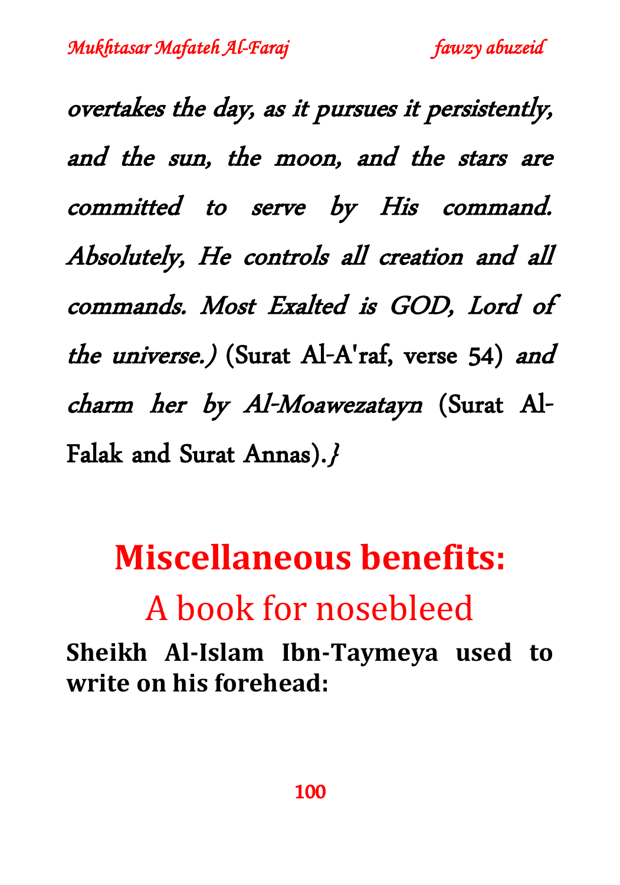*overtakes the day, as it pursues it persistently, and the sun, the moon, and the stars are committed to serve by His command. Absolutely, He controls all creation and all commands. Most Exalted is GOD, Lord of the universe.)* (Surat Al-A'raf, verse 54) *and charm her by Al-Moawezatayn* (Surat Al-Falak and Surat Annas).*}*

## Miscellaneous benefits:

### A book for nosebleed

**Sheikh Al-Islam Ibn-Taymeya used to write on his forehead:**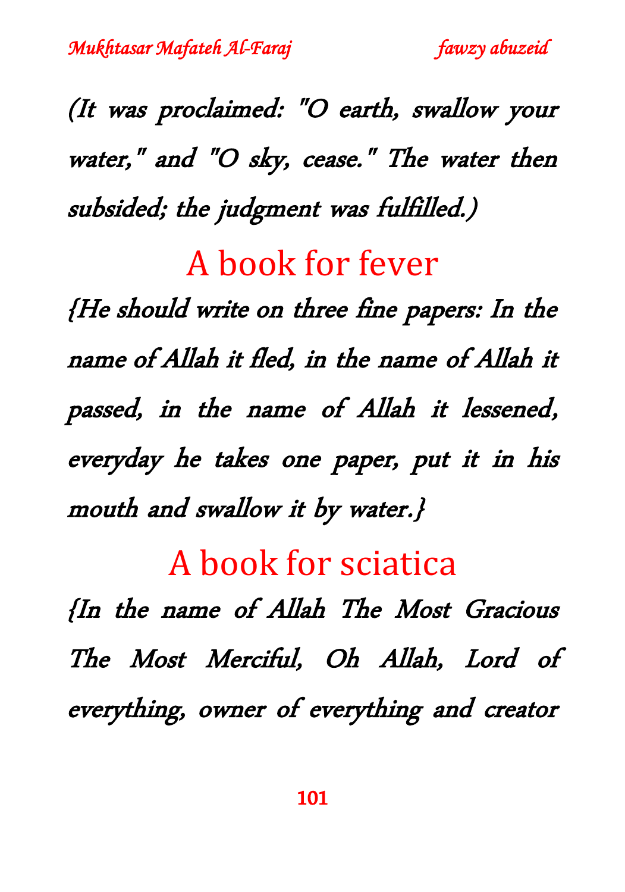*(It was proclaimed: "O earth, swallow your water," and "O sky, cease." The water then subsided; the judgment was fulfilled.)*

## A book for fever

*{He should write on three fine papers: In the name of Allah it fled, in the name of Allah it passed, in the name of Allah it lessened, everyday he takes one paper, put it in his mouth and swallow it by water.}*

## A book for sciatica

*{In the name of Allah The Most Gracious The Most Merciful, Oh Allah, Lord of everything, owner of everything and creator*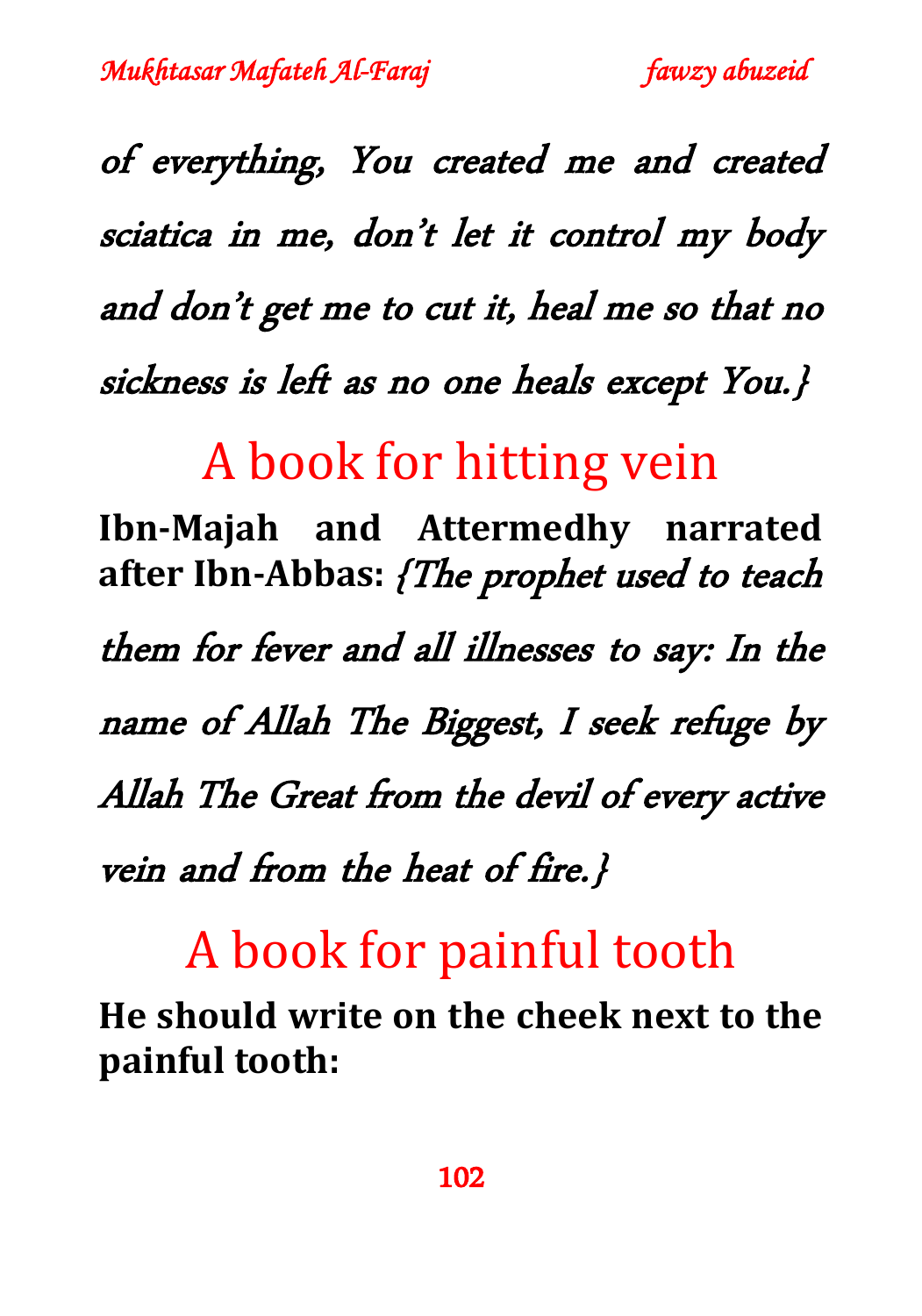*of everything, You created me and created sciatica in me, don't let it control my body and don't get me to cut it, heal me so that no sickness is left as no one heals except You.}*

## A book for hitting vein

**Ibn-Majah and Attermedhy narrated after Ibn-Abbas:** *{The prophet used to teach them for fever and all illnesses to say: In the name of Allah The Biggest, I seek refuge by Allah The Great from the devil of every active vein and from the heat of fire.}*

## A book for painful tooth

**He should write on the cheek next to the painful tooth:**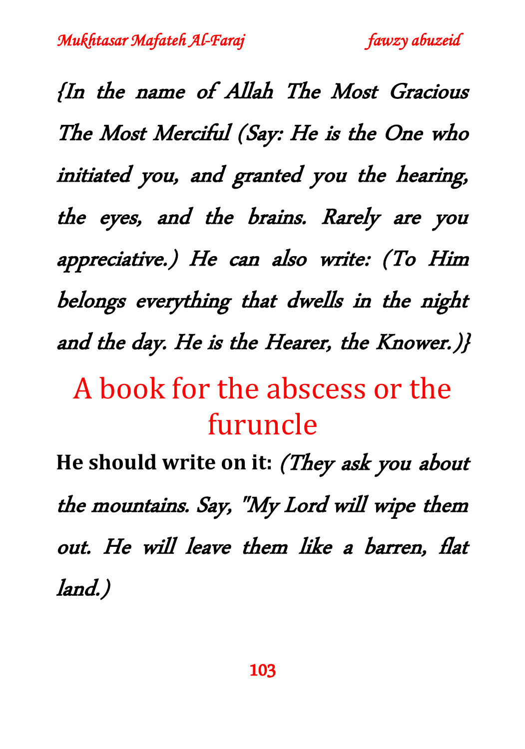*{In the name of Allah The Most Gracious The Most Merciful (Say: He is the One who initiated you, and granted you the hearing, the eyes, and the brains. Rarely are you appreciative.) He can also write: (To Him belongs everything that dwells in the night and the day. He is the Hearer, the Knower.)}*

# A book for the abscess or the furuncle

**He should write on it:** *(They ask you about the mountains. Say, "My Lord will wipe them out. He will leave them like a barren, flat land.)*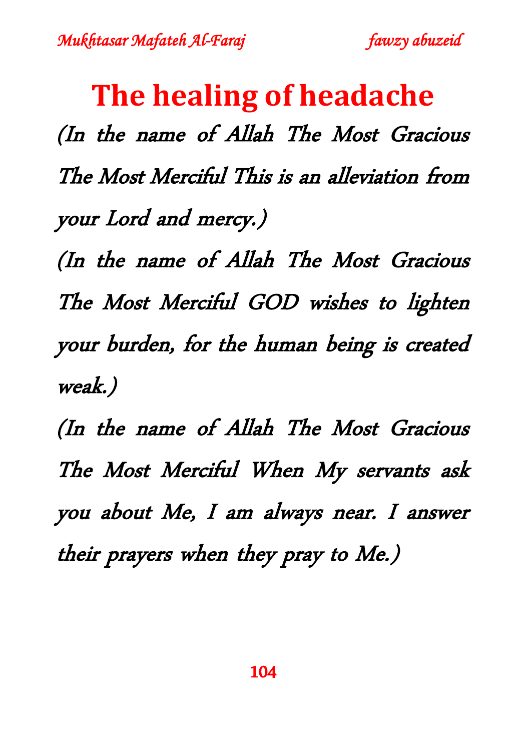# The healing of headache

*(In the name of Allah The Most Gracious The Most Merciful This is an alleviation from your Lord and mercy.)*

*(In the name of Allah The Most Gracious The Most Merciful GOD wishes to lighten your burden, for the human being is created weak.)*

*(In the name of Allah The Most Gracious The Most Merciful When My servants ask you about Me, I am always near. I answer their prayers when they pray to Me.)*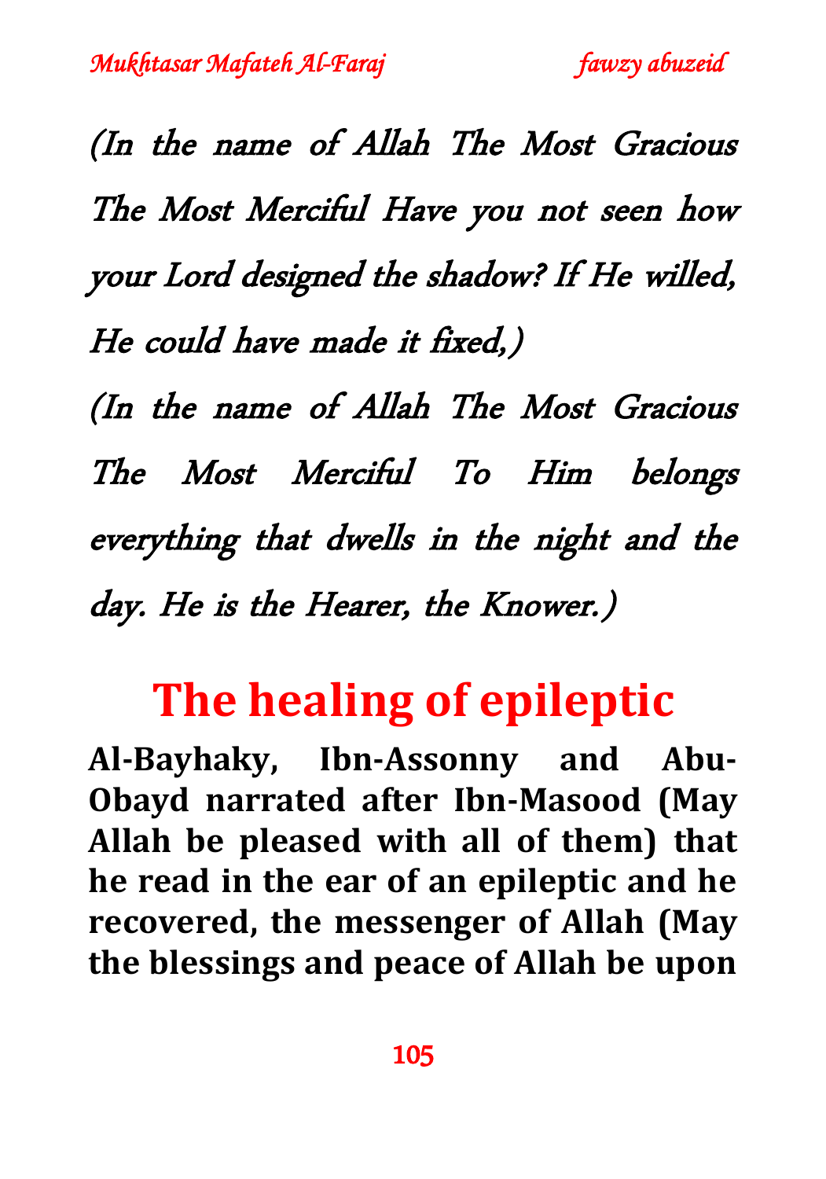*(In the name of Allah The Most Gracious The Most Merciful Have you not seen how your Lord designed the shadow? If He willed, He could have made it fixed,)*

*(In the name of Allah The Most Gracious The Most Merciful To Him belongs everything that dwells in the night and the day. He is the Hearer, the Knower.)*

## The healing of epileptic

**Al-Bayhaky, Ibn-Assonny and Abu-Obayd narrated after Ibn-Masood (May Allah be pleased with all of them) that he read in the ear of an epileptic and he recovered, the messenger of Allah (May the blessings and peace of Allah be upon**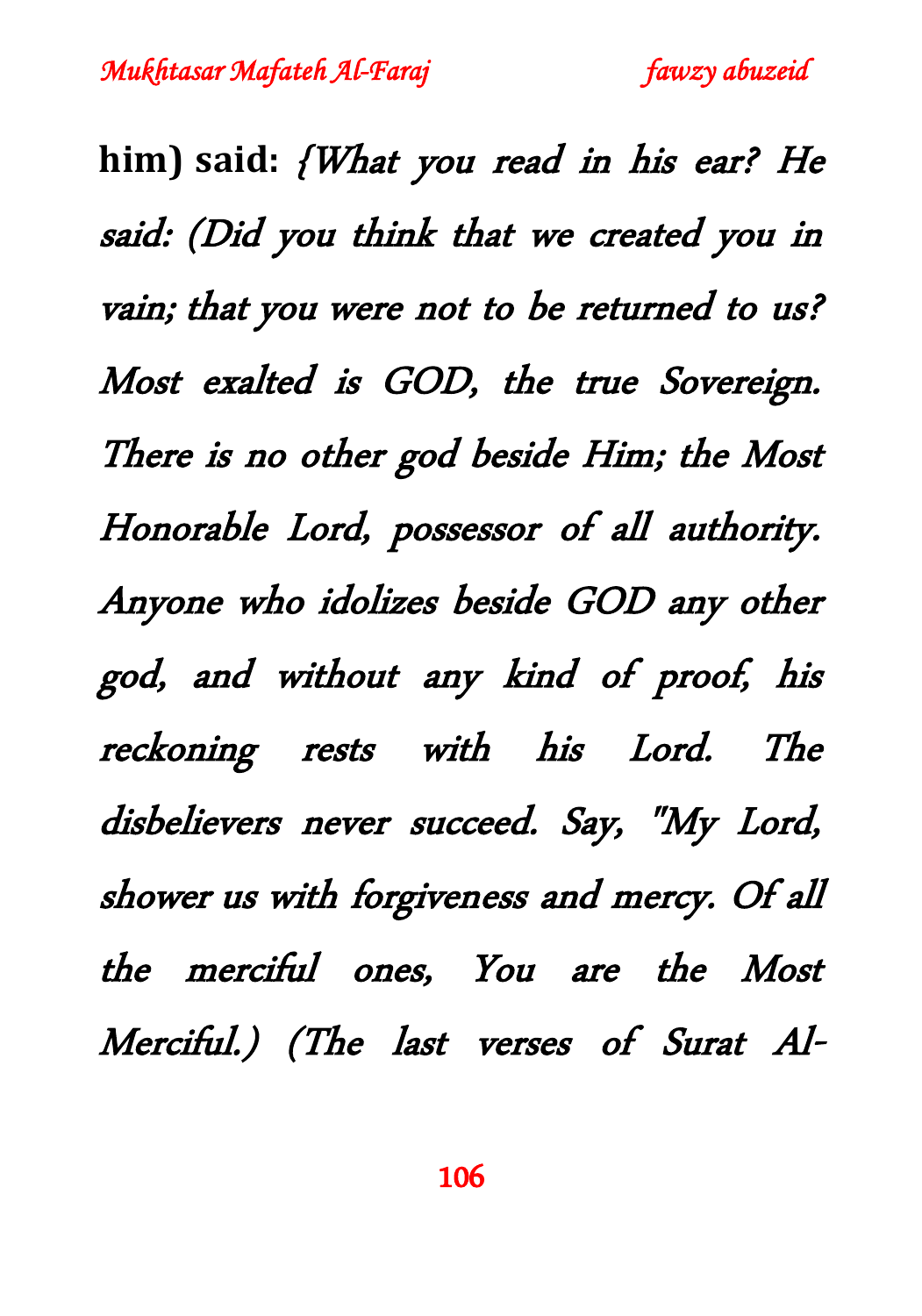**him) said:** *{What you read in his ear? He said: (Did you think that we created you in vain; that you were not to be returned to us? Most exalted is GOD, the true Sovereign. There is no other god beside Him; the Most Honorable Lord, possessor of all authority. Anyone who idolizes beside GOD any other god, and without any kind of proof, his reckoning rests with his Lord. The disbelievers never succeed. Say, "My Lord, shower us with forgiveness and mercy. Of all the merciful ones, You are the Most Merciful.) (The last verses of Surat Al-*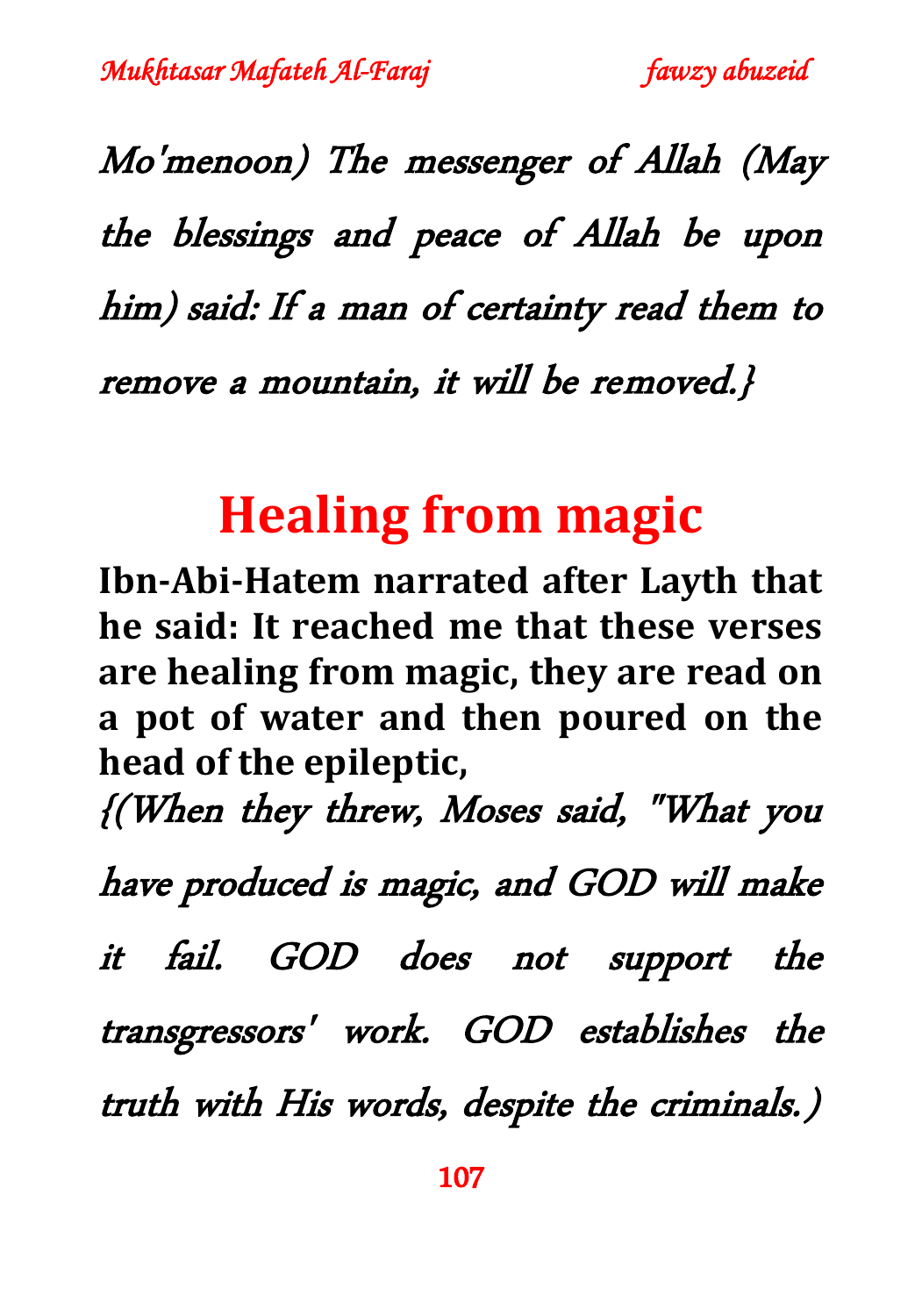*Mo'menoon) The messenger of Allah (May the blessings and peace of Allah be upon him) said: If a man of certainty read them to remove a mountain, it will be removed.}*

# Healing from magic

**Ibn-Abi-Hatem narrated after Layth that he said: It reached me that these verses are healing from magic, they are read on a pot of water and then poured on the head of the epileptic,**

*{(When they threw, Moses said, "What you have produced is magic, and GOD will make it fail. GOD does not support the transgressors' work. GOD establishes the truth with His words, despite the criminals.)*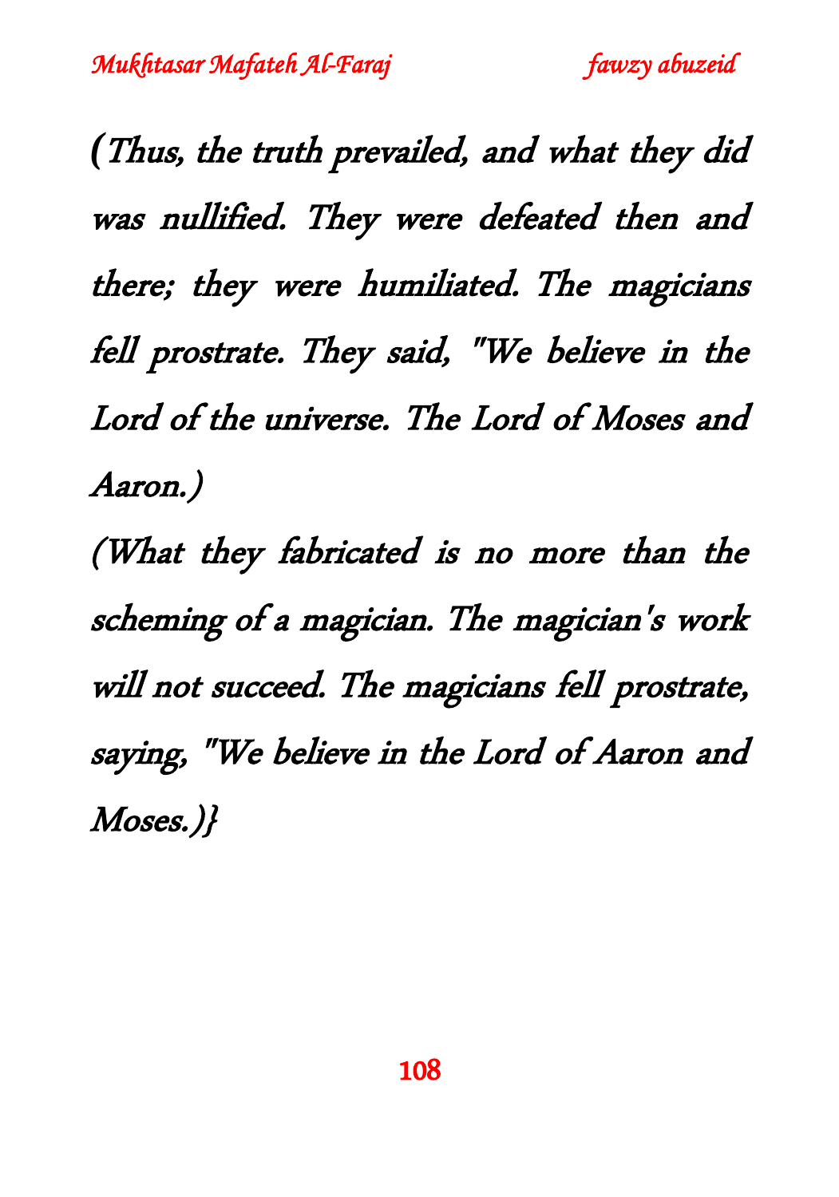*(Thus, the truth prevailed, and what they did was nullified. They were defeated then and there; they were humiliated. The magicians fell prostrate. They said, "We believe in the Lord of the universe. The Lord of Moses and Aaron.)*

*(What they fabricated is no more than the scheming of a magician. The magician's work will not succeed. The magicians fell prostrate, saying, "We believe in the Lord of Aaron and Moses.)}*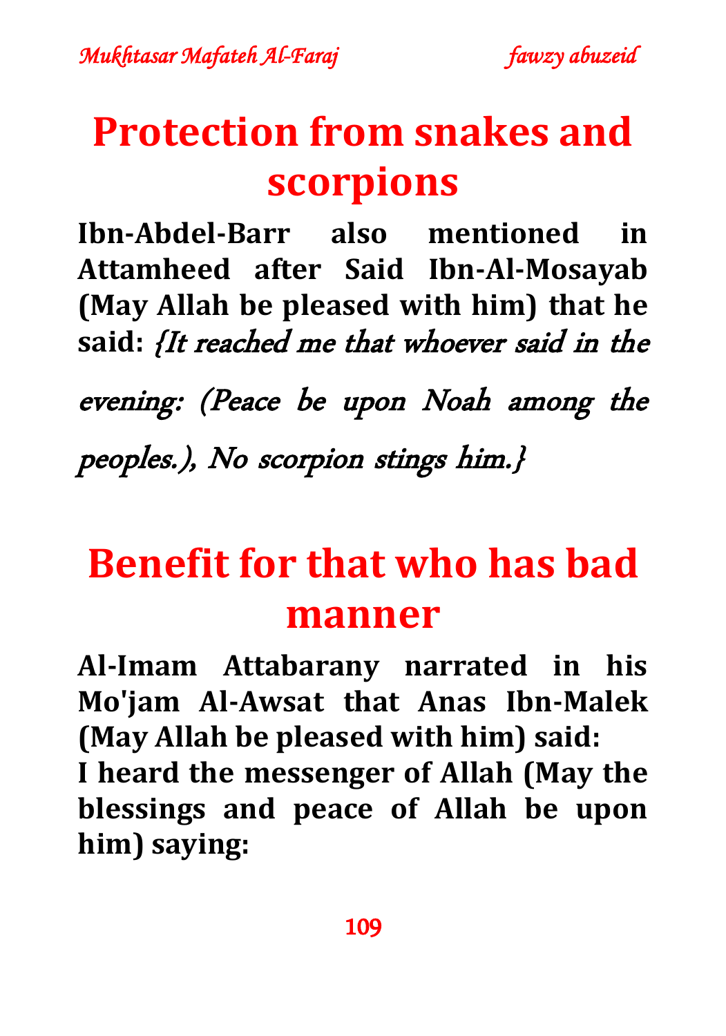# Protection from snakes and scorpions

**Ibn-Abdel-Barr also mentioned in Attamheed after Said Ibn-Al-Mosayab (May Allah be pleased with him) that he said:** *{It reached me that whoever said in the evening: (Peace be upon Noah among the peoples.), No scorpion stings him.}*

# Benefit for that who has bad manner

**Al-Imam Attabarany narrated in his Mo'jam Al-Awsat that Anas Ibn-Malek (May Allah be pleased with him) said:**
**I heard the messenger of Allah (May the blessings and peace of Allah be upon him) saying:**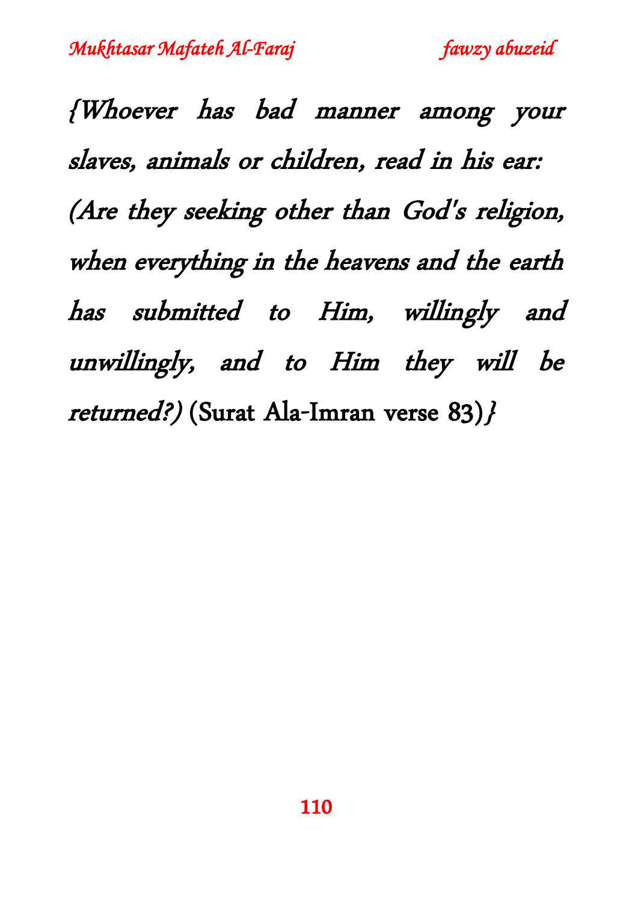*{Whoever has bad manner among your slaves, animals or children, read in his ear: (Are they seeking other than God's religion, when everything in the heavens and the earth has submitted to Him, willingly and unwillingly, and to Him they will be returned?)* (Surat Ala-Imran verse 83)*}*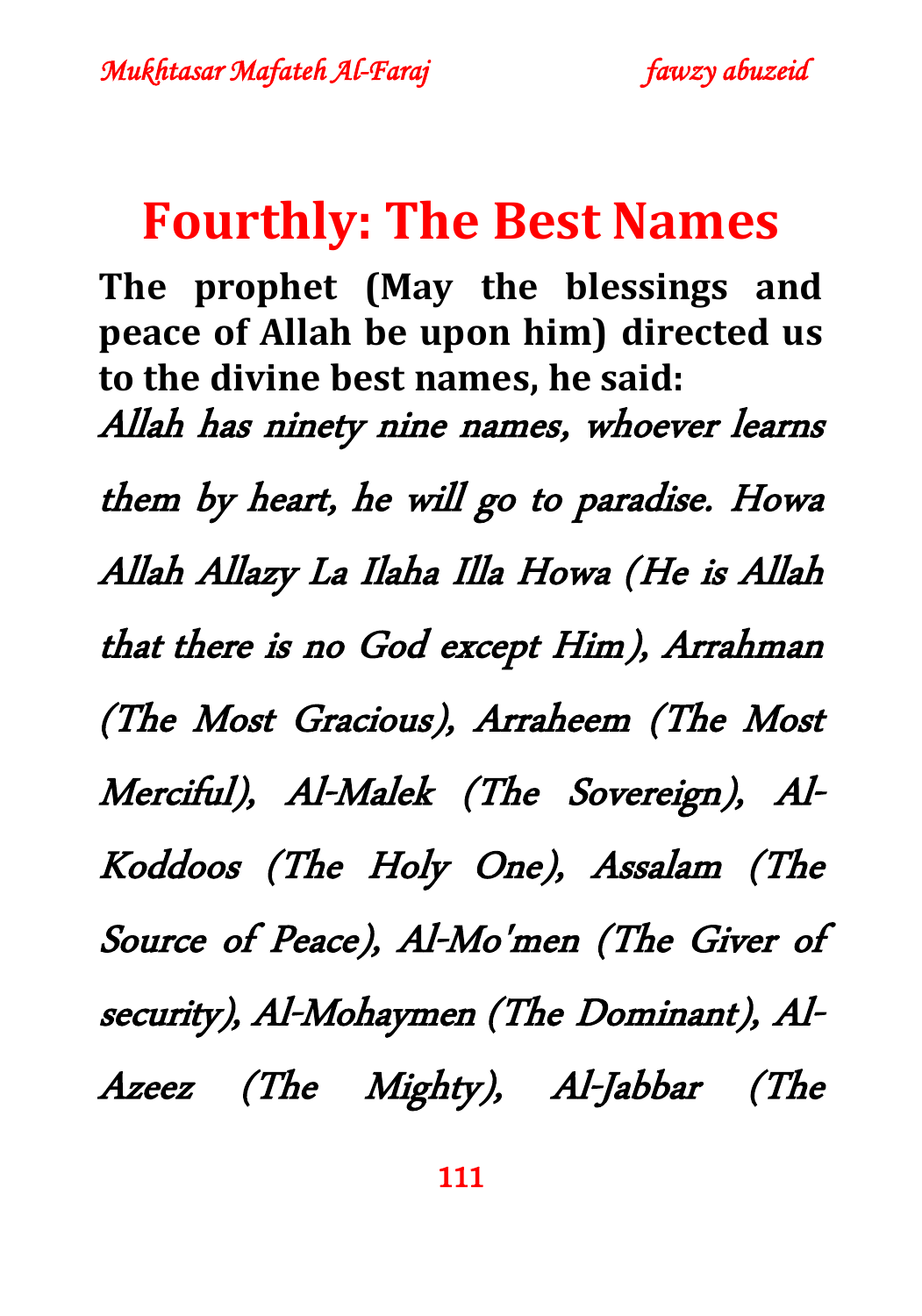# Fourthly: The Best Names

**The prophet (May the blessings and peace of Allah be upon him) directed us to the divine best names, he said:**

*Allah has ninety nine names, whoever learns them by heart, he will go to paradise. Howa Allah Allazy La Ilaha Illa Howa (He is Allah that there is no God except Him), Arrahman (The Most Gracious), Arraheem (The Most Merciful), Al-Malek (The Sovereign), Al-Koddoos (The Holy One), Assalam (The Source of Peace), Al-Mo'men (The Giver of security), Al-Mohaymen (The Dominant), Al-Azeez (The Mighty), Al-Jabbar (The*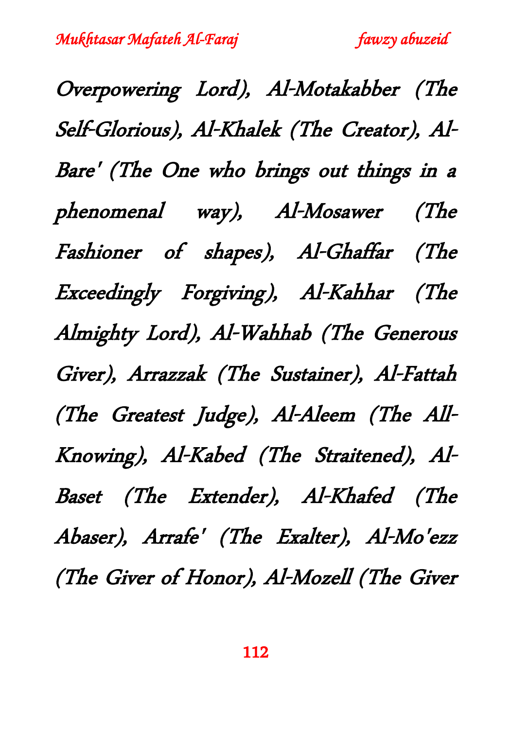Overpowering Lord), Al-Motakabber (The Self-Glorious), Al-Khalek (The Creator), Al-Bare' (The One who brings out things in a phenomenal way), Al-Mosawer (The Fashioner of shapes), Al-Ghaffar (The Exceedingly Forgiving), Al-Kahhar (The Almighty Lord), Al-Wahhab (The Generous Giver), Arrazzak (The Sustainer), Al-Fattah (The Greatest Judge), Al-Aleem (The All-Knowing), Al-Kabed (The Straitened), Al-Baset (The Extender), Al-Khafed (The Abaser), Arrafe' (The Exalter), Al-Mo'ezz (The Giver of Honor), Al-Mozell (The Giver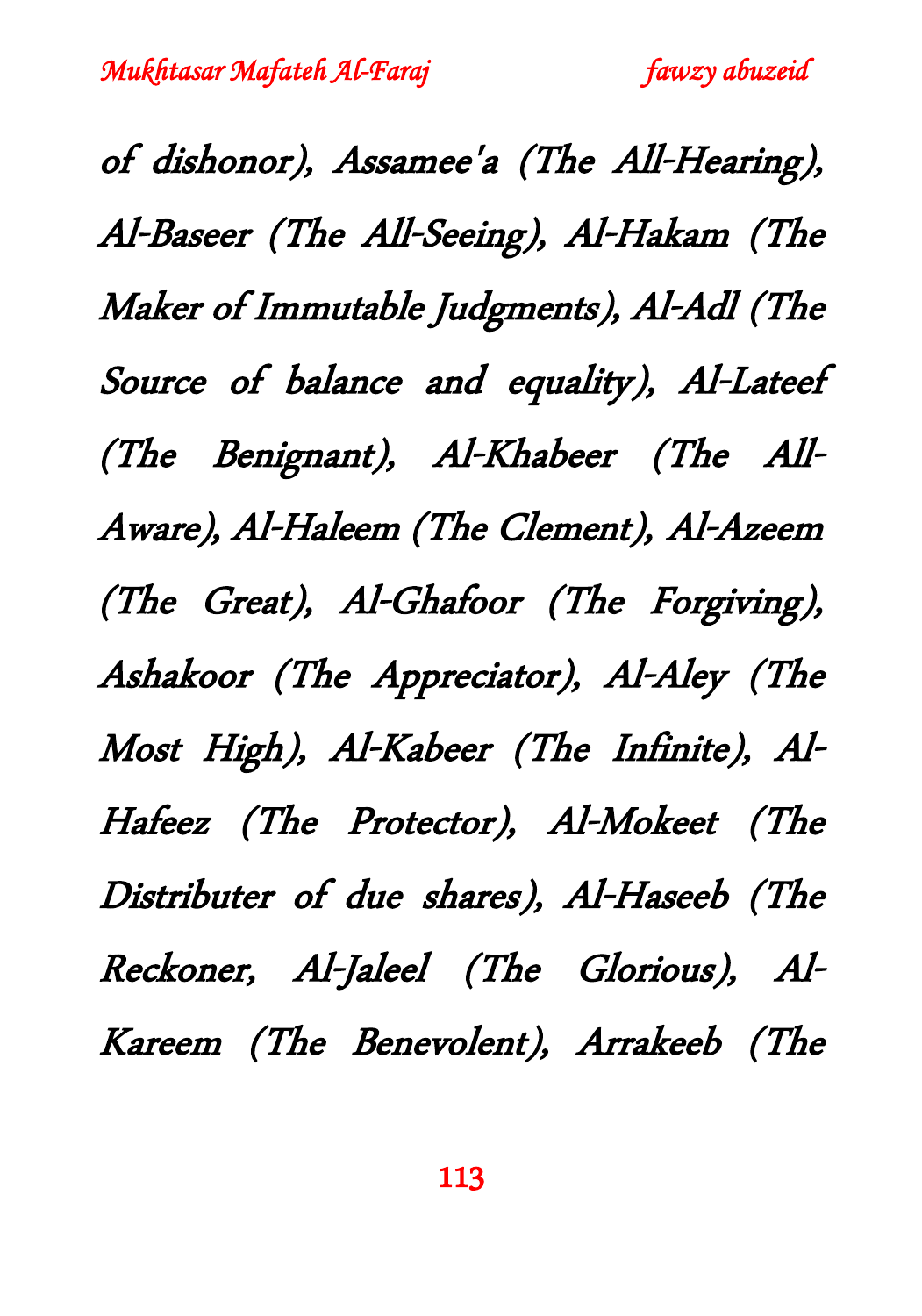*of dishonor), Assamee'a (The All-Hearing), Al-Baseer (The All-Seeing), Al-Hakam (The Maker of Immutable Judgments), Al-Adl (The Source of balance and equality), Al-Lateef (The Benignant), Al-Khabeer (The All-Aware), Al-Haleem (The Clement), Al-Azeem (The Great), Al-Ghafoor (The Forgiving), Ashakoor (The Appreciator), Al-Aley (The Most High), Al-Kabeer (The Infinite), Al-Hafeez (The Protector), Al-Mokeet (The Distributer of due shares), Al-Haseeb (The Reckoner, Al-Jaleel (The Glorious), Al-Kareem (The Benevolent), Arrakeeb (The*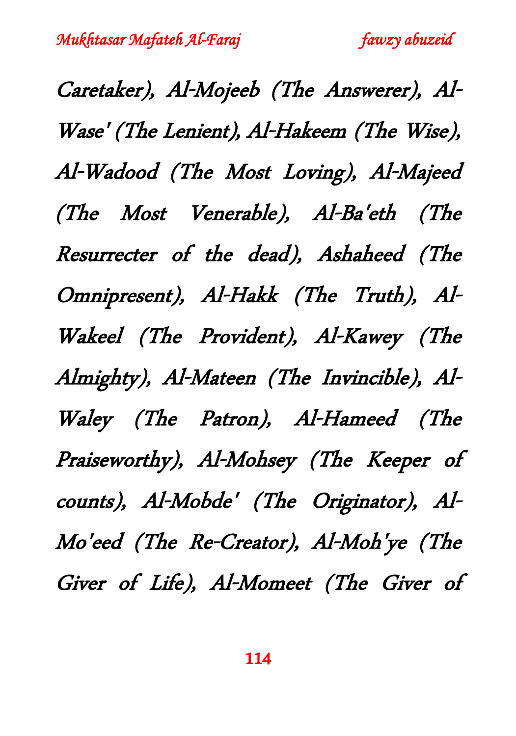*Caretaker), Al-Mojeeb (The Answerer), Al-Wase' (The Lenient), Al-Hakeem (The Wise), Al-Wadood (The Most Loving), Al-Majeed (The Most Venerable), Al-Ba'eth (The Resurrecter of the dead), Ashaheed (The Omnipresent), Al-Hakk (The Truth), Al-Wakeel (The Provident), Al-Kawey (The Almighty), Al-Mateen (The Invincible), Al-Waley (The Patron), Al-Hameed (The Praiseworthy), Al-Mohsey (The Keeper of counts), Al-Mobde' (The Originator), Al-Mo'eed (The Re-Creator), Al-Moh'ye (The Giver of Life), Al-Momeet (The Giver of*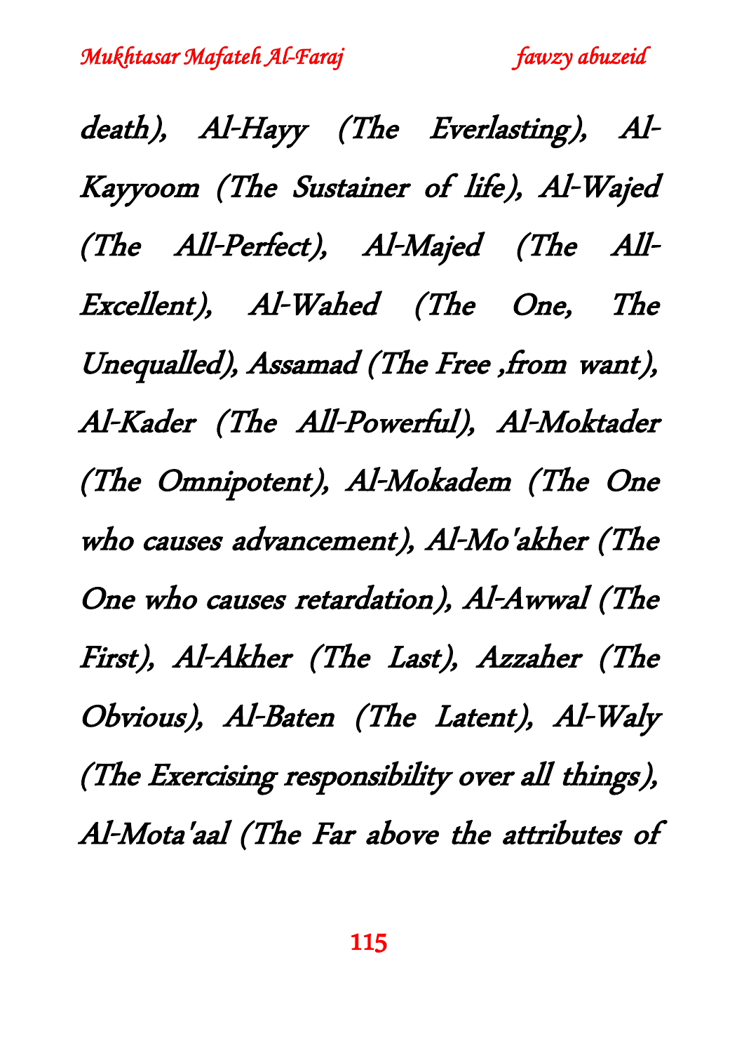*death), Al-Hayy (The Everlasting), Al-Kayyoom (The Sustainer of life), Al-Wajed (The All-Perfect), Al-Majed (The All-Excellent), Al-Wahed (The One, The Unequalled), Assamad (The Free ,from want), Al-Kader (The All-Powerful), Al-Moktader (The Omnipotent), Al-Mokadem (The One who causes advancement), Al-Mo'akher (The One who causes retardation), Al-Awwal (The First), Al-Akher (The Last), Azzaher (The Obvious), Al-Baten (The Latent), Al-Waly (The Exercising responsibility over all things), Al-Mota'aal (The Far above the attributes of*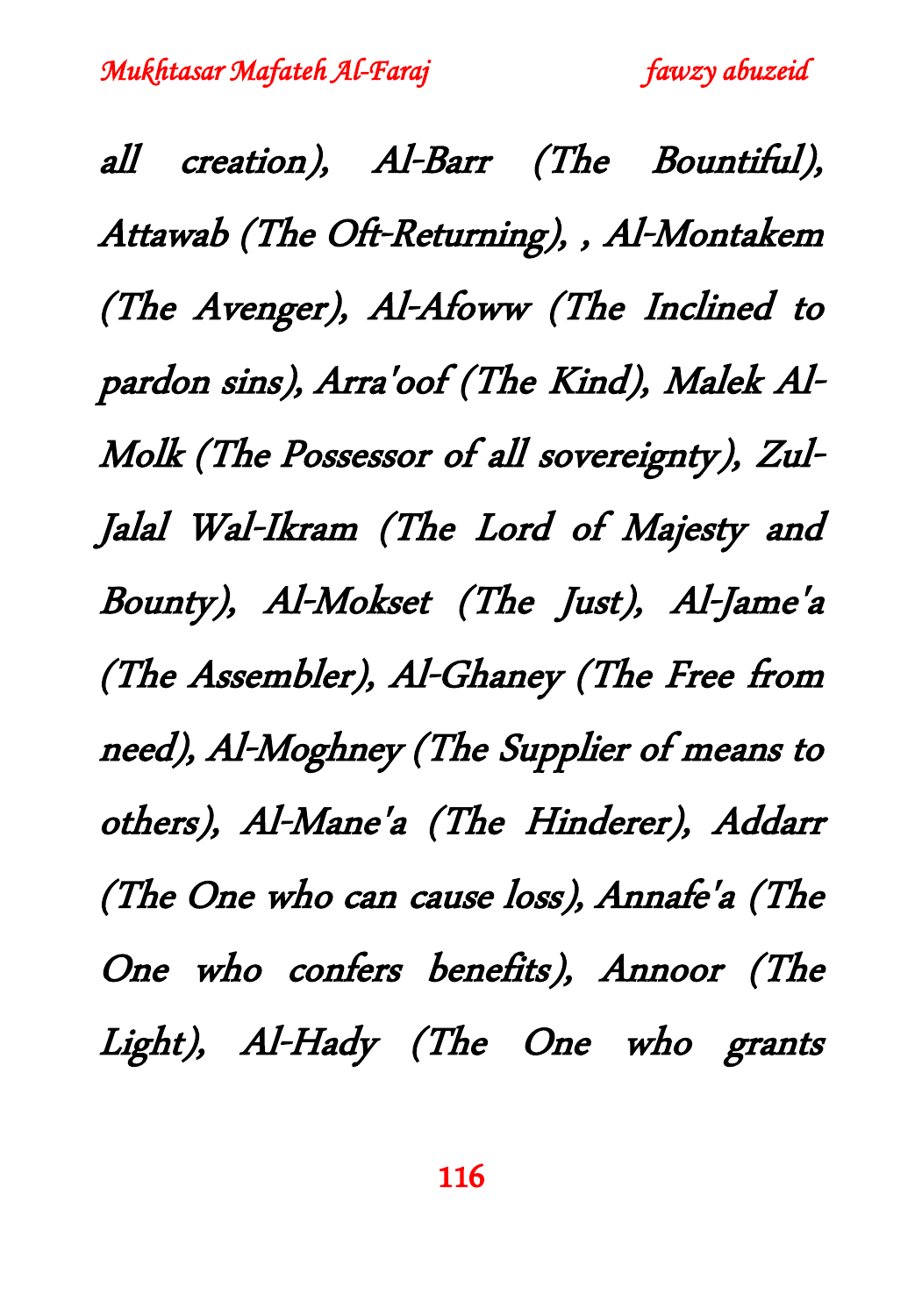*all creation), Al-Barr (The Bountiful), Attawab (The Oft-Returning), , Al-Montakem (The Avenger), Al-Afoww (The Inclined to pardon sins), Arra'oof (The Kind), Malek Al-Molk (The Possessor of all sovereignty), Zul-Jalal Wal-Ikram (The Lord of Majesty and Bounty), Al-Mokset (The Just), Al-Jame'a (The Assembler), Al-Ghaney (The Free from need), Al-Moghney (The Supplier of means to others), Al-Mane'a (The Hinderer), Addarr (The One who can cause loss), Annafe'a (The One who confers benefits), Annoor (The Light), Al-Hady (The One who grants*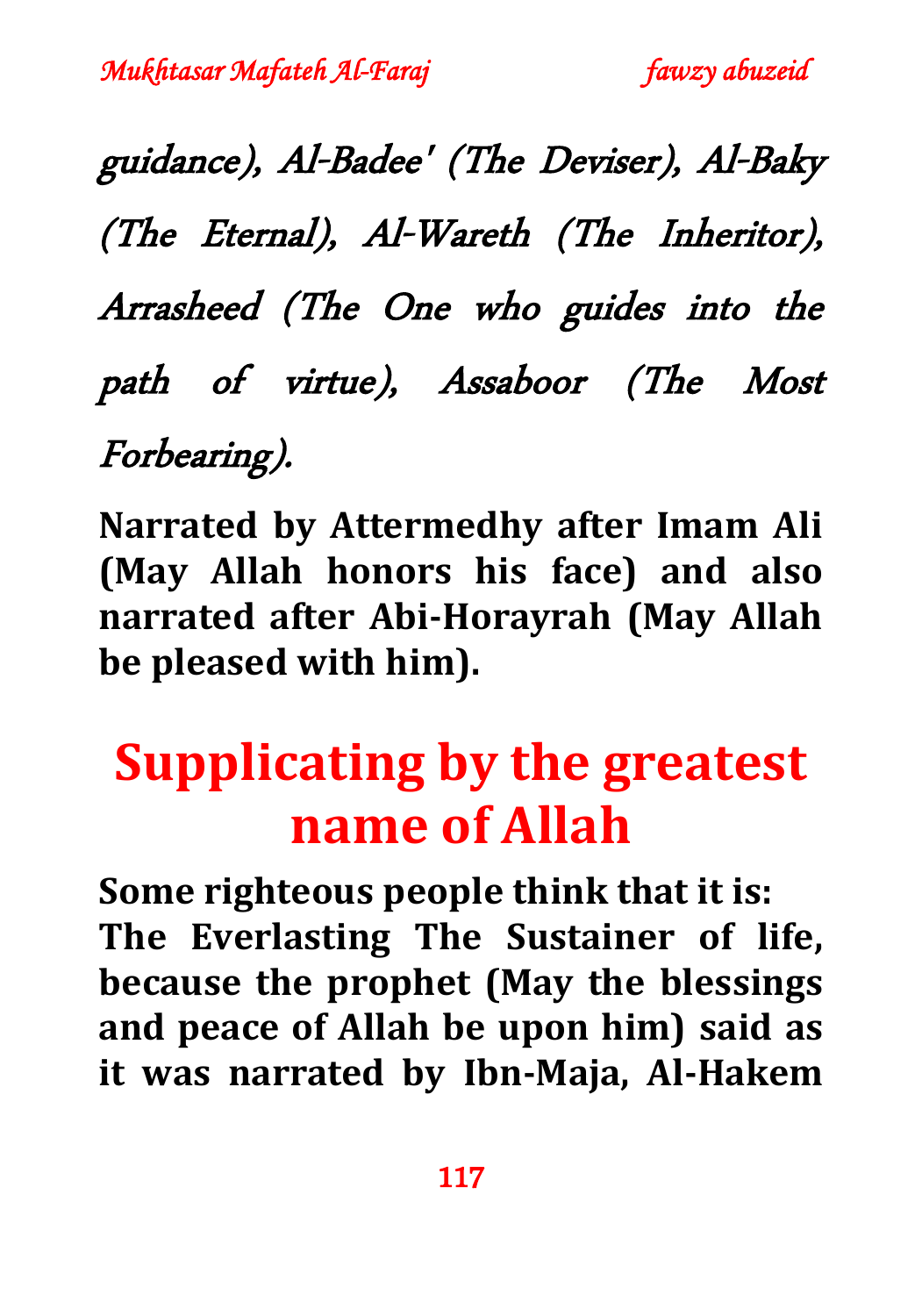*guidance), Al-Badee' (The Deviser), Al-Baky (The Eternal), Al-Wareth (The Inheritor), Arrasheed (The One who guides into the path of virtue), Assaboor (The Most Forbearing).*

**Narrated by Attermedhy after Imam Ali (May Allah honors his face) and also narrated after Abi-Horayrah (May Allah be pleased with him).**

# Supplicating by the greatest name of Allah

**Some righteous people think that it is: The Everlasting The Sustainer of life, because the prophet (May the blessings and peace of Allah be upon him) said as it was narrated by Ibn-Maja, Al-Hakem**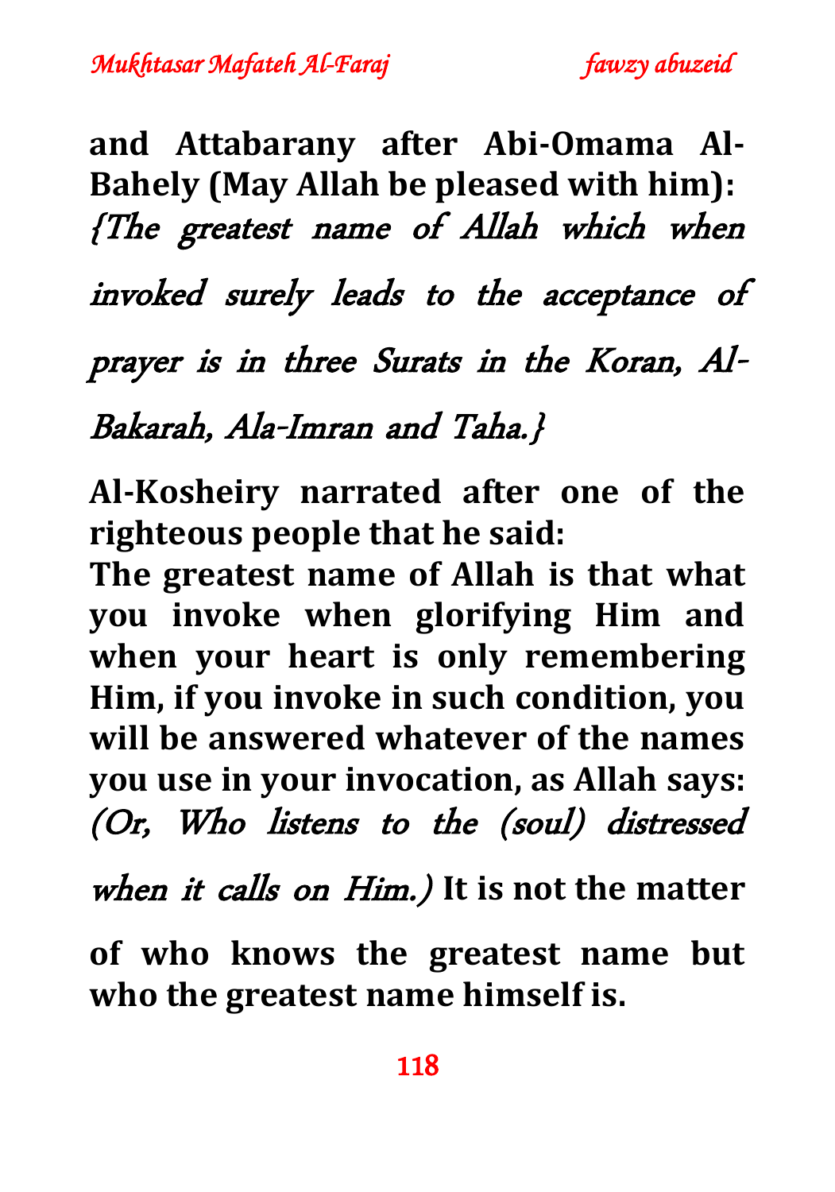**and Attabarany after Abi-Omama Al-Bahely (May Allah be pleased with him):** *{The greatest name of Allah which when invoked surely leads to the acceptance of prayer is in three Surats in the Koran, Al-Bakarah, Ala-Imran and Taha.}*

**Al-Kosheiry narrated after one of the righteous people that he said:**

**The greatest name of Allah is that what you invoke when glorifying Him and when your heart is only remembering Him, if you invoke in such condition, you will be answered whatever of the names you use in your invocation, as Allah says:** *(Or, Who listens to the (soul) distressed when it calls on Him.)* **It is not the matter of who knows the greatest name but who the greatest name himself is.**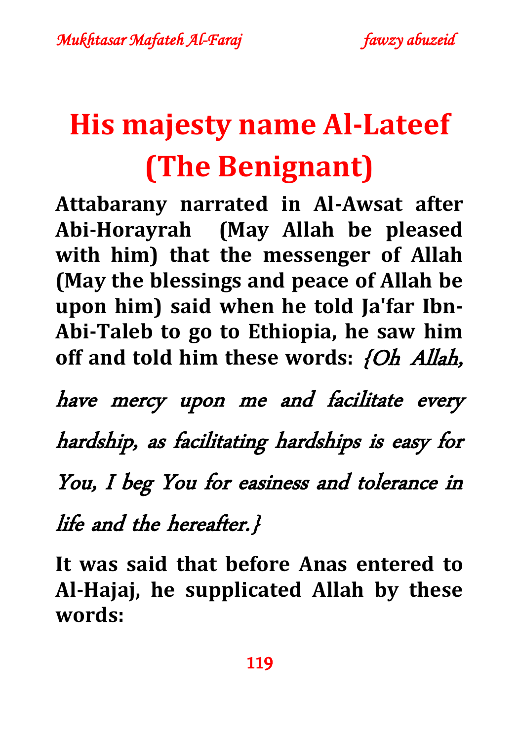# His majesty name Al-Lateef (The Benignant)

**Attabarany narrated in Al-Awsat after Abi-Horayrah (May Allah be pleased with him) that the messenger of Allah (May the blessings and peace of Allah be upon him) said when he told Ja'far Ibn-Abi-Taleb to go to Ethiopia, he saw him off and told him these words:** *{Oh Allah, have mercy upon me and facilitate every hardship, as facilitating hardships is easy for You, I beg You for easiness and tolerance in life and the hereafter.}*

**It was said that before Anas entered to Al-Hajaj, he supplicated Allah by these words:**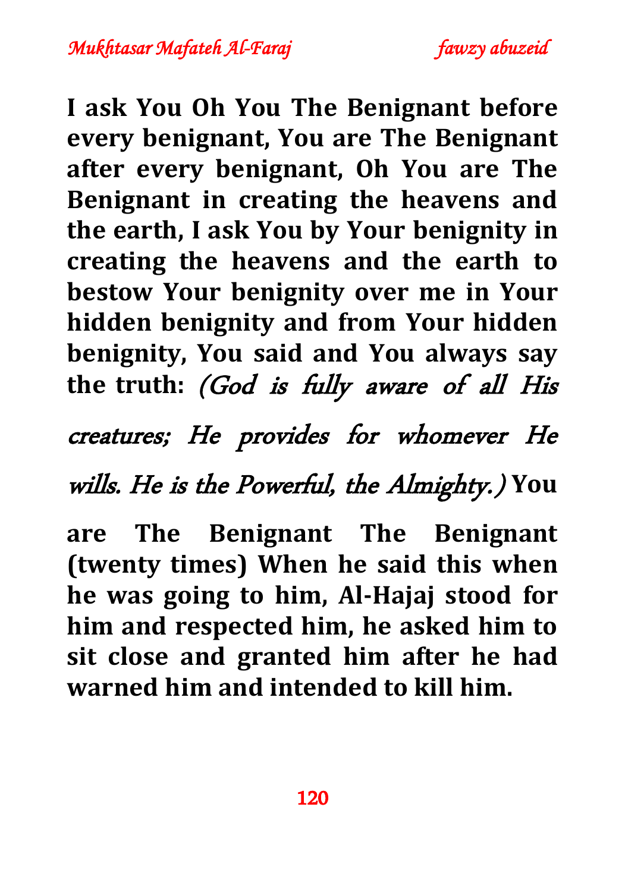**I ask You Oh You The Benignant before every benignant, You are The Benignant after every benignant, Oh You are The Benignant in creating the heavens and the earth, I ask You by Your benignity in creating the heavens and the earth to bestow Your benignity over me in Your hidden benignity and from Your hidden benignity, You said and You always say the truth:** *(God is fully aware of all His creatures; He provides for whomever He wills. He is the Powerful, the Almighty.)* **You are The Benignant The Benignant (twenty times) When he said this when he was going to him, Al-Hajaj stood for him and respected him, he asked him to sit close and granted him after he had warned him and intended to kill him.**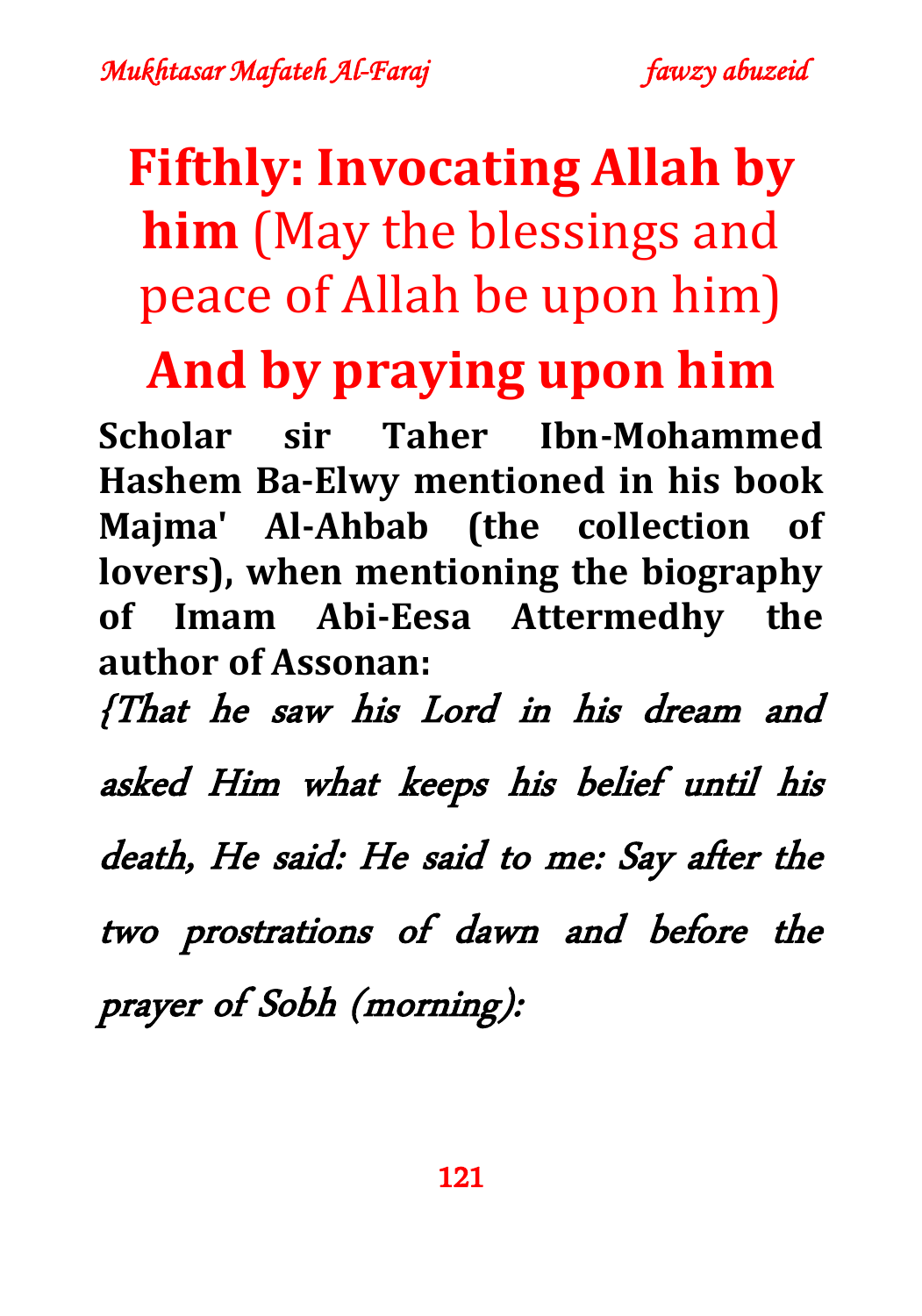# **Fifthly: Invocating Allah by him** (May the blessings and peace of Allah be upon him)

# And by praying upon him

**Scholar sir Taher Ibn-Mohammed Hashem Ba-Elwy mentioned in his book Majma' Al-Ahbab (the collection of lovers), when mentioning the biography of Imam Abi-Eesa Attermedhy the author of Assonan:**

*{That he saw his Lord in his dream and asked Him what keeps his belief until his death, He said: He said to me: Say after the two prostrations of dawn and before the prayer of Sobh (morning):*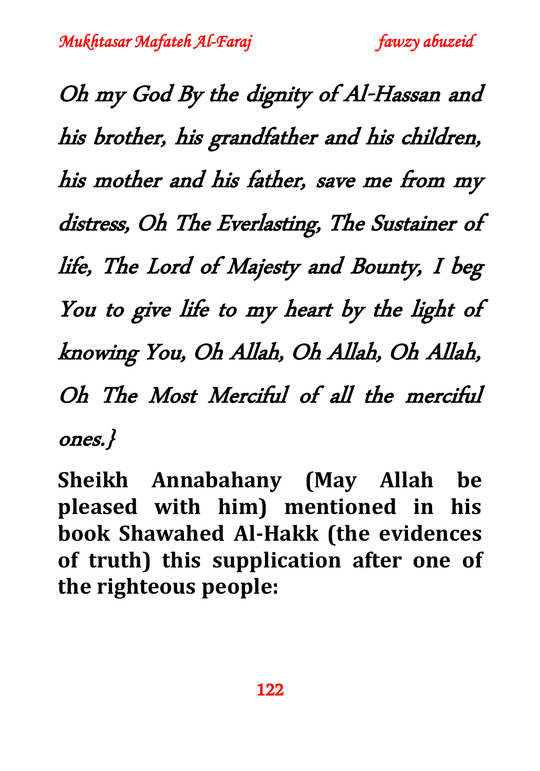*Oh my God By the dignity of Al-Hassan and his brother, his grandfather and his children, his mother and his father, save me from my distress, Oh The Everlasting, The Sustainer of life, The Lord of Majesty and Bounty, I beg You to give life to my heart by the light of knowing You, Oh Allah, Oh Allah, Oh Allah, Oh The Most Merciful of all the merciful ones.}*

**Sheikh Annabahany (May Allah be pleased with him) mentioned in his book Shawahed Al-Hakk (the evidences of truth) this supplication after one of the righteous people:**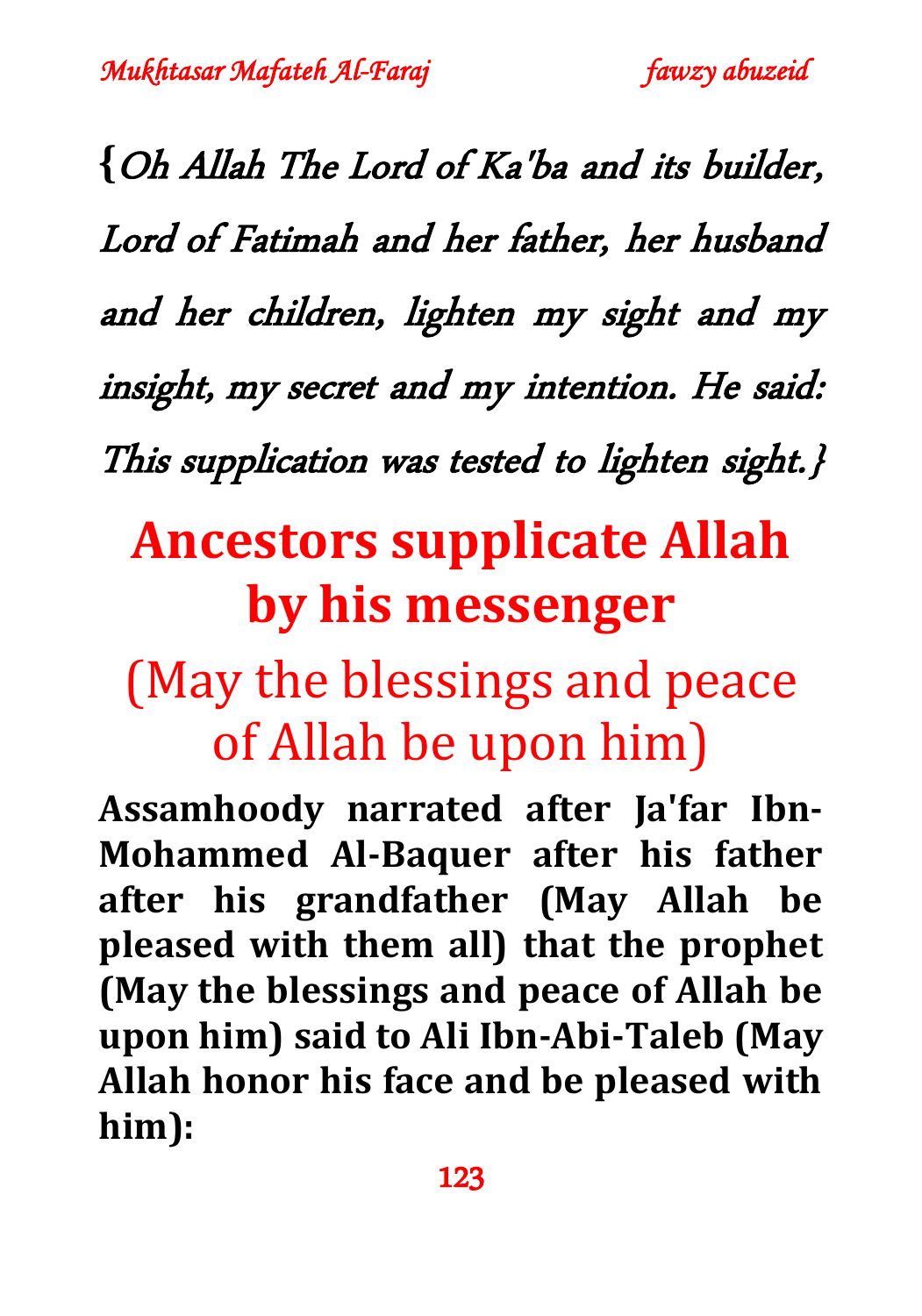*{Oh Allah The Lord of Ka'ba and its builder, Lord of Fatimah and her father, her husband and her children, lighten my sight and my insight, my secret and my intention. He said: This supplication was tested to lighten sight.}*

# Ancestors supplicate Allah by his messenger

## (May the blessings and peace of Allah be upon him)

**Assamhoody narrated after Ja'far Ibn-Mohammed Al-Baquer after his father after his grandfather (May Allah be pleased with them all) that the prophet (May the blessings and peace of Allah be upon him) said to Ali Ibn-Abi-Taleb (May Allah honor his face and be pleased with him):**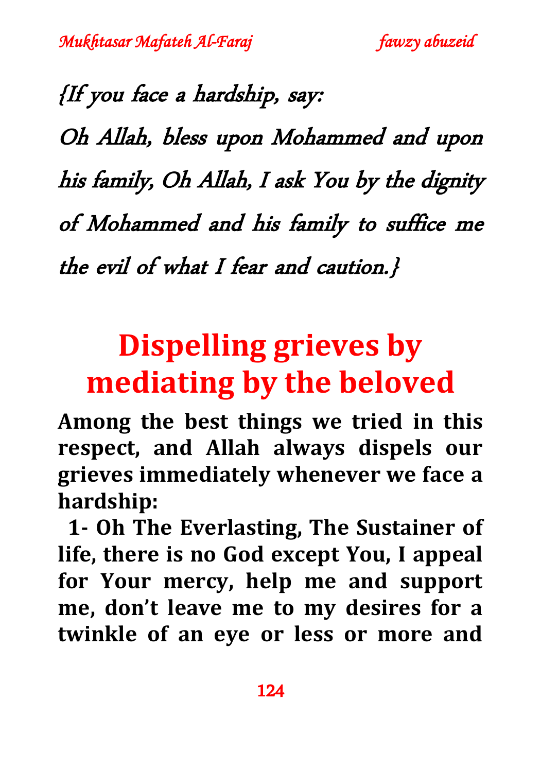*{If you face a hardship, say:*

*Oh Allah, bless upon Mohammed and upon his family, Oh Allah, I ask You by the dignity of Mohammed and his family to suffice me the evil of what I fear and caution.}*

# Dispelling grieves by mediating by the beloved

**Among the best things we tried in this respect, and Allah always dispels our grieves immediately whenever we face a hardship:**

**1- Oh The Everlasting, The Sustainer of life, there is no God except You, I appeal for Your mercy, help me and support me, don't leave me to my desires for a twinkle of an eye or less or more and**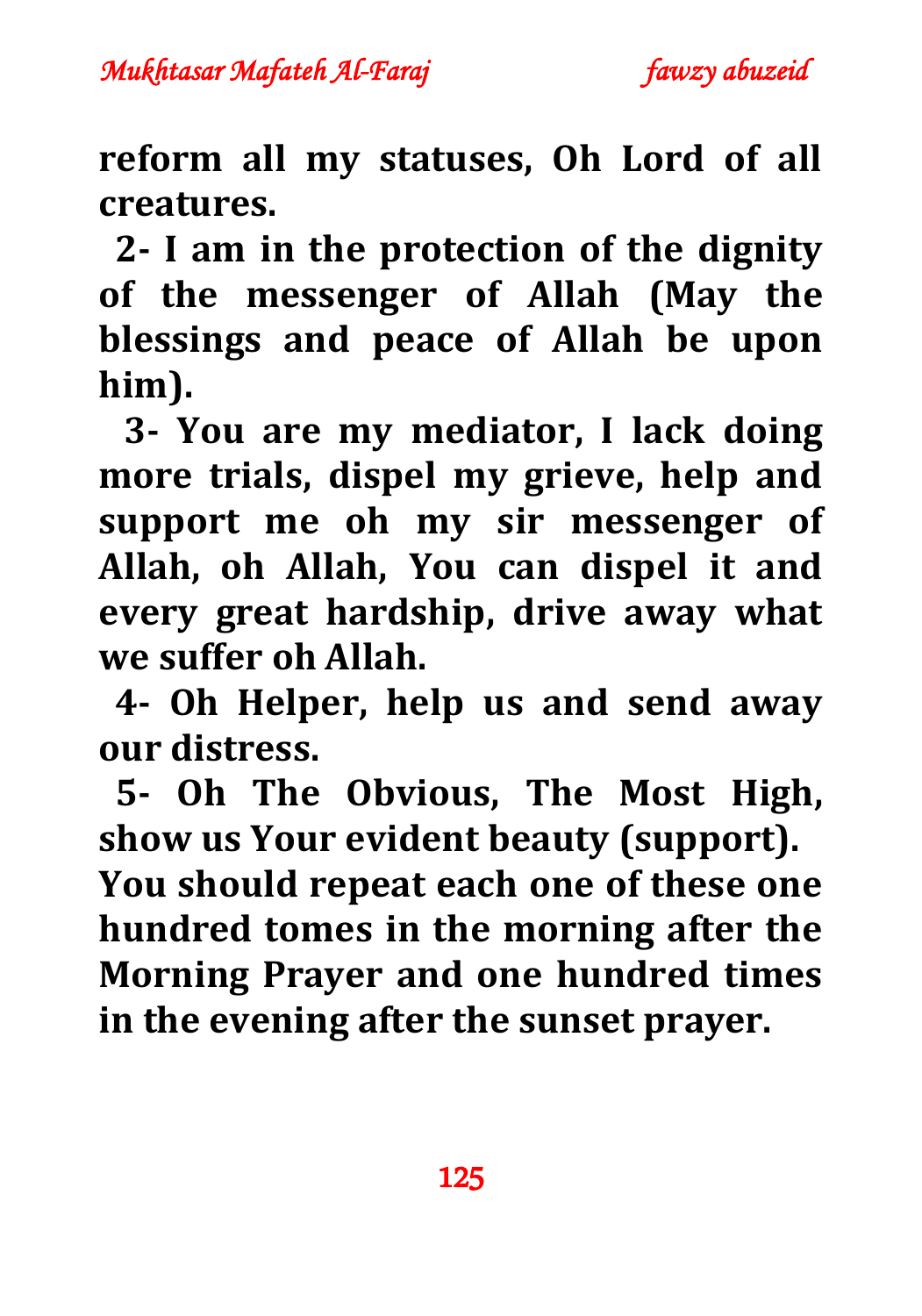**reform all my statuses, Oh Lord of all creatures.**

**2- I am in the protection of the dignity of the messenger of Allah (May the blessings and peace of Allah be upon him).**

**3- You are my mediator, I lack doing more trials, dispel my grieve, help and support me oh my sir messenger of Allah, oh Allah, You can dispel it and every great hardship, drive away what we suffer oh Allah.**

**4- Oh Helper, help us and send away our distress.**

**5- Oh The Obvious, The Most High, show us Your evident beauty (support).**

**You should repeat each one of these one hundred tomes in the morning after the Morning Prayer and one hundred times in the evening after the sunset prayer.**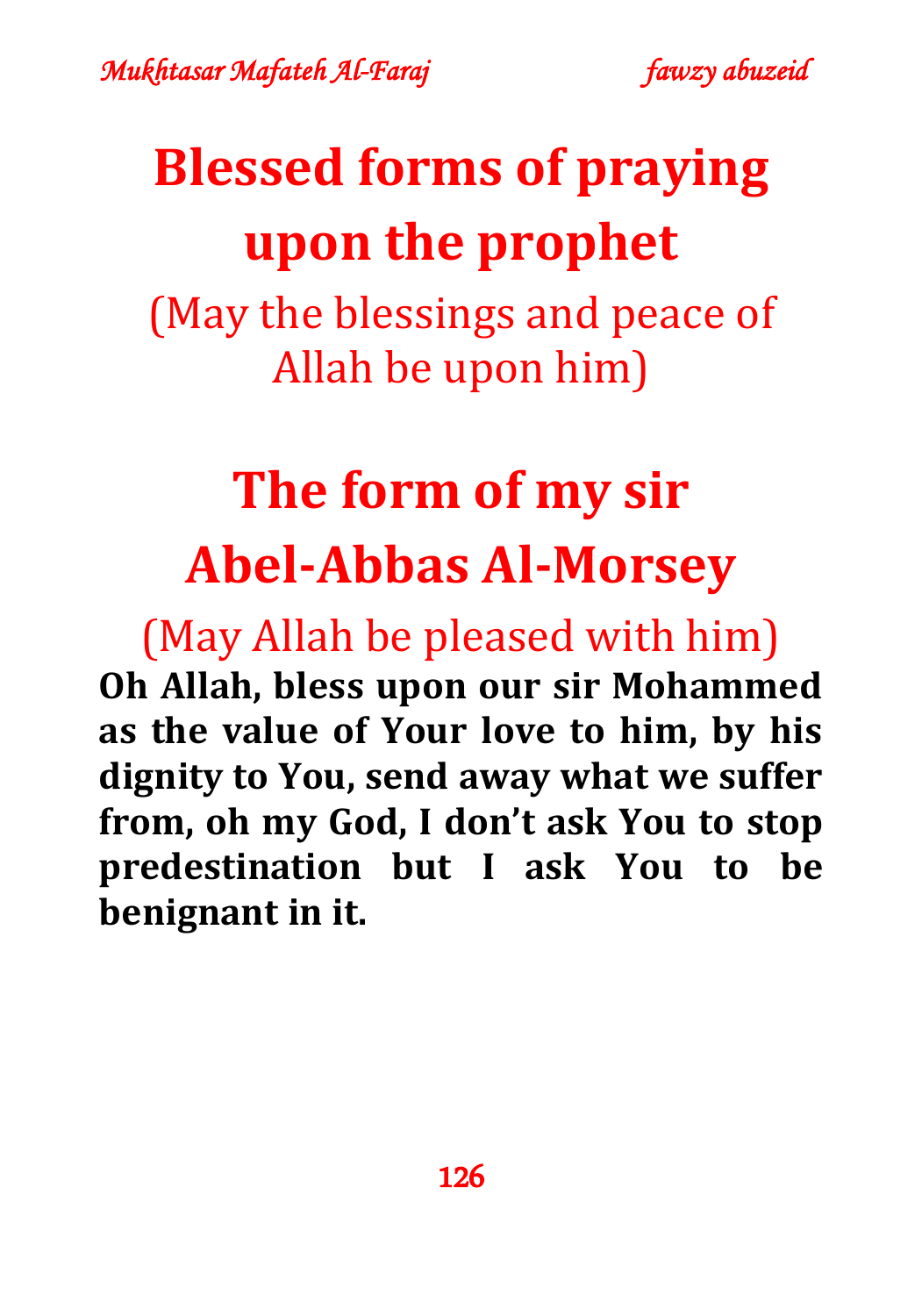# Blessed forms of praying upon the prophet

(May the blessings and peace of Allah be upon him)

## The form of my sir Abel-Abbas Al-Morsey

(May Allah be pleased with him)

**Oh Allah, bless upon our sir Mohammed as the value of Your love to him, by his dignity to You, send away what we suffer from, oh my God, I don't ask You to stop predestination but I ask You to be benignant in it.**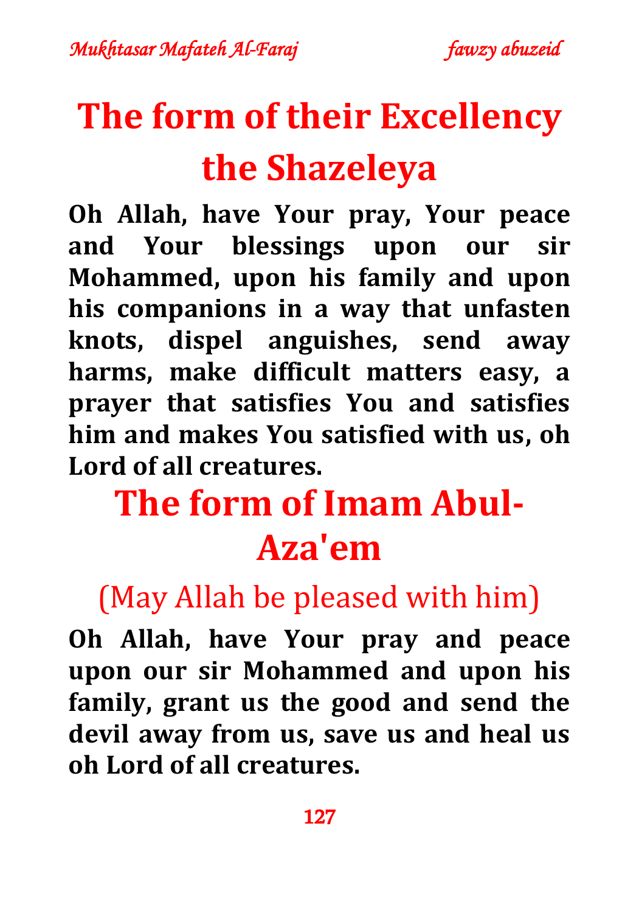# The form of their Excellency the Shazeleya

**Oh Allah, have Your pray, Your peace and Your blessings upon our sir Mohammed, upon his family and upon his companions in a way that unfasten knots, dispel anguishes, send away harms, make difficult matters easy, a prayer that satisfies You and satisfies him and makes You satisfied with us, oh Lord of all creatures.**

# The form of Imam Abul-Aza'em

(May Allah be pleased with him)

**Oh Allah, have Your pray and peace upon our sir Mohammed and upon his family, grant us the good and send the devil away from us, save us and heal us oh Lord of all creatures.**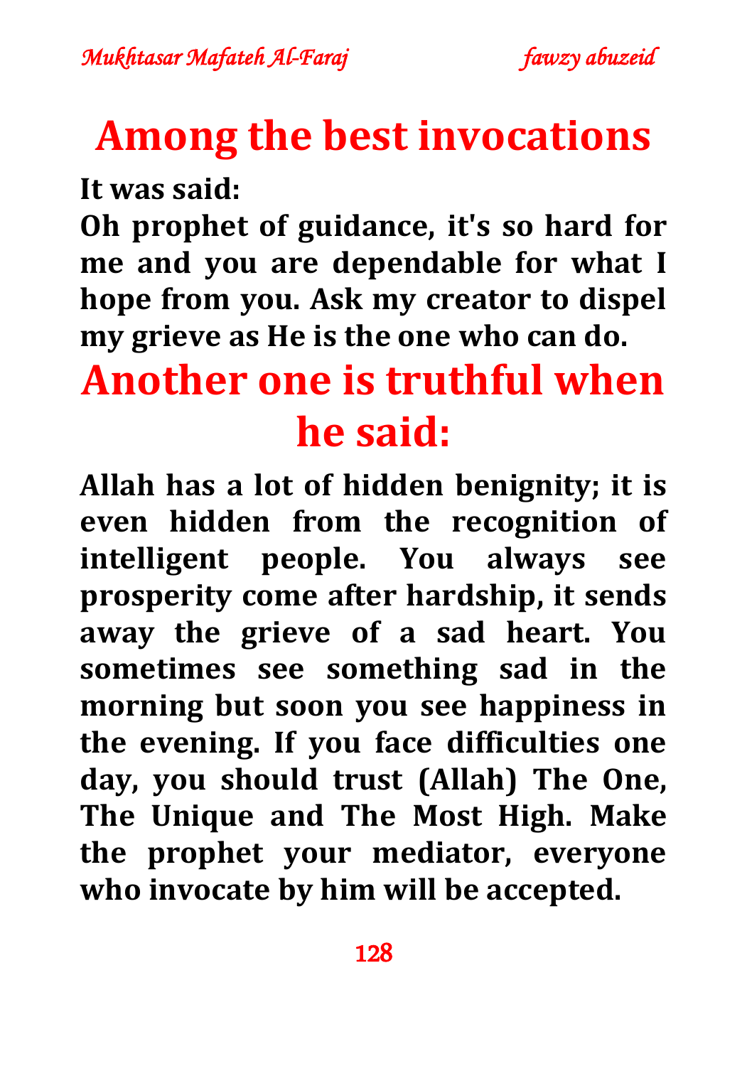# Among the best invocations

**It was said:**

**Oh prophet of guidance, it's so hard for me and you are dependable for what I hope from you. Ask my creator to dispel my grieve as He is the one who can do.**

# Another one is truthful when he said:

**Allah has a lot of hidden benignity; it is even hidden from the recognition of intelligent people. You always see prosperity come after hardship, it sends away the grieve of a sad heart. You sometimes see something sad in the morning but soon you see happiness in the evening. If you face difficulties one day, you should trust (Allah) The One, The Unique and The Most High. Make the prophet your mediator, everyone who invocate by him will be accepted.**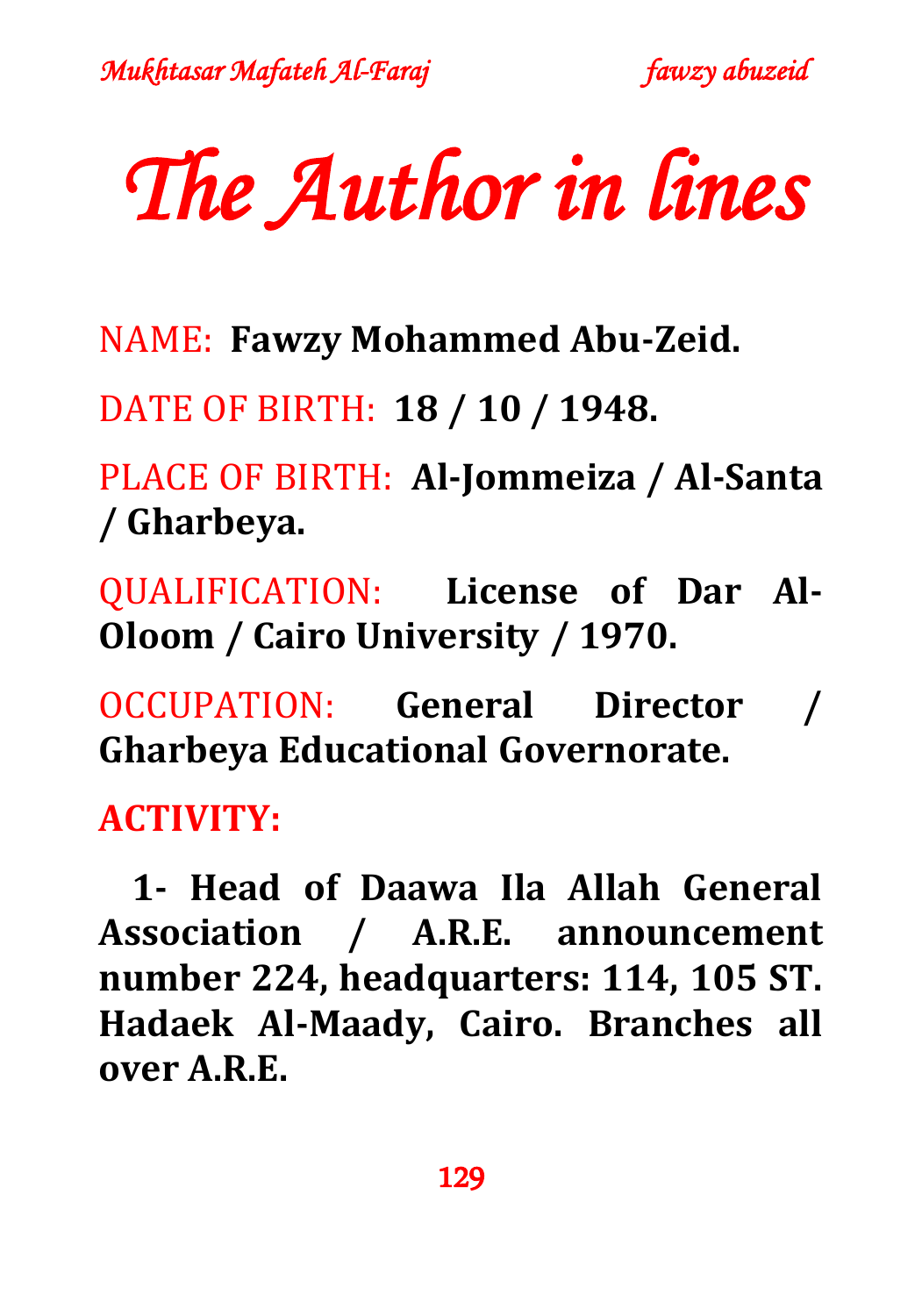# The Author in lines

NAME: **Fawzy Mohammed Abu-Zeid.**

DATE OF BIRTH: **18 / 10 / 1948.**

PLACE OF BIRTH: **Al-Jommeiza / Al-Santa / Gharbeya.**

QUALIFICATION: **License of Dar Al-Oloom / Cairo University / 1970.**

OCCUPATION: **General Director / Gharbeya Educational Governorate.**

**ACTIVITY:**

**1- Head of Daawa Ila Allah General Association / A.R.E. announcement number 224, headquarters: 114, 105 ST. Hadaek Al-Maady, Cairo. Branches all over A.R.E.**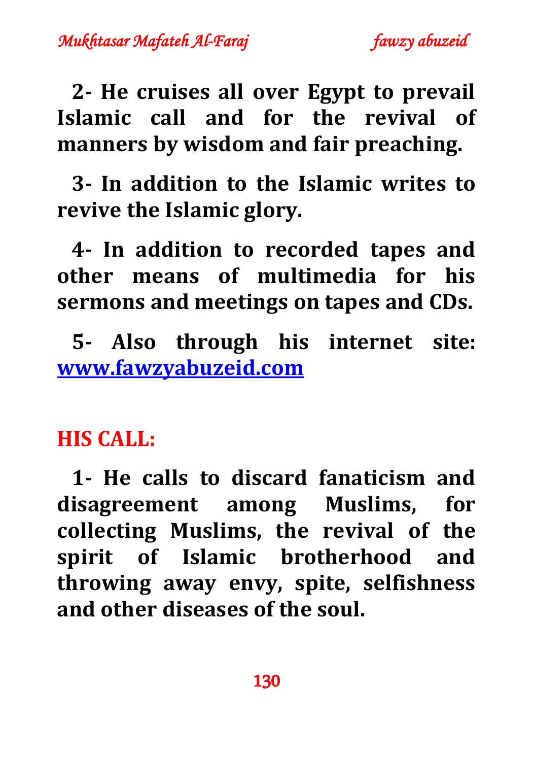**2- He cruises all over Egypt to prevail Islamic call and for the revival of manners by wisdom and fair preaching.**

**3- In addition to the Islamic writes to revive the Islamic glory.**

**4- In addition to recorded tapes and other means of multimedia for his sermons and meetings on tapes and CDs.**

**5- Also through his internet site: [www.fawzyabuzeid.com](http://www.fawzyabuzeid.com)**

## HIS CALL:

**1- He calls to discard fanaticism and disagreement among Muslims, for collecting Muslims, the revival of the spirit of Islamic brotherhood and throwing away envy, spite, selfishness and other diseases of the soul.**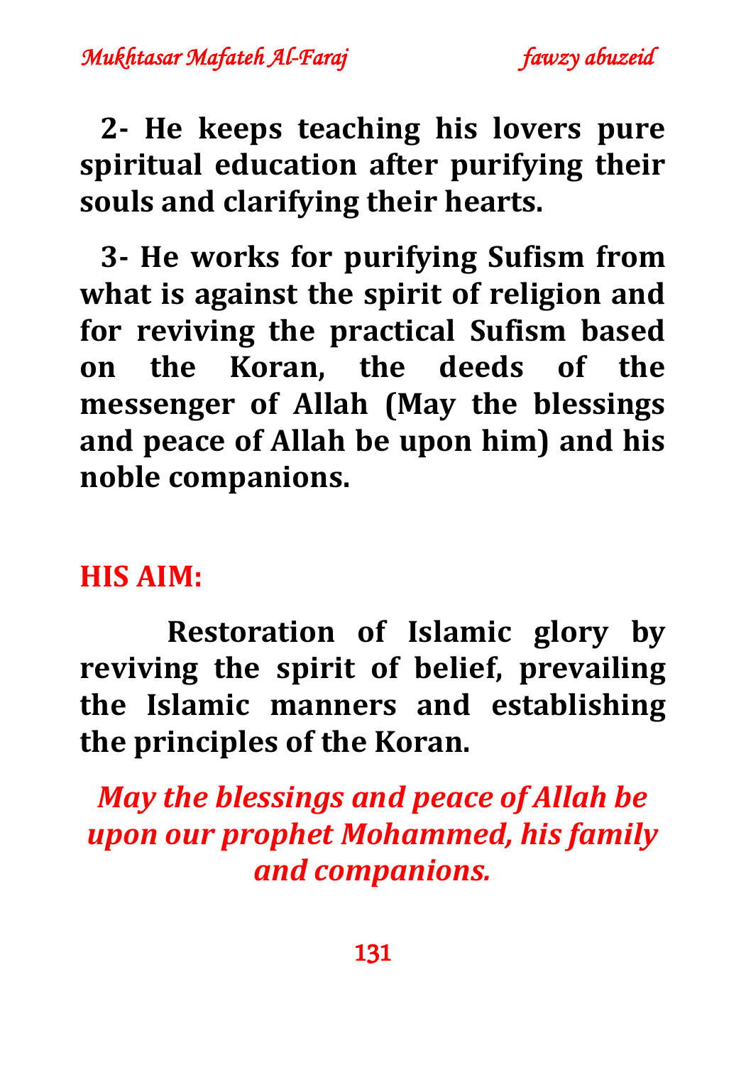**2- He keeps teaching his lovers pure spiritual education after purifying their souls and clarifying their hearts.**

**3- He works for purifying Sufism from what is against the spirit of religion and for reviving the practical Sufism based on the Koran, the deeds of the messenger of Allah (May the blessings and peace of Allah be upon him) and his noble companions.**

## HIS AIM:

**Restoration of Islamic glory by reviving the spirit of belief, prevailing the Islamic manners and establishing the principles of the Koran.**

***May the blessings and peace of Allah be upon our prophet Mohammed, his family and companions.***